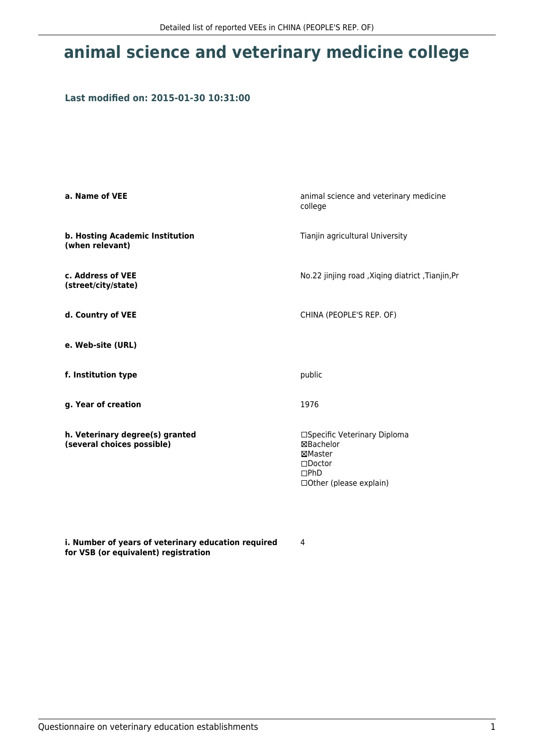# animal science and veterinary medicine college

### Last modified on: 2015-01-30 10:31:00

| | |
|---|---|
| **a. Name of VEE** | animal science and veterinary medicine college |
| **b. Hosting Academic Institution (when relevant)** | Tianjin agricultural University |
| **c. Address of VEE (street/city/state)** | No.22 jinjing road ,Xiqing diatrict ,Tianjin,Pr |
| **d. Country of VEE** | CHINA (PEOPLE'S REP. OF) |
| **e. Web-site (URL)** | |
| **f. Institution type** | public |
| **g. Year of creation** | 1976 |
| **h. Veterinary degree(s) granted (several choices possible)** | ☐Specific Veterinary Diploma<br>☒Bachelor<br>☒Master<br>☐Doctor<br>☐PhD<br>☐Other (please explain) |
| **i. Number of years of veterinary education required for VSB (or equivalent) registration** | 4 |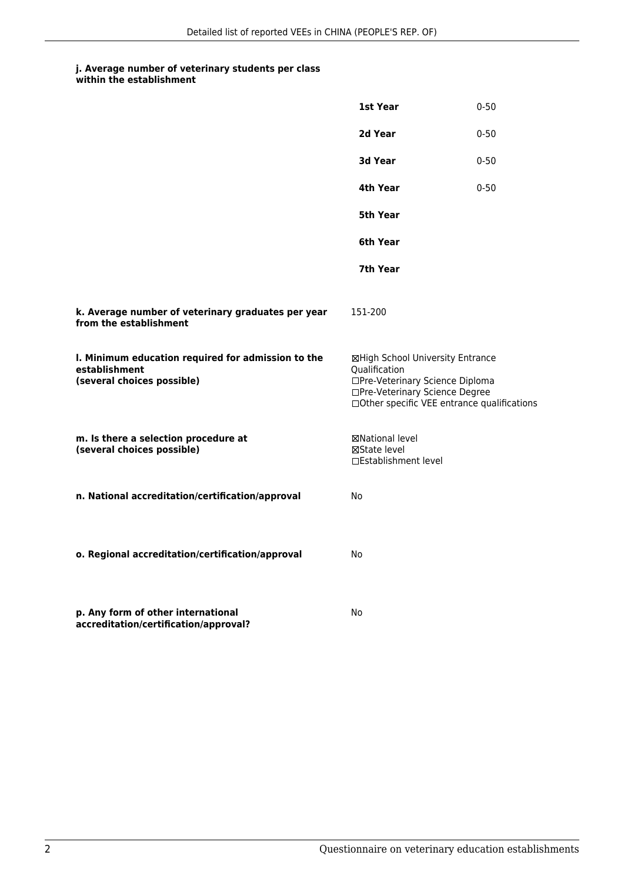**j. Average number of veterinary students per class within the establishment**

| | |
|---|---|
| **1st Year** | 0-50 |
| **2d Year** | 0-50 |
| **3d Year** | 0-50 |
| **4th Year** | 0-50 |
| **5th Year** | |
| **6th Year** | |
| **7th Year** | |

**k. Average number of veterinary graduates per year from the establishment**

151-200

**l. Minimum education required for admission to the establishment (several choices possible)**

☒High School University Entrance Qualification
☐Pre-Veterinary Science Diploma
☐Pre-Veterinary Science Degree
☐Other specific VEE entrance qualifications

**m. Is there a selection procedure at (several choices possible)**

☒National level
☒State level
☐Establishment level

**n. National accreditation/certification/approval**

No

**o. Regional accreditation/certification/approval**

No

**p. Any form of other international accreditation/certification/approval?**

No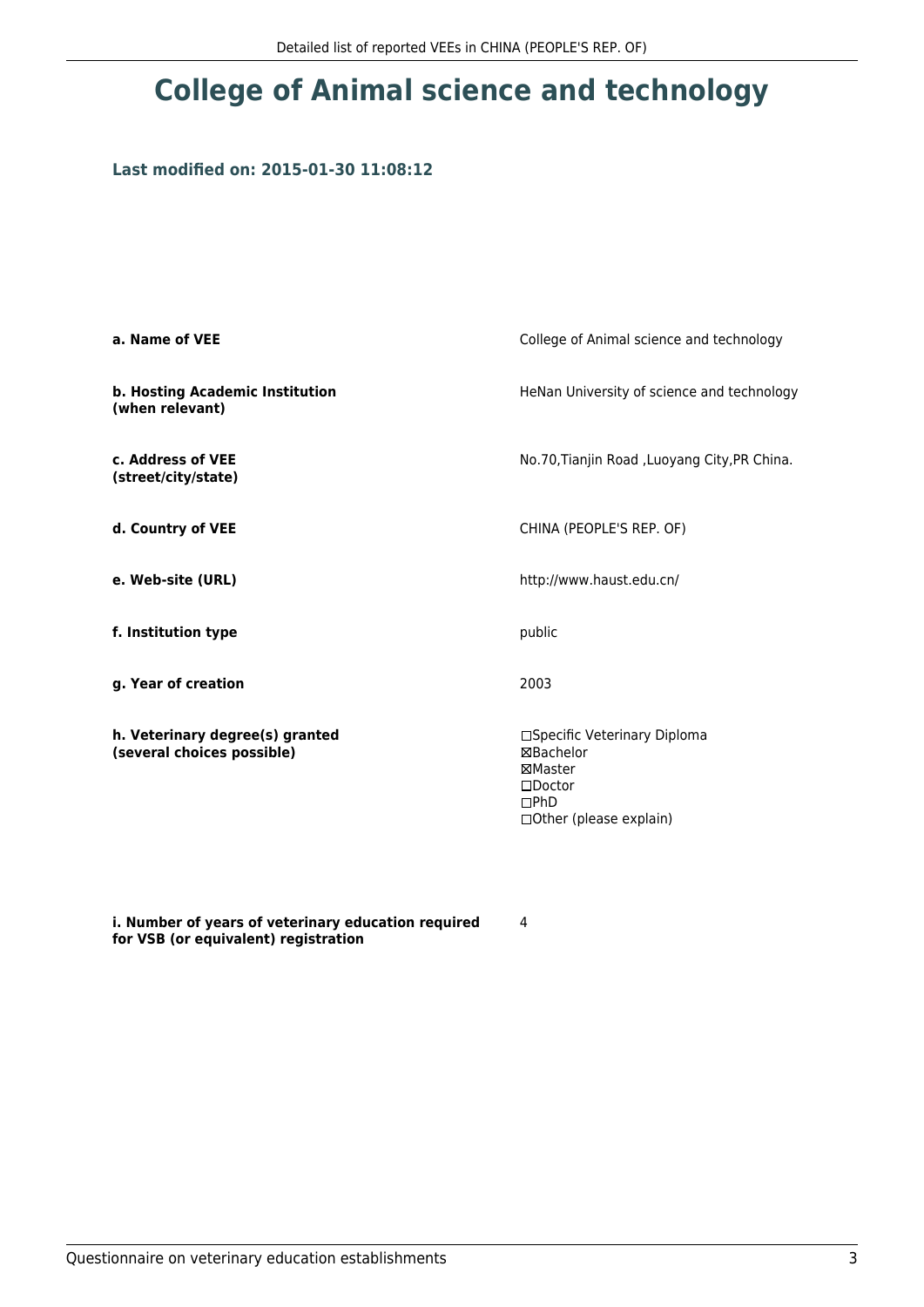# College of Animal science and technology

### Last modified on: 2015-01-30 11:08:12

| | |
|---|---|
| **a. Name of VEE** | College of Animal science and technology |
| **b. Hosting Academic Institution (when relevant)** | HeNan University of science and technology |
| **c. Address of VEE (street/city/state)** | No.70,Tianjin Road ,Luoyang City,PR China. |
| **d. Country of VEE** | CHINA (PEOPLE'S REP. OF) |
| **e. Web-site (URL)** | http://www.haust.edu.cn/ |
| **f. Institution type** | public |
| **g. Year of creation** | 2003 |
| **h. Veterinary degree(s) granted (several choices possible)** | ☐Specific Veterinary Diploma<br>☒Bachelor<br>☒Master<br>☐Doctor<br>☐PhD<br>☐Other (please explain) |
| **i. Number of years of veterinary education required for VSB (or equivalent) registration** | 4 |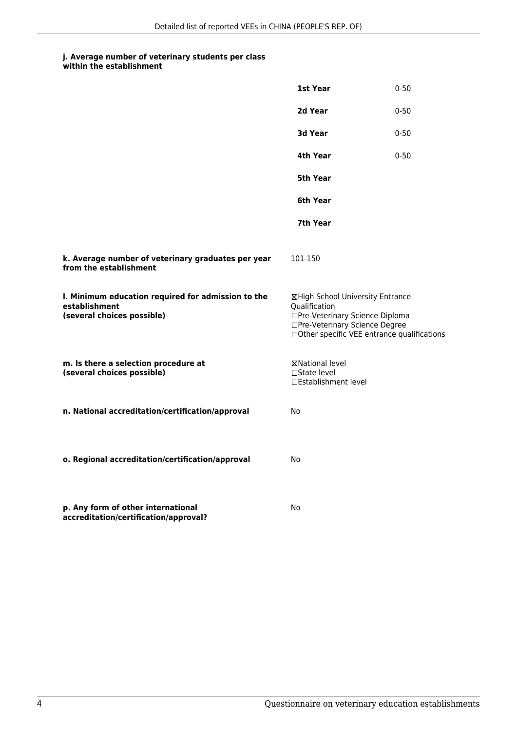**j. Average number of veterinary students per class within the establishment**

| | |
|---|---|
| **1st Year** | 0-50 |
| **2d Year** | 0-50 |
| **3d Year** | 0-50 |
| **4th Year** | 0-50 |
| **5th Year** | |
| **6th Year** | |
| **7th Year** | |

**k. Average number of veterinary graduates per year from the establishment**

101-150

**l. Minimum education required for admission to the establishment (several choices possible)**

☒High School University Entrance Qualification
☐Pre-Veterinary Science Diploma
☐Pre-Veterinary Science Degree
☐Other specific VEE entrance qualifications

**m. Is there a selection procedure at (several choices possible)**

☒National level
☐State level
☐Establishment level

**n. National accreditation/certification/approval**

No

**o. Regional accreditation/certification/approval**

No

**p. Any form of other international accreditation/certification/approval?**

No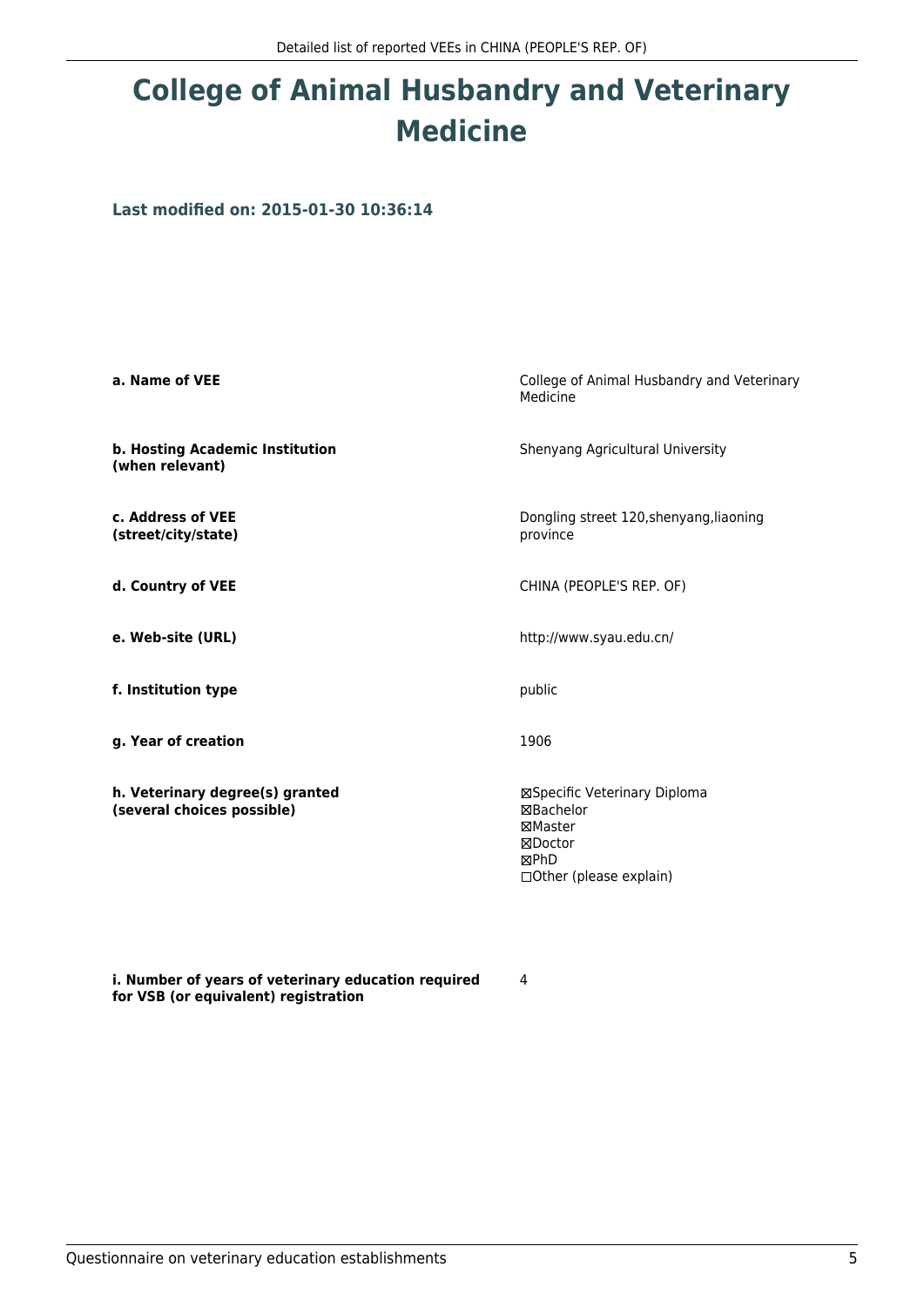# College of Animal Husbandry and Veterinary Medicine

**Last modified on: 2015-01-30 10:36:14**

| | |
|---|---|
| **a. Name of VEE** | College of Animal Husbandry and Veterinary Medicine |
| **b. Hosting Academic Institution (when relevant)** | Shenyang Agricultural University |
| **c. Address of VEE (street/city/state)** | Dongling street 120,shenyang,liaoning province |
| **d. Country of VEE** | CHINA (PEOPLE'S REP. OF) |
| **e. Web-site (URL)** | http://www.syau.edu.cn/ |
| **f. Institution type** | public |
| **g. Year of creation** | 1906 |
| **h. Veterinary degree(s) granted (several choices possible)** | ☒Specific Veterinary Diploma<br>☒Bachelor<br>☒Master<br>☒Doctor<br>☒PhD<br>☐Other (please explain) |
| **i. Number of years of veterinary education required for VSB (or equivalent) registration** | 4 |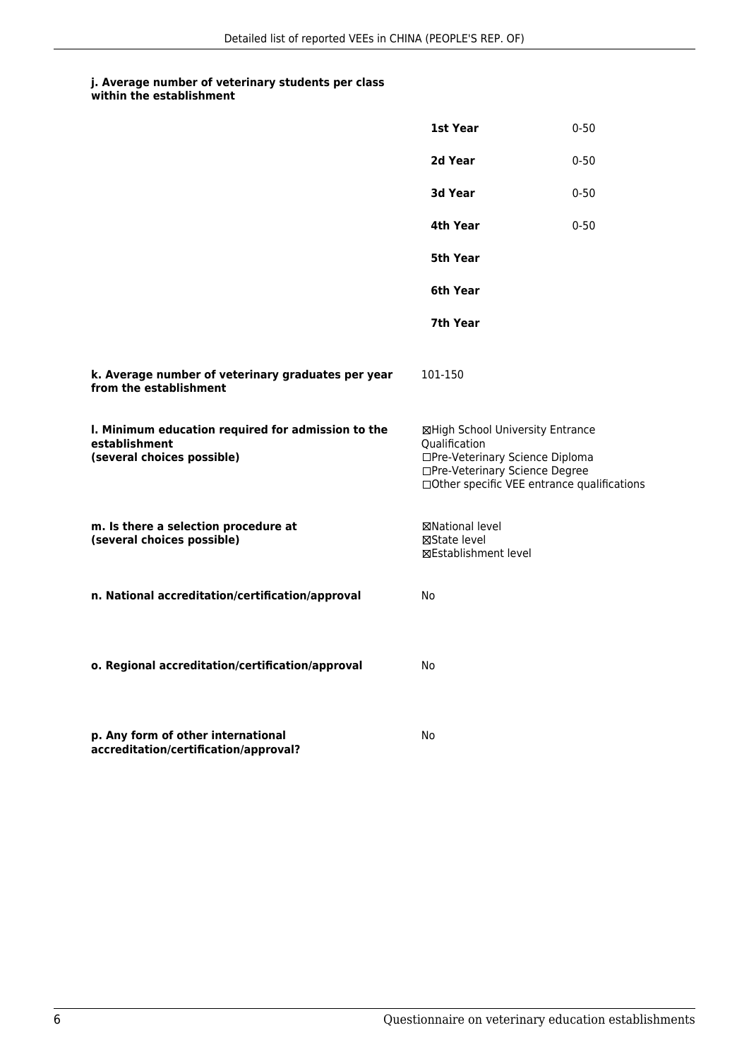**j. Average number of veterinary students per class within the establishment**

| | |
|---|---|
| **1st Year** | 0-50 |
| **2d Year** | 0-50 |
| **3d Year** | 0-50 |
| **4th Year** | 0-50 |
| **5th Year** | |
| **6th Year** | |
| **7th Year** | |

**k. Average number of veterinary graduates per year from the establishment**

101-150

**l. Minimum education required for admission to the establishment (several choices possible)**

☒High School University Entrance Qualification
☐Pre-Veterinary Science Diploma
☐Pre-Veterinary Science Degree
☐Other specific VEE entrance qualifications

**m. Is there a selection procedure at (several choices possible)**

☒National level
☒State level
☒Establishment level

**n. National accreditation/certification/approval**

No

**o. Regional accreditation/certification/approval**

No

**p. Any form of other international accreditation/certification/approval?**

No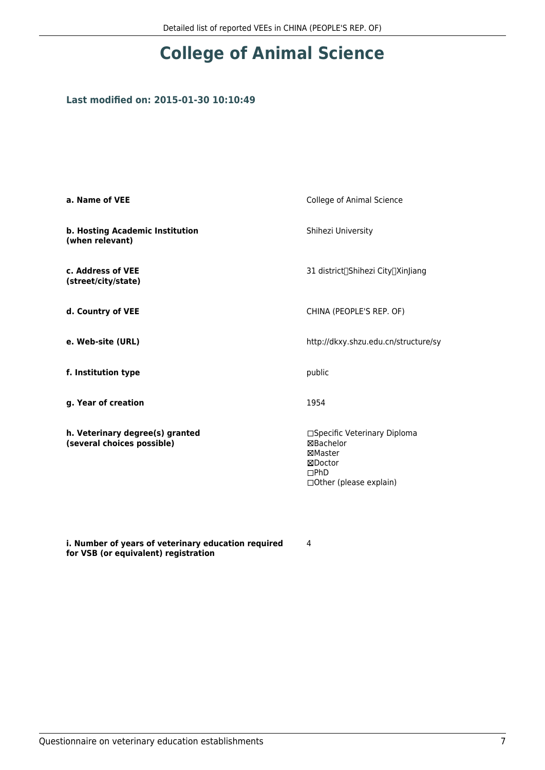# College of Animal Science

### Last modified on: 2015-01-30 10:10:49

| | |
|---|---|
| **a. Name of VEE** | College of Animal Science |
| **b. Hosting Academic Institution (when relevant)** | Shihezi University |
| **c. Address of VEE (street/city/state)** | 31 district，Shihezi City，XinJiang |
| **d. Country of VEE** | CHINA (PEOPLE'S REP. OF) |
| **e. Web-site (URL)** | http://dkxy.shzu.edu.cn/structure/sy |
| **f. Institution type** | public |
| **g. Year of creation** | 1954 |
| **h. Veterinary degree(s) granted (several choices possible)** | ☐Specific Veterinary Diploma<br>☒Bachelor<br>☒Master<br>☒Doctor<br>☐PhD<br>☐Other (please explain) |
| **i. Number of years of veterinary education required for VSB (or equivalent) registration** | 4 |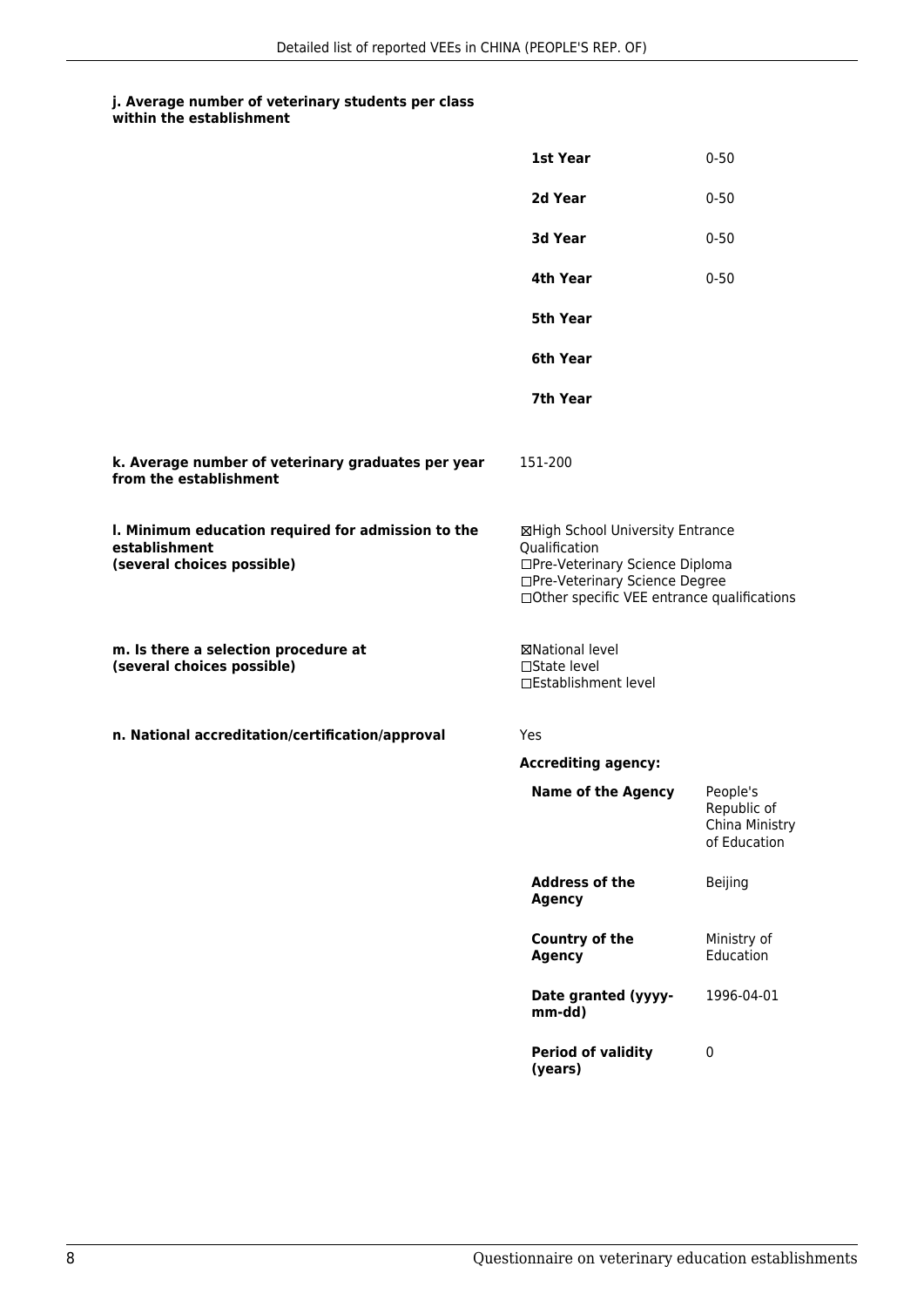**j. Average number of veterinary students per class within the establishment**

| | |
|---|---|
| **1st Year** | 0-50 |
| **2d Year** | 0-50 |
| **3d Year** | 0-50 |
| **4th Year** | 0-50 |
| **5th Year** | |
| **6th Year** | |
| **7th Year** | |

**k. Average number of veterinary graduates per year from the establishment**

151-200

**l. Minimum education required for admission to the establishment (several choices possible)**

☒High School University Entrance Qualification
☐Pre-Veterinary Science Diploma
☐Pre-Veterinary Science Degree
☐Other specific VEE entrance qualifications

**m. Is there a selection procedure at (several choices possible)**

☒National level
☐State level
☐Establishment level

**n. National accreditation/certification/approval**

Yes

**Accrediting agency:**

| | |
|---|---|
| **Name of the Agency** | People's Republic of China Ministry of Education |
| **Address of the Agency** | Beijing |
| **Country of the Agency** | Ministry of Education |
| **Date granted (yyyy-mm-dd)** | 1996-04-01 |
| **Period of validity (years)** | 0 |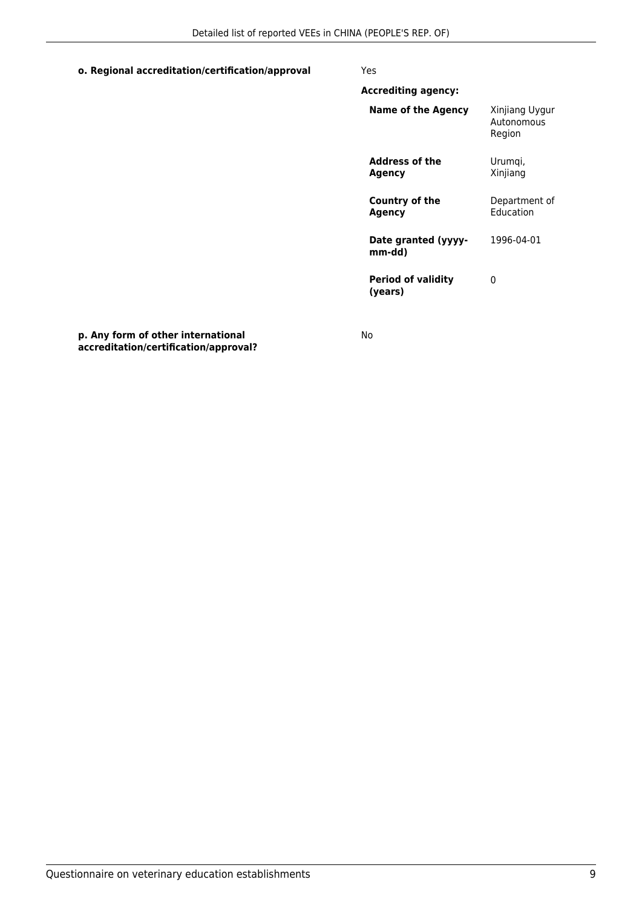**o. Regional accreditation/certification/approval** Yes

**Accrediting agency:**

| | |
|---|---|
| **Name of the Agency** | Xinjiang Uygur Autonomous Region |
| **Address of the Agency** | Urumqi, Xinjiang |
| **Country of the Agency** | Department of Education |
| **Date granted (yyyy-mm-dd)** | 1996-04-01 |
| **Period of validity (years)** | 0 |

**p. Any form of other international accreditation/certification/approval?** No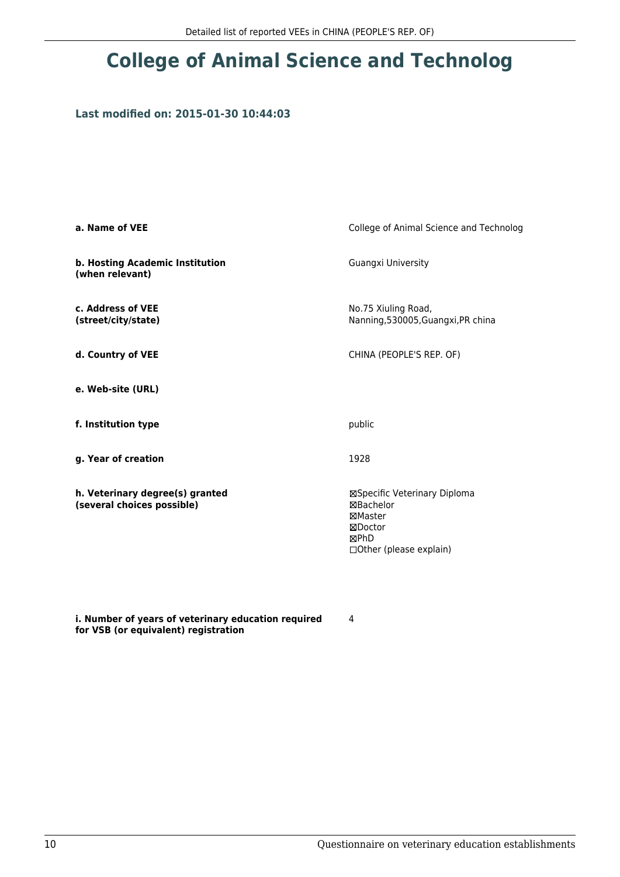# College of Animal Science and Technolog

### Last modified on: 2015-01-30 10:44:03

| | |
|---|---|
| **a. Name of VEE** | College of Animal Science and Technolog |
| **b. Hosting Academic Institution (when relevant)** | Guangxi University |
| **c. Address of VEE (street/city/state)** | No.75 Xiuling Road, Nanning,530005,Guangxi,PR china |
| **d. Country of VEE** | CHINA (PEOPLE'S REP. OF) |
| **e. Web-site (URL)** | |
| **f. Institution type** | public |
| **g. Year of creation** | 1928 |
| **h. Veterinary degree(s) granted (several choices possible)** | ☒Specific Veterinary Diploma<br>☒Bachelor<br>☒Master<br>☒Doctor<br>☒PhD<br>☐Other (please explain) |
| **i. Number of years of veterinary education required for VSB (or equivalent) registration** | 4 |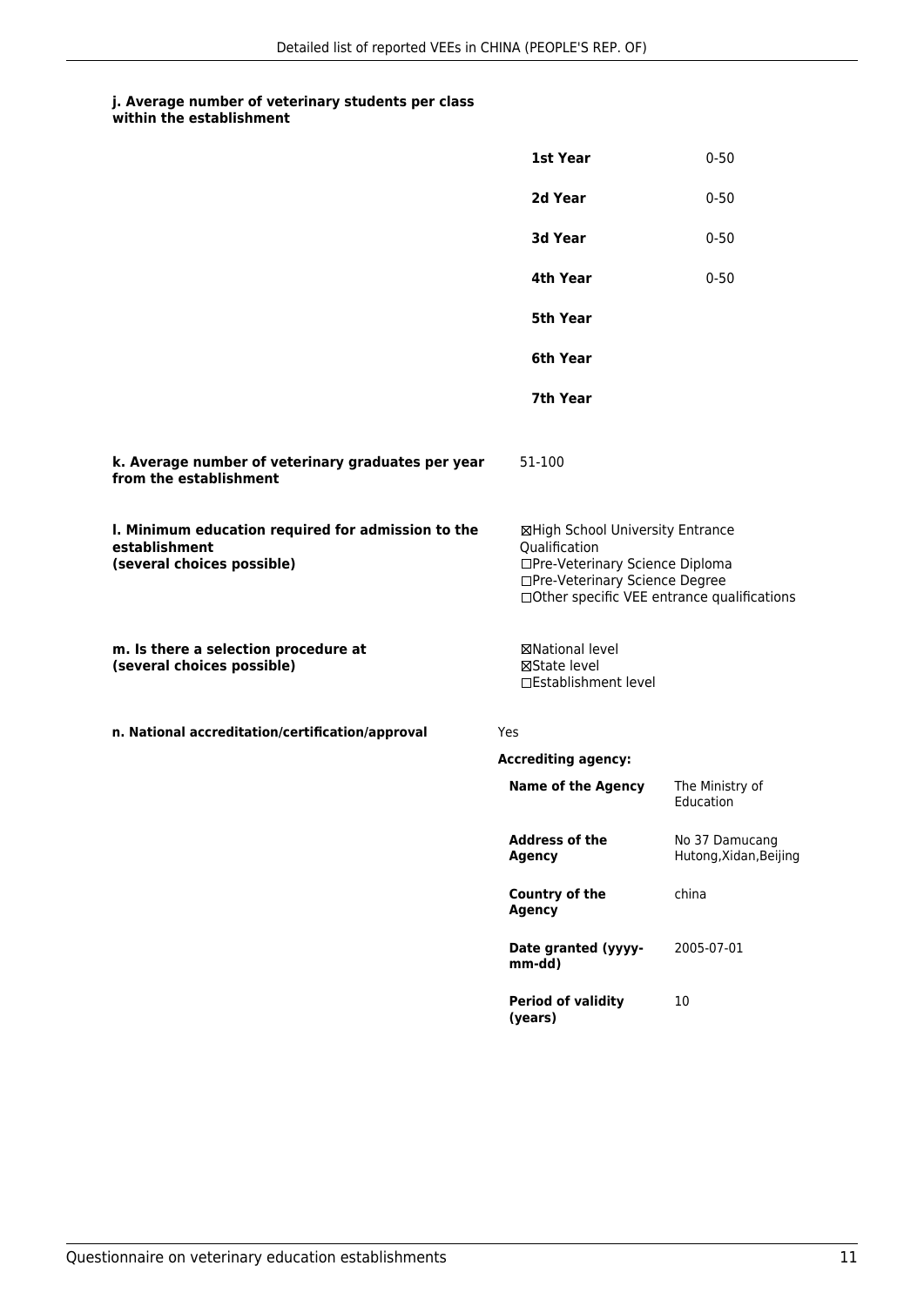**j. Average number of veterinary students per class within the establishment**

| | |
|---|---|
| **1st Year** | 0-50 |
| **2d Year** | 0-50 |
| **3d Year** | 0-50 |
| **4th Year** | 0-50 |
| **5th Year** | |
| **6th Year** | |
| **7th Year** | |

**k. Average number of veterinary graduates per year from the establishment**

51-100

**l. Minimum education required for admission to the establishment (several choices possible)**

☒High School University Entrance Qualification
☐Pre-Veterinary Science Diploma
☐Pre-Veterinary Science Degree
☐Other specific VEE entrance qualifications

**m. Is there a selection procedure at (several choices possible)**

☒National level
☒State level
☐Establishment level

**n. National accreditation/certification/approval**

Yes

**Accrediting agency:**

| | |
|---|---|
| **Name of the Agency** | The Ministry of Education |
| **Address of the Agency** | No 37 Damucang Hutong,Xidan,Beijing |
| **Country of the Agency** | china |
| **Date granted (yyyy-mm-dd)** | 2005-07-01 |
| **Period of validity (years)** | 10 |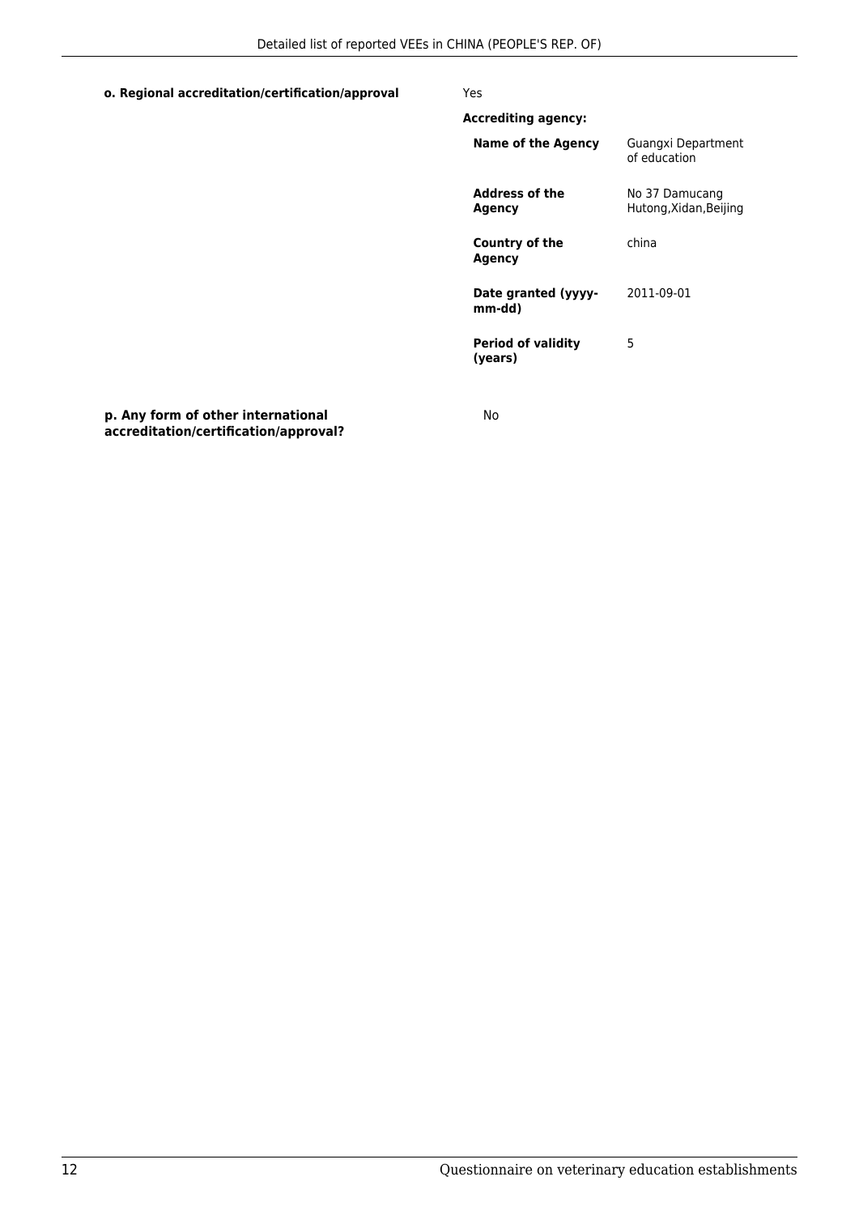**o. Regional accreditation/certification/approval** Yes

**Accrediting agency:**

| | |
|---|---|
| **Name of the Agency** | Guangxi Department of education |
| **Address of the Agency** | No 37 Damucang Hutong,Xidan,Beijing |
| **Country of the Agency** | china |
| **Date granted (yyyy-mm-dd)** | 2011-09-01 |
| **Period of validity (years)** | 5 |

**p. Any form of other international accreditation/certification/approval?** No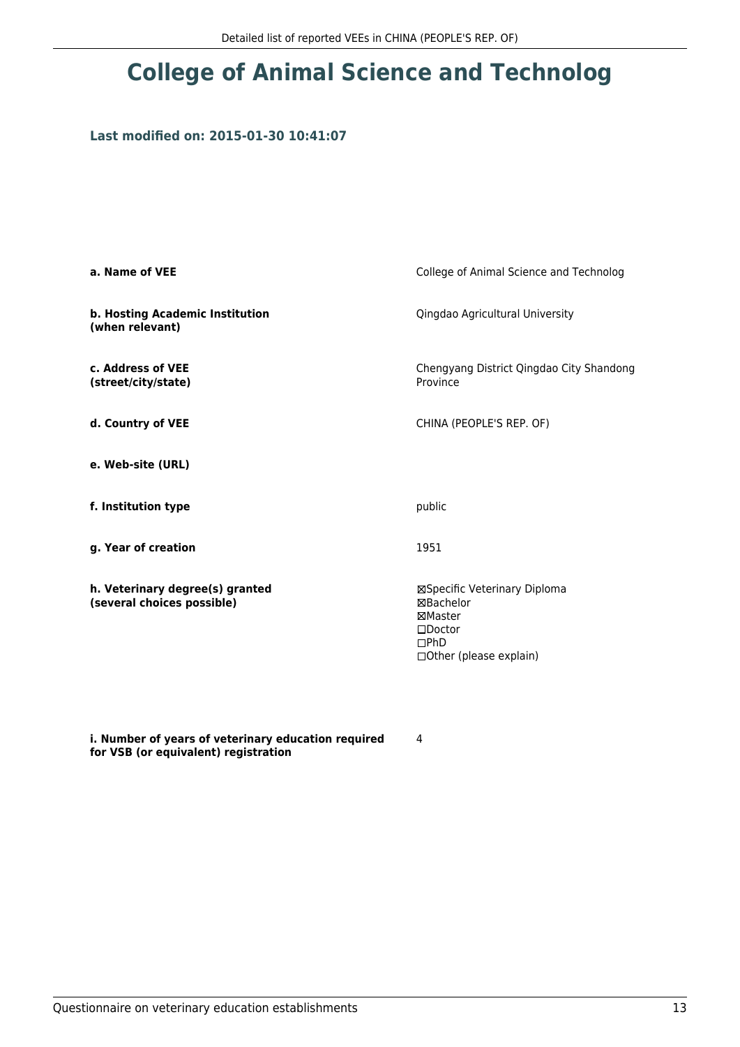# College of Animal Science and Technolog

**Last modified on: 2015-01-30 10:41:07**

| | |
|---|---|
| **a. Name of VEE** | College of Animal Science and Technolog |
| **b. Hosting Academic Institution (when relevant)** | Qingdao Agricultural University |
| **c. Address of VEE (street/city/state)** | Chengyang District Qingdao City Shandong Province |
| **d. Country of VEE** | CHINA (PEOPLE'S REP. OF) |
| **e. Web-site (URL)** | |
| **f. Institution type** | public |
| **g. Year of creation** | 1951 |
| **h. Veterinary degree(s) granted (several choices possible)** | ☒Specific Veterinary Diploma<br>☒Bachelor<br>☒Master<br>☐Doctor<br>☐PhD<br>☐Other (please explain) |
| **i. Number of years of veterinary education required for VSB (or equivalent) registration** | 4 |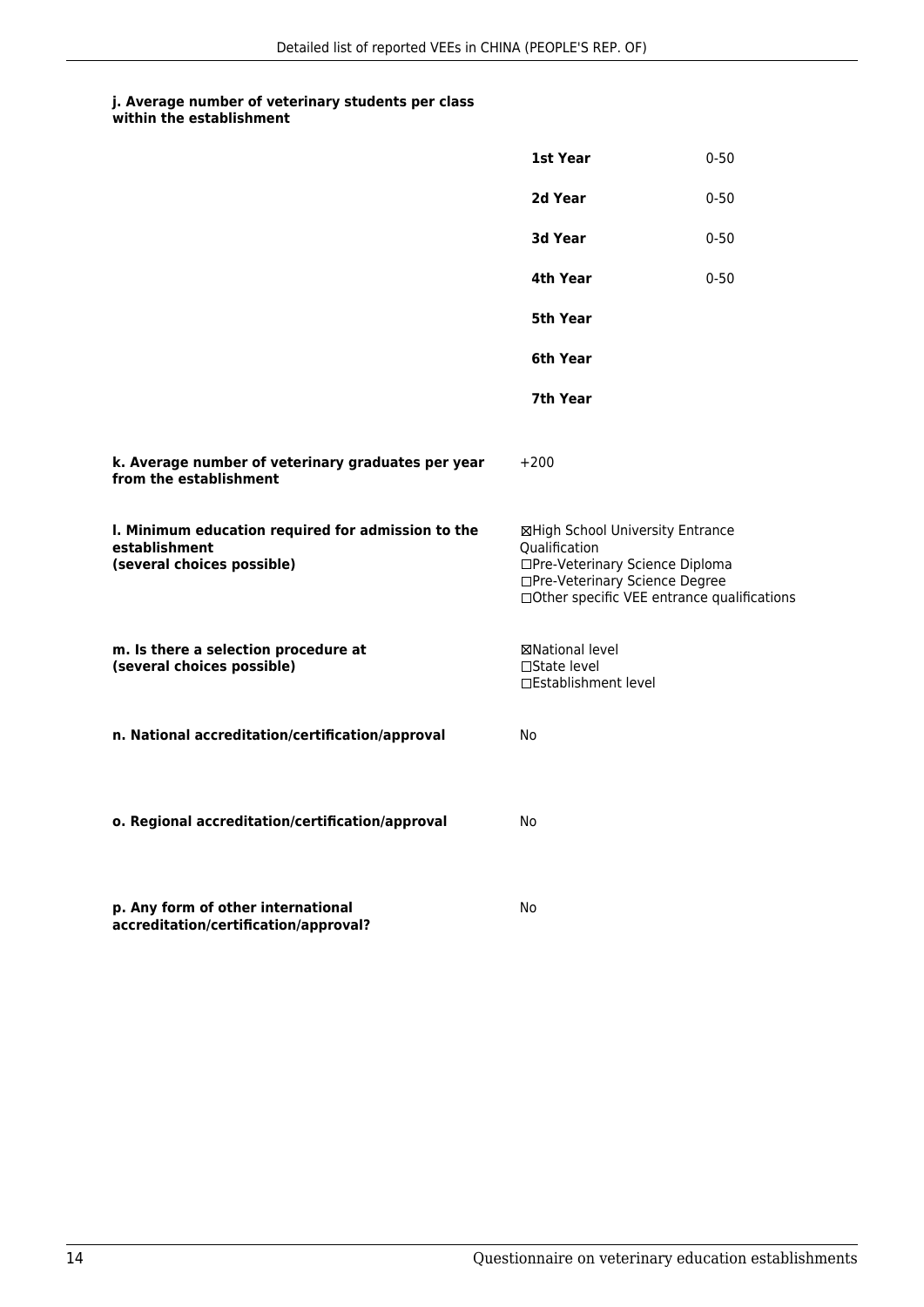**j. Average number of veterinary students per class within the establishment**

| | |
|---|---|
| **1st Year** | 0-50 |
| **2d Year** | 0-50 |
| **3d Year** | 0-50 |
| **4th Year** | 0-50 |
| **5th Year** | |
| **6th Year** | |
| **7th Year** | |

**k. Average number of veterinary graduates per year from the establishment**

+200

**l. Minimum education required for admission to the establishment (several choices possible)**

☒High School University Entrance Qualification
☐Pre-Veterinary Science Diploma
☐Pre-Veterinary Science Degree
☐Other specific VEE entrance qualifications

**m. Is there a selection procedure at (several choices possible)**

☒National level
☐State level
☐Establishment level

**n. National accreditation/certification/approval**

No

**o. Regional accreditation/certification/approval**

No

**p. Any form of other international accreditation/certification/approval?**

No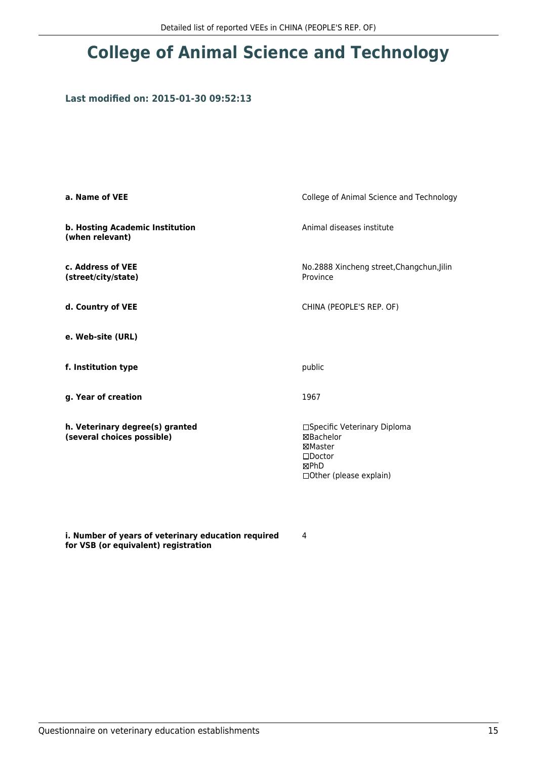# College of Animal Science and Technology

### Last modified on: 2015-01-30 09:52:13

| | |
|---|---|
| **a. Name of VEE** | College of Animal Science and Technology |
| **b. Hosting Academic Institution (when relevant)** | Animal diseases institute |
| **c. Address of VEE (street/city/state)** | No.2888 Xincheng street,Changchun,Jilin Province |
| **d. Country of VEE** | CHINA (PEOPLE'S REP. OF) |
| **e. Web-site (URL)** | |
| **f. Institution type** | public |
| **g. Year of creation** | 1967 |
| **h. Veterinary degree(s) granted (several choices possible)** | ☐Specific Veterinary Diploma<br>☒Bachelor<br>☒Master<br>☐Doctor<br>☒PhD<br>☐Other (please explain) |
| **i. Number of years of veterinary education required for VSB (or equivalent) registration** | 4 |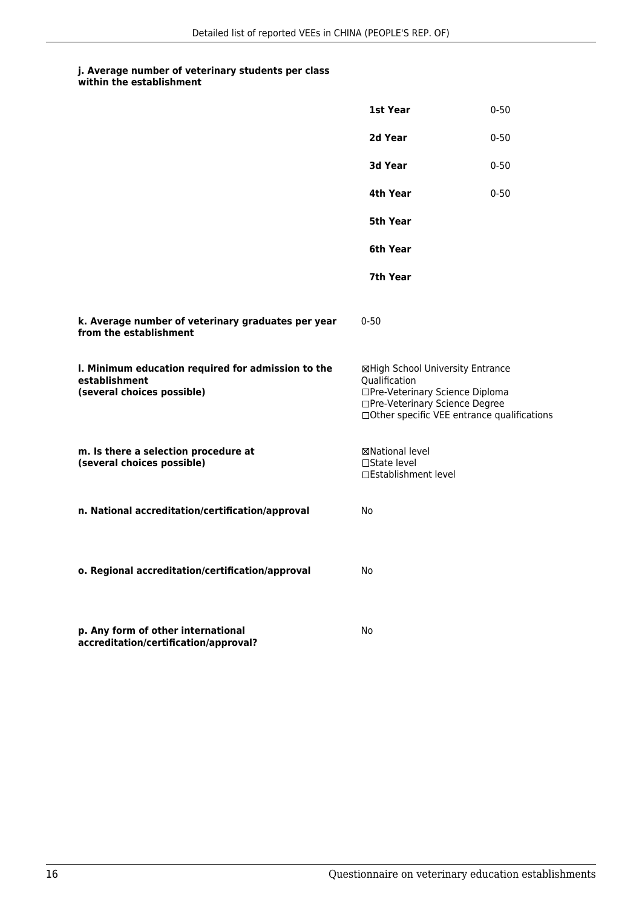**j. Average number of veterinary students per class within the establishment**

| | |
|---|---|
| **1st Year** | 0-50 |
| **2d Year** | 0-50 |
| **3d Year** | 0-50 |
| **4th Year** | 0-50 |
| **5th Year** | |
| **6th Year** | |
| **7th Year** | |

**k. Average number of veterinary graduates per year from the establishment**

0-50

**l. Minimum education required for admission to the establishment (several choices possible)**

☒High School University Entrance Qualification
☐Pre-Veterinary Science Diploma
☐Pre-Veterinary Science Degree
☐Other specific VEE entrance qualifications

**m. Is there a selection procedure at (several choices possible)**

☒National level
☐State level
☐Establishment level

**n. National accreditation/certification/approval**

No

**o. Regional accreditation/certification/approval**

No

**p. Any form of other international accreditation/certification/approval?**

No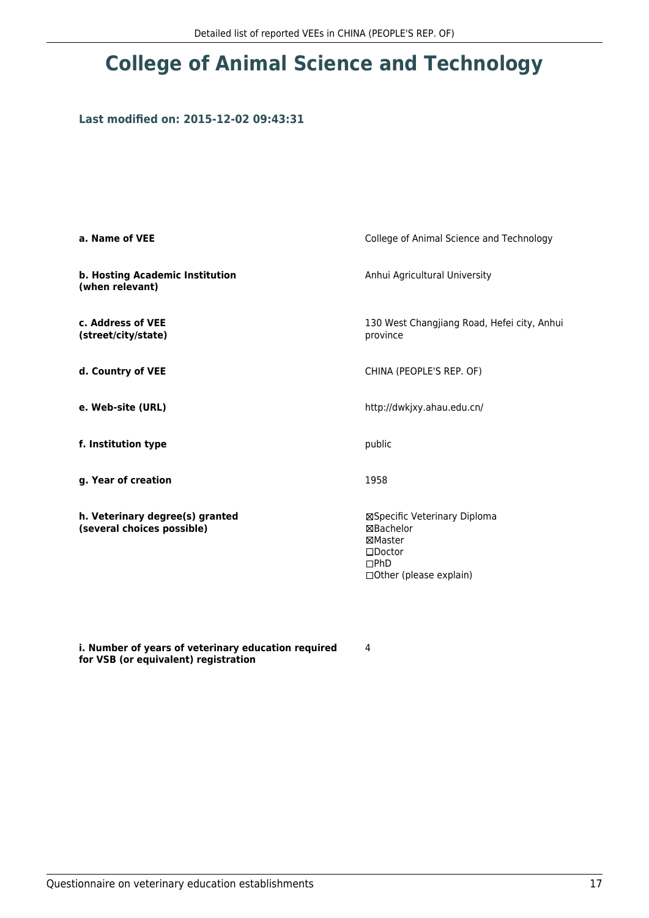# College of Animal Science and Technology

**Last modified on: 2015-12-02 09:43:31**

| | |
|---|---|
| **a. Name of VEE** | College of Animal Science and Technology |
| **b. Hosting Academic Institution (when relevant)** | Anhui Agricultural University |
| **c. Address of VEE (street/city/state)** | 130 West Changjiang Road, Hefei city, Anhui province |
| **d. Country of VEE** | CHINA (PEOPLE'S REP. OF) |
| **e. Web-site (URL)** | http://dwkjxy.ahau.edu.cn/ |
| **f. Institution type** | public |
| **g. Year of creation** | 1958 |
| **h. Veterinary degree(s) granted (several choices possible)** | ☒Specific Veterinary Diploma<br>☒Bachelor<br>☒Master<br>☐Doctor<br>☐PhD<br>☐Other (please explain) |
| **i. Number of years of veterinary education required for VSB (or equivalent) registration** | 4 |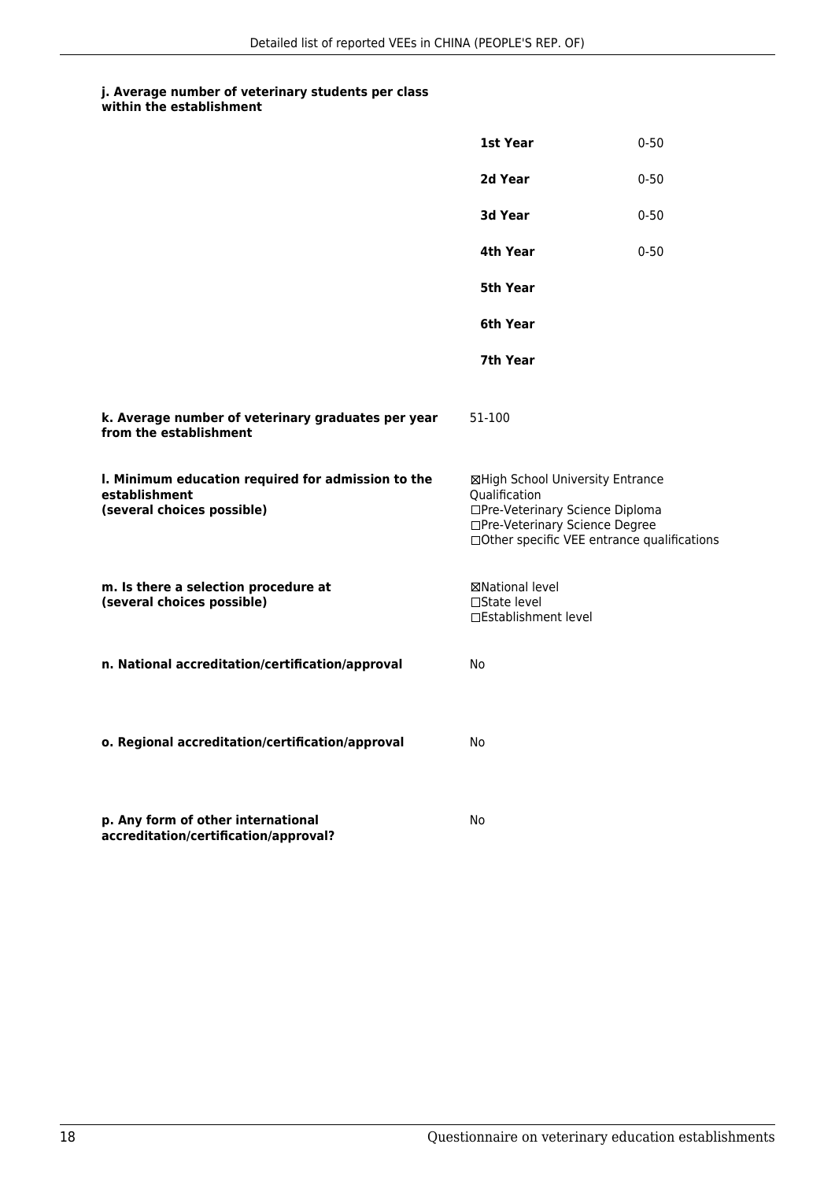**j. Average number of veterinary students per class within the establishment**

| | |
|---|---|
| **1st Year** | 0-50 |
| **2d Year** | 0-50 |
| **3d Year** | 0-50 |
| **4th Year** | 0-50 |
| **5th Year** | |
| **6th Year** | |
| **7th Year** | |

**k. Average number of veterinary graduates per year from the establishment**

51-100

**l. Minimum education required for admission to the establishment (several choices possible)**

☒High School University Entrance Qualification
☐Pre-Veterinary Science Diploma
☐Pre-Veterinary Science Degree
☐Other specific VEE entrance qualifications

**m. Is there a selection procedure at (several choices possible)**

☒National level
☐State level
☐Establishment level

**n. National accreditation/certification/approval**

No

**o. Regional accreditation/certification/approval**

No

**p. Any form of other international accreditation/certification/approval?**

No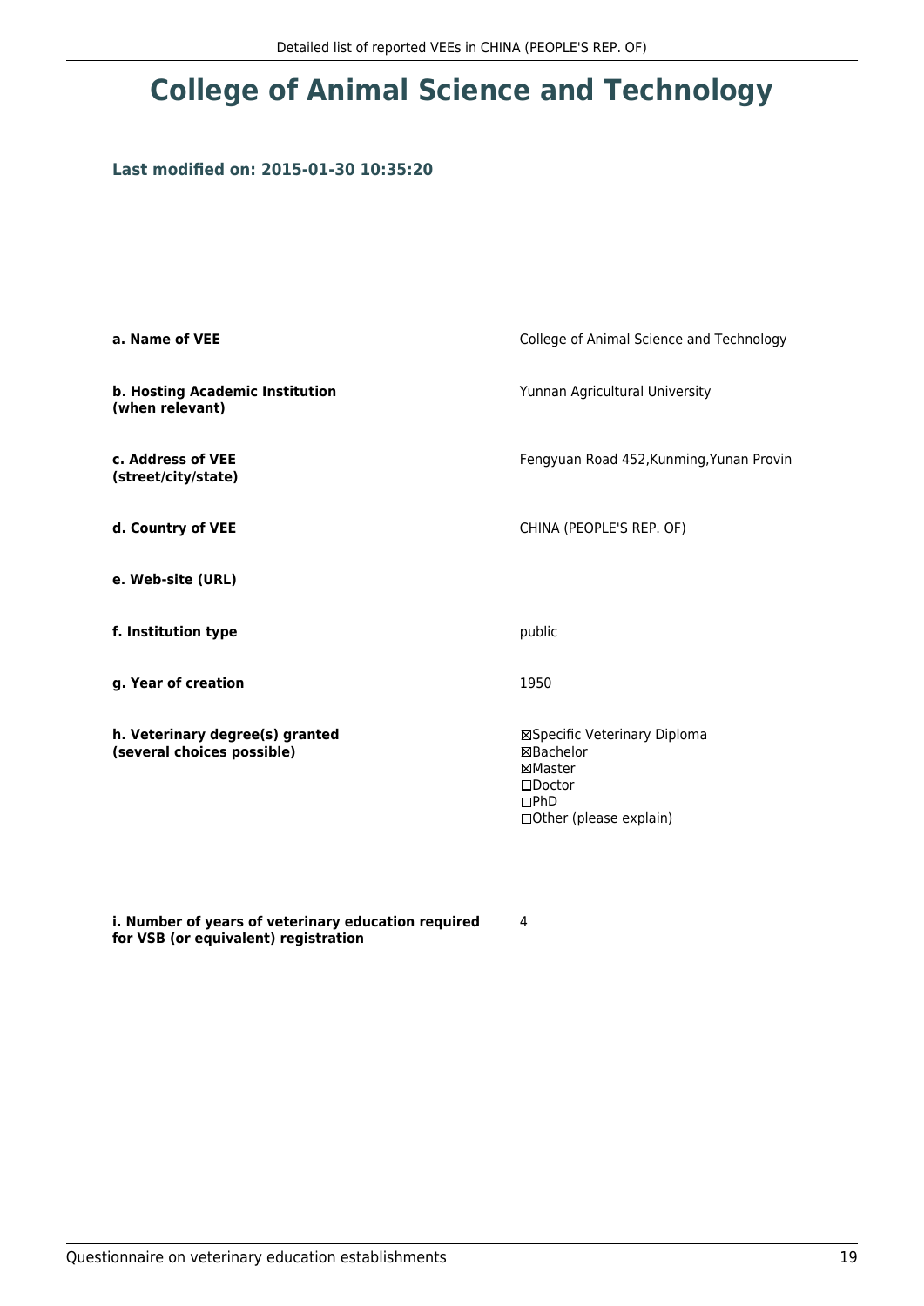# College of Animal Science and Technology

### Last modified on: 2015-01-30 10:35:20

| | |
|---|---|
| **a. Name of VEE** | College of Animal Science and Technology |
| **b. Hosting Academic Institution (when relevant)** | Yunnan Agricultural University |
| **c. Address of VEE (street/city/state)** | Fengyuan Road 452,Kunming,Yunan Provin |
| **d. Country of VEE** | CHINA (PEOPLE'S REP. OF) |
| **e. Web-site (URL)** | |
| **f. Institution type** | public |
| **g. Year of creation** | 1950 |
| **h. Veterinary degree(s) granted (several choices possible)** | ☒Specific Veterinary Diploma<br>☒Bachelor<br>☒Master<br>☐Doctor<br>☐PhD<br>☐Other (please explain) |
| **i. Number of years of veterinary education required for VSB (or equivalent) registration** | 4 |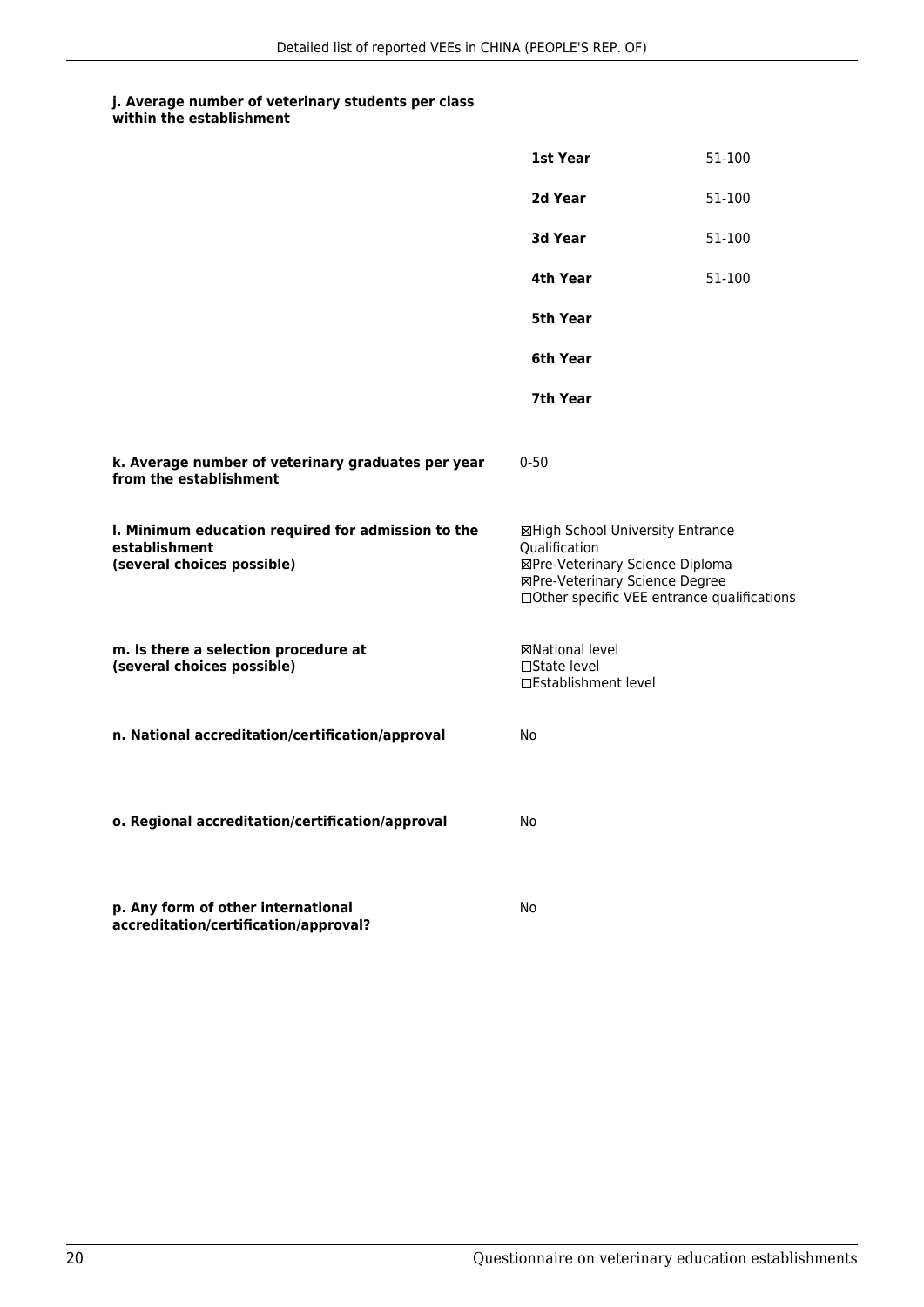**j. Average number of veterinary students per class within the establishment**

| | |
|---|---|
| **1st Year** | 51-100 |
| **2d Year** | 51-100 |
| **3d Year** | 51-100 |
| **4th Year** | 51-100 |
| **5th Year** | |
| **6th Year** | |
| **7th Year** | |

**k. Average number of veterinary graduates per year from the establishment**

0-50

**l. Minimum education required for admission to the establishment (several choices possible)**

☒High School University Entrance Qualification
☒Pre-Veterinary Science Diploma
☒Pre-Veterinary Science Degree
☐Other specific VEE entrance qualifications

**m. Is there a selection procedure at (several choices possible)**

☒National level
☐State level
☐Establishment level

**n. National accreditation/certification/approval**

No

**o. Regional accreditation/certification/approval**

No

**p. Any form of other international accreditation/certification/approval?**

No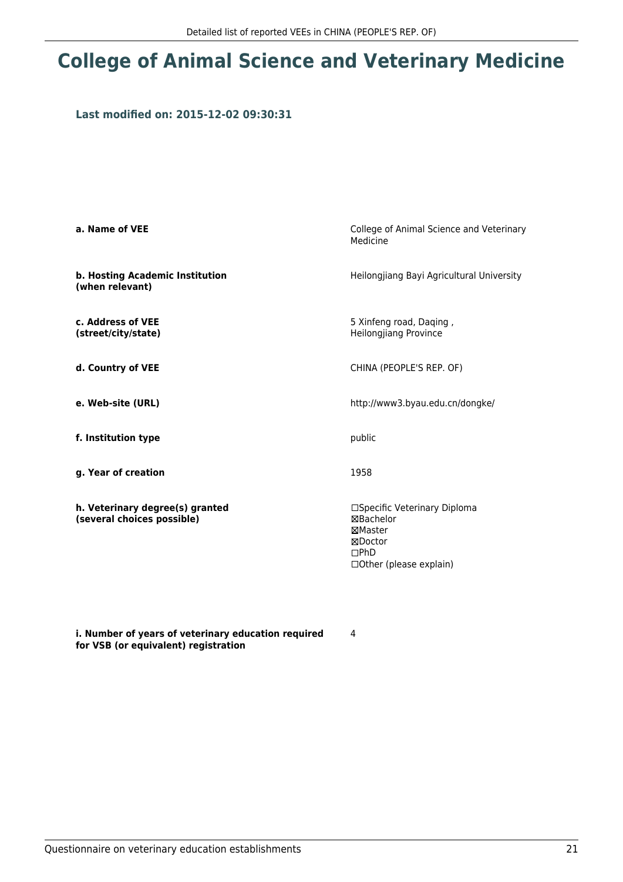# College of Animal Science and Veterinary Medicine

**Last modified on: 2015-12-02 09:30:31**

| | |
|---|---|
| **a. Name of VEE** | College of Animal Science and Veterinary Medicine |
| **b. Hosting Academic Institution (when relevant)** | Heilongjiang Bayi Agricultural University |
| **c. Address of VEE (street/city/state)** | 5 Xinfeng road, Daqing , Heilongjiang Province |
| **d. Country of VEE** | CHINA (PEOPLE'S REP. OF) |
| **e. Web-site (URL)** | http://www3.byau.edu.cn/dongke/ |
| **f. Institution type** | public |
| **g. Year of creation** | 1958 |
| **h. Veterinary degree(s) granted (several choices possible)** | ☐Specific Veterinary Diploma<br>☒Bachelor<br>☒Master<br>☒Doctor<br>☐PhD<br>☐Other (please explain) |
| **i. Number of years of veterinary education required for VSB (or equivalent) registration** | 4 |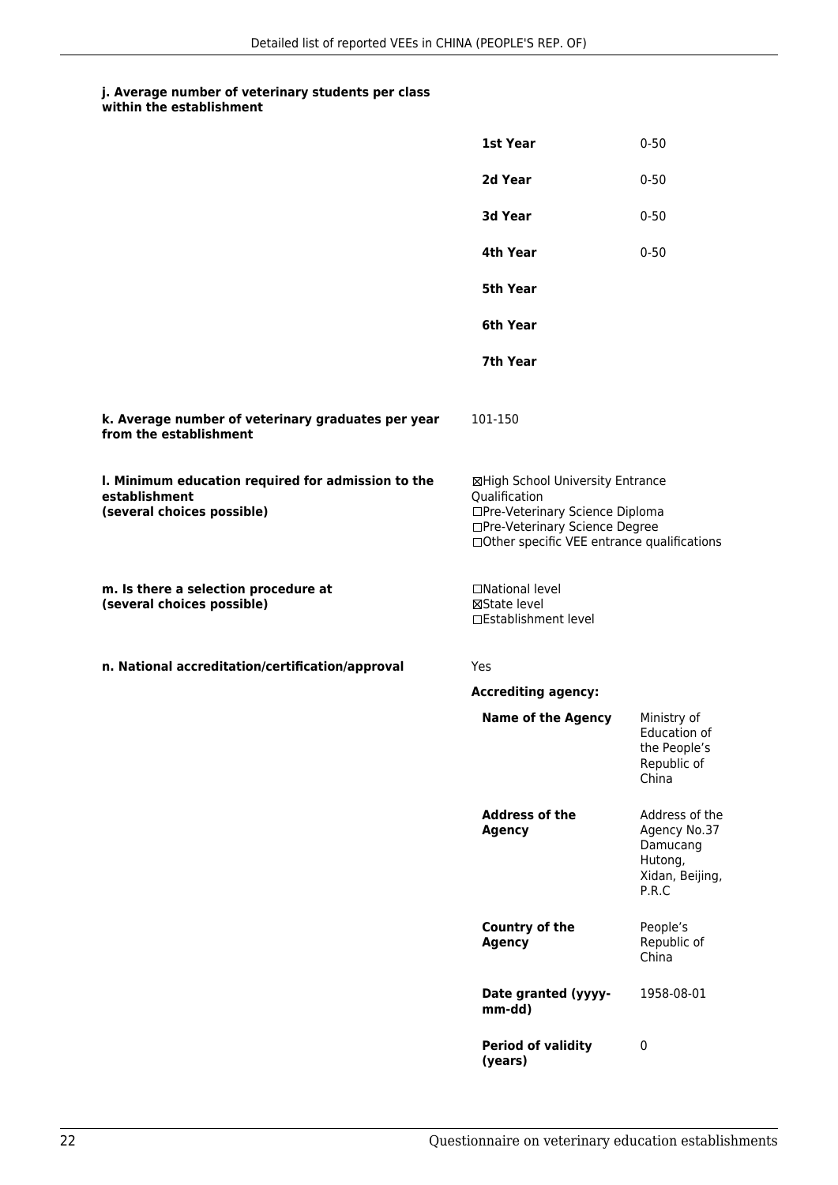**j. Average number of veterinary students per class within the establishment**

| | |
|---|---|
| **1st Year** | 0-50 |
| **2d Year** | 0-50 |
| **3d Year** | 0-50 |
| **4th Year** | 0-50 |
| **5th Year** | |
| **6th Year** | |
| **7th Year** | |

**k. Average number of veterinary graduates per year from the establishment**

101-150

**l. Minimum education required for admission to the establishment (several choices possible)**

☒High School University Entrance Qualification
☐Pre-Veterinary Science Diploma
☐Pre-Veterinary Science Degree
☐Other specific VEE entrance qualifications

**m. Is there a selection procedure at (several choices possible)**

☐National level
☒State level
☐Establishment level

**n. National accreditation/certification/approval**

Yes

**Accrediting agency:**

| | |
|---|---|
| **Name of the Agency** | Ministry of Education of the People's Republic of China |
| **Address of the Agency** | Address of the Agency No.37 Damucang Hutong, Xidan, Beijing, P.R.C |
| **Country of the Agency** | People's Republic of China |
| **Date granted (yyyy-mm-dd)** | 1958-08-01 |
| **Period of validity (years)** | 0 |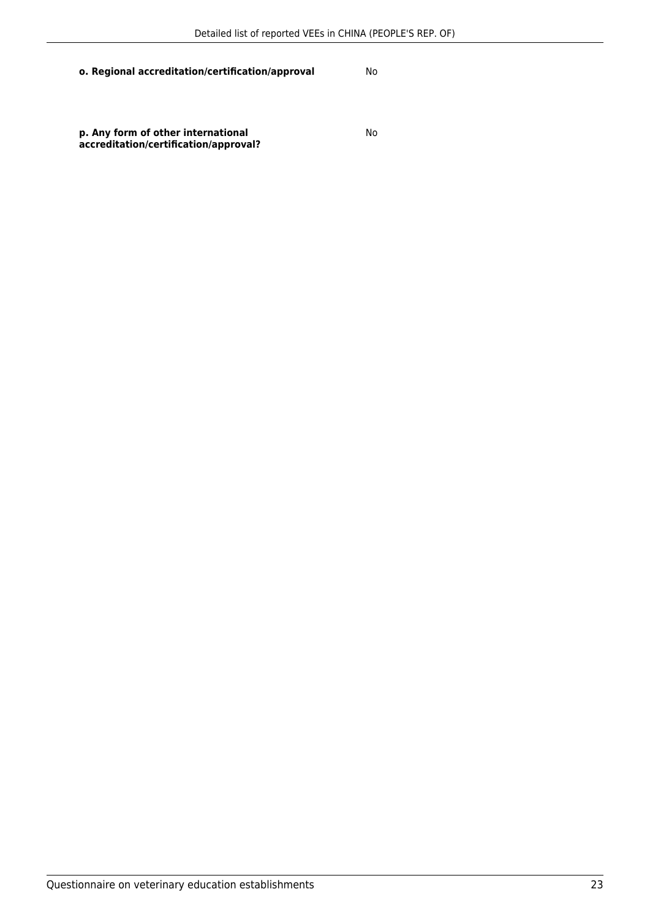| | |
|---|---|
| **o. Regional accreditation/certification/approval** | No |
| **p. Any form of other international accreditation/certification/approval?** | No |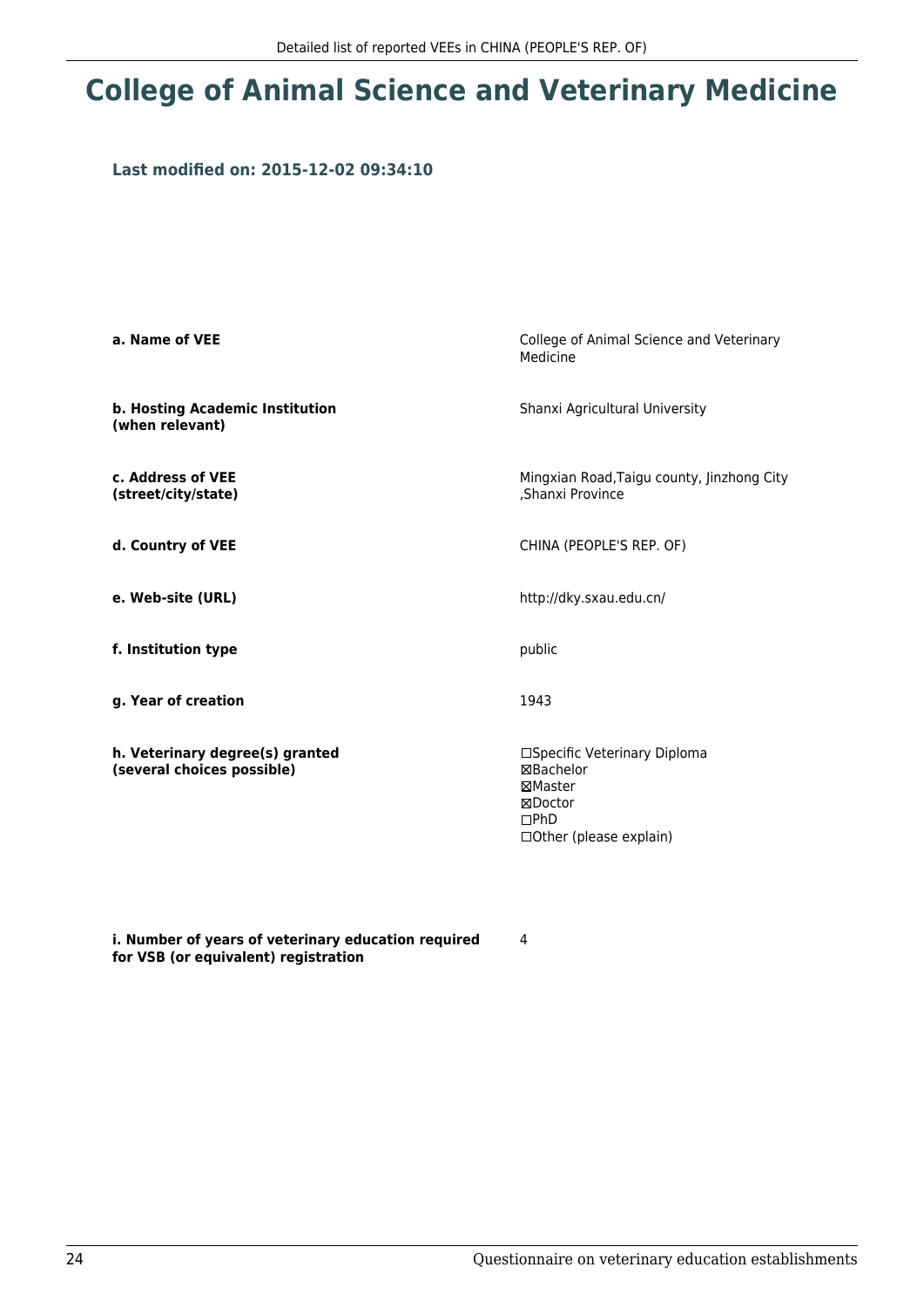# College of Animal Science and Veterinary Medicine

### Last modified on: 2015-12-02 09:34:10

| | |
|---|---|
| **a. Name of VEE** | College of Animal Science and Veterinary Medicine |
| **b. Hosting Academic Institution (when relevant)** | Shanxi Agricultural University |
| **c. Address of VEE (street/city/state)** | Mingxian Road,Taigu county, Jinzhong City ,Shanxi Province |
| **d. Country of VEE** | CHINA (PEOPLE'S REP. OF) |
| **e. Web-site (URL)** | http://dky.sxau.edu.cn/ |
| **f. Institution type** | public |
| **g. Year of creation** | 1943 |
| **h. Veterinary degree(s) granted (several choices possible)** | ☐Specific Veterinary Diploma<br>☒Bachelor<br>☒Master<br>☒Doctor<br>☐PhD<br>☐Other (please explain) |
| **i. Number of years of veterinary education required for VSB (or equivalent) registration** | 4 |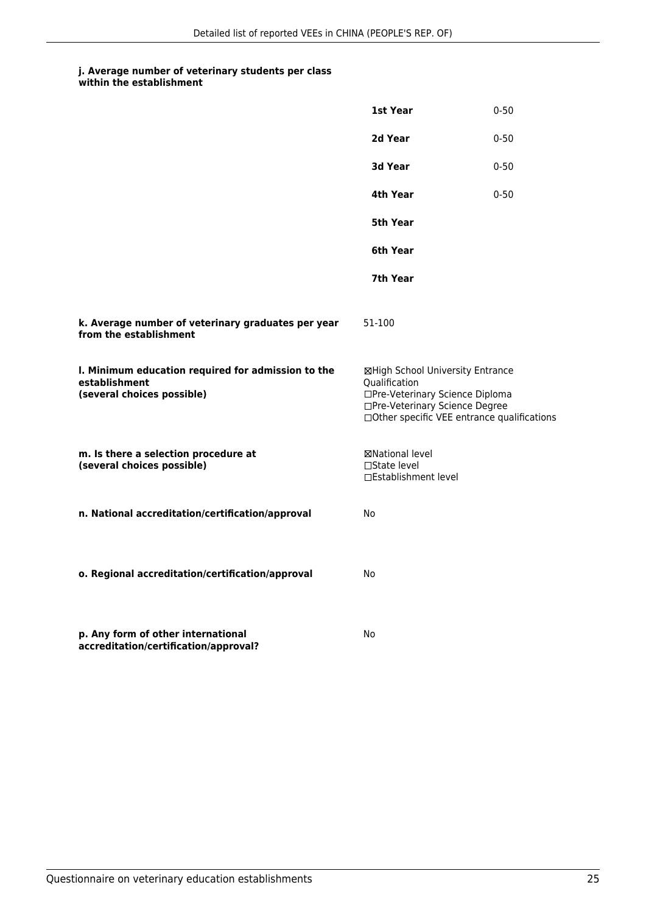**j. Average number of veterinary students per class within the establishment**

| | |
|---|---|
| **1st Year** | 0-50 |
| **2d Year** | 0-50 |
| **3d Year** | 0-50 |
| **4th Year** | 0-50 |
| **5th Year** | |
| **6th Year** | |
| **7th Year** | |

**k. Average number of veterinary graduates per year from the establishment**

51-100

**l. Minimum education required for admission to the establishment (several choices possible)**

☒High School University Entrance Qualification
☐Pre-Veterinary Science Diploma
☐Pre-Veterinary Science Degree
☐Other specific VEE entrance qualifications

**m. Is there a selection procedure at (several choices possible)**

☒National level
☐State level
☐Establishment level

**n. National accreditation/certification/approval**

No

**o. Regional accreditation/certification/approval**

No

**p. Any form of other international accreditation/certification/approval?**

No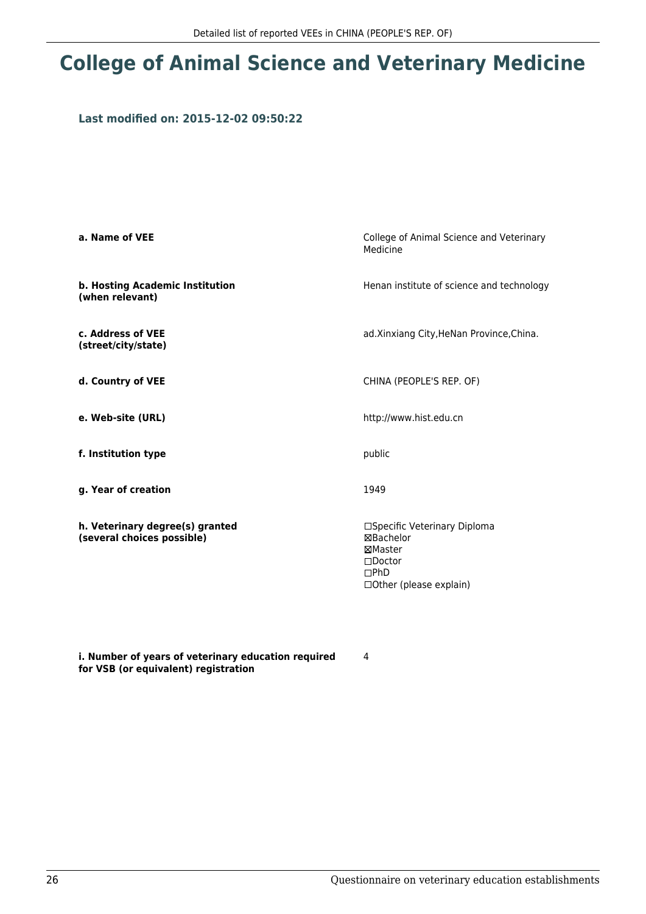# College of Animal Science and Veterinary Medicine

### Last modified on: 2015-12-02 09:50:22

| | |
|---|---|
| **a. Name of VEE** | College of Animal Science and Veterinary Medicine |
| **b. Hosting Academic Institution (when relevant)** | Henan institute of science and technology |
| **c. Address of VEE (street/city/state)** | ad.Xinxiang City,HeNan Province,China. |
| **d. Country of VEE** | CHINA (PEOPLE'S REP. OF) |
| **e. Web-site (URL)** | http://www.hist.edu.cn |
| **f. Institution type** | public |
| **g. Year of creation** | 1949 |
| **h. Veterinary degree(s) granted (several choices possible)** | ☐Specific Veterinary Diploma<br>☒Bachelor<br>☒Master<br>☐Doctor<br>☐PhD<br>☐Other (please explain) |
| **i. Number of years of veterinary education required for VSB (or equivalent) registration** | 4 |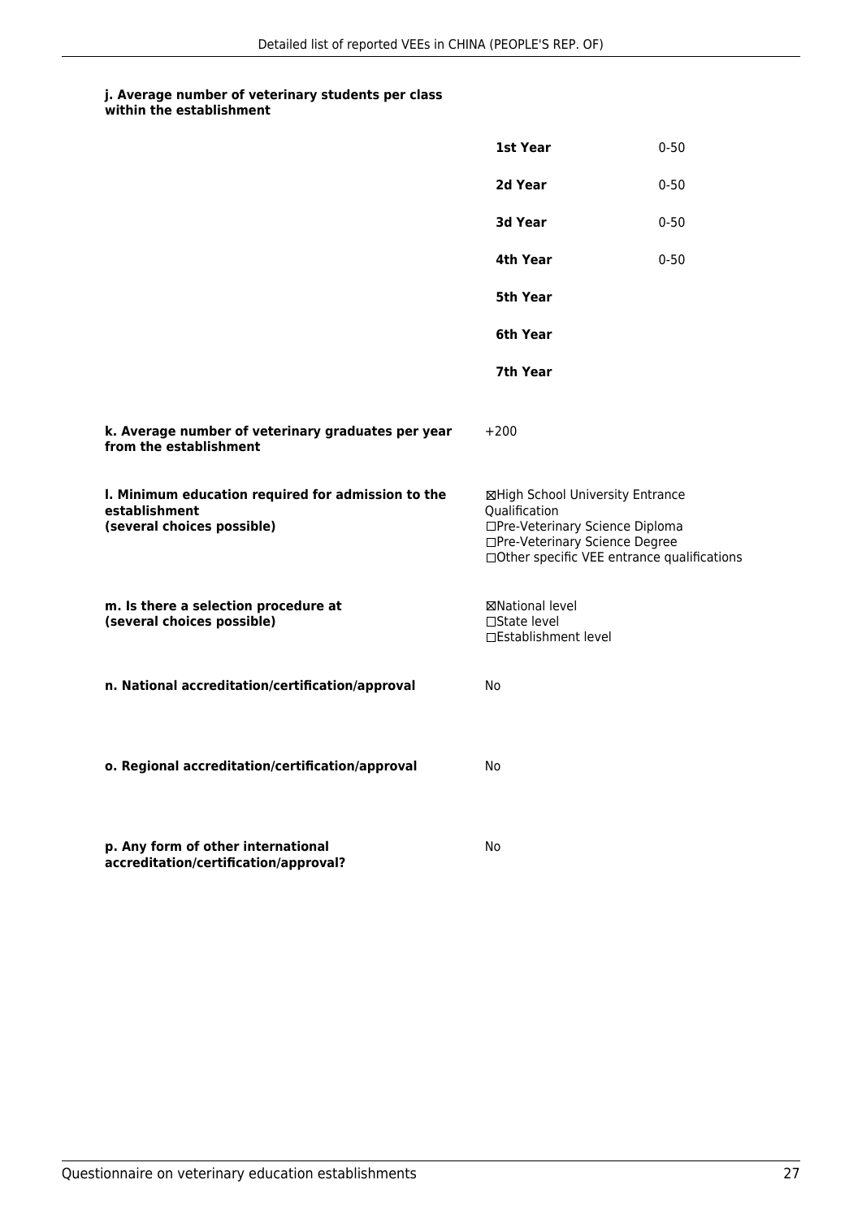**j. Average number of veterinary students per class within the establishment**

| | |
|---|---|
| **1st Year** | 0-50 |
| **2d Year** | 0-50 |
| **3d Year** | 0-50 |
| **4th Year** | 0-50 |
| **5th Year** | |
| **6th Year** | |
| **7th Year** | |

**k. Average number of veterinary graduates per year from the establishment**

+200

**l. Minimum education required for admission to the establishment (several choices possible)**

☒High School University Entrance Qualification
☐Pre-Veterinary Science Diploma
☐Pre-Veterinary Science Degree
☐Other specific VEE entrance qualifications

**m. Is there a selection procedure at (several choices possible)**

☒National level
☐State level
☐Establishment level

**n. National accreditation/certification/approval**

No

**o. Regional accreditation/certification/approval**

No

**p. Any form of other international accreditation/certification/approval?**

No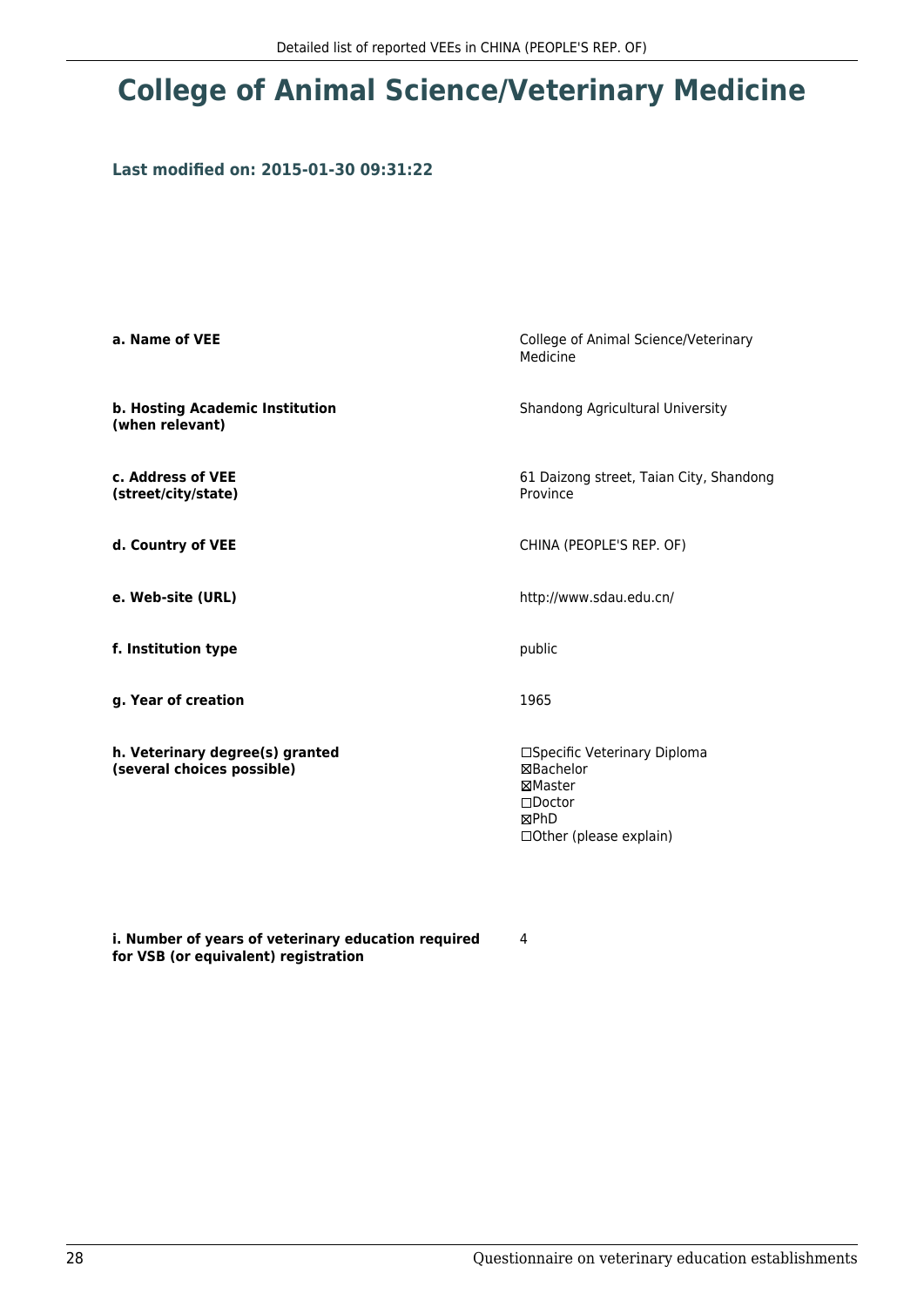# College of Animal Science/Veterinary Medicine

**Last modified on: 2015-01-30 09:31:22**

| | |
|---|---|
| **a. Name of VEE** | College of Animal Science/Veterinary Medicine |
| **b. Hosting Academic Institution (when relevant)** | Shandong Agricultural University |
| **c. Address of VEE (street/city/state)** | 61 Daizong street, Taian City, Shandong Province |
| **d. Country of VEE** | CHINA (PEOPLE'S REP. OF) |
| **e. Web-site (URL)** | http://www.sdau.edu.cn/ |
| **f. Institution type** | public |
| **g. Year of creation** | 1965 |
| **h. Veterinary degree(s) granted (several choices possible)** | ☐Specific Veterinary Diploma<br>☒Bachelor<br>☒Master<br>☐Doctor<br>☒PhD<br>☐Other (please explain) |
| **i. Number of years of veterinary education required for VSB (or equivalent) registration** | 4 |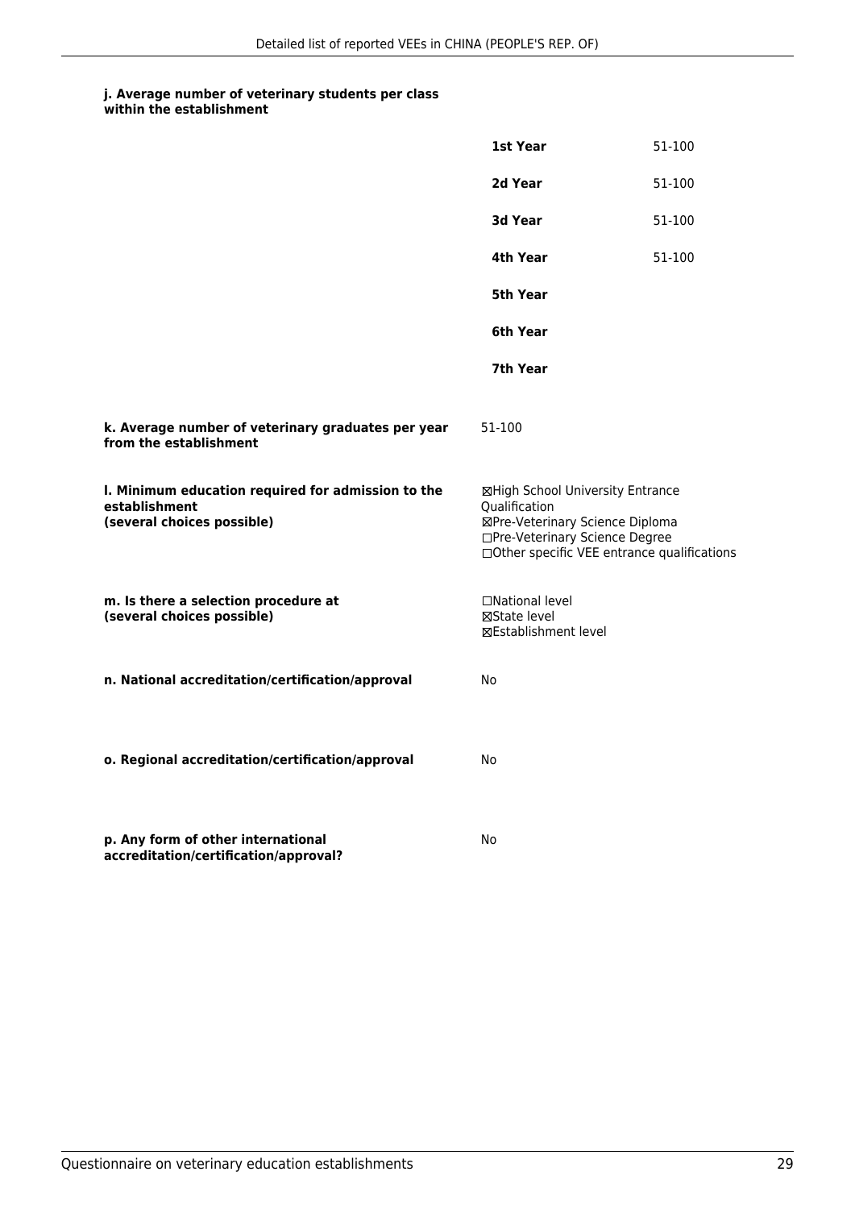**j. Average number of veterinary students per class within the establishment**

| | |
|---|---|
| **1st Year** | 51-100 |
| **2d Year** | 51-100 |
| **3d Year** | 51-100 |
| **4th Year** | 51-100 |
| **5th Year** | |
| **6th Year** | |
| **7th Year** | |

**k. Average number of veterinary graduates per year from the establishment**

51-100

**l. Minimum education required for admission to the establishment (several choices possible)**

☒High School University Entrance Qualification
☒Pre-Veterinary Science Diploma
☐Pre-Veterinary Science Degree
☐Other specific VEE entrance qualifications

**m. Is there a selection procedure at (several choices possible)**

☐National level
☒State level
☒Establishment level

**n. National accreditation/certification/approval**

No

**o. Regional accreditation/certification/approval**

No

**p. Any form of other international accreditation/certification/approval?**

No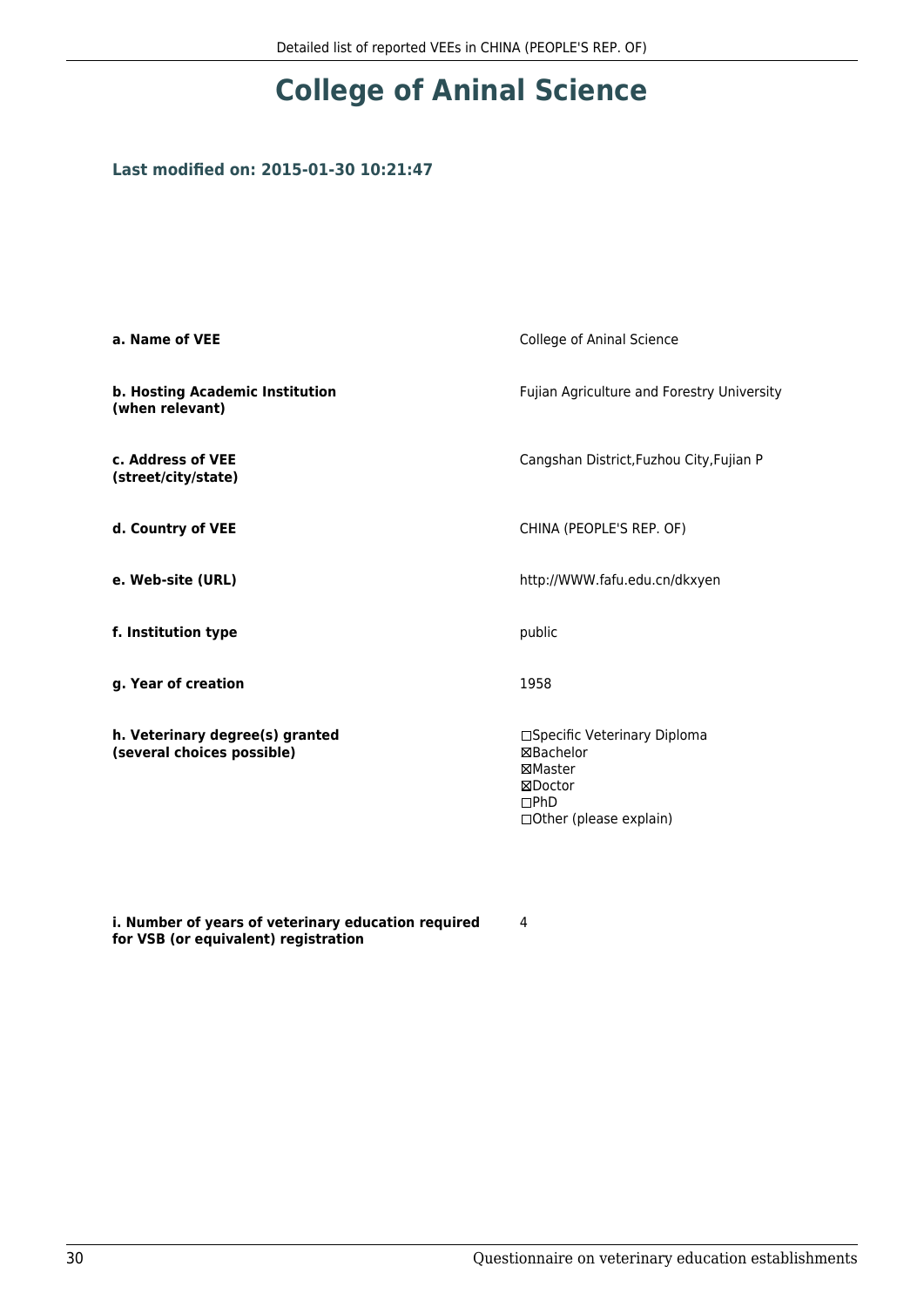# College of Aninal Science

**Last modified on: 2015-01-30 10:21:47**

| | |
|---|---|
| **a. Name of VEE** | College of Aninal Science |
| **b. Hosting Academic Institution (when relevant)** | Fujian Agriculture and Forestry University |
| **c. Address of VEE (street/city/state)** | Cangshan District,Fuzhou City,Fujian P |
| **d. Country of VEE** | CHINA (PEOPLE'S REP. OF) |
| **e. Web-site (URL)** | http://WWW.fafu.edu.cn/dkxyen |
| **f. Institution type** | public |
| **g. Year of creation** | 1958 |
| **h. Veterinary degree(s) granted (several choices possible)** | ☐Specific Veterinary Diploma<br>☒Bachelor<br>☒Master<br>☒Doctor<br>☐PhD<br>☐Other (please explain) |
| **i. Number of years of veterinary education required for VSB (or equivalent) registration** | 4 |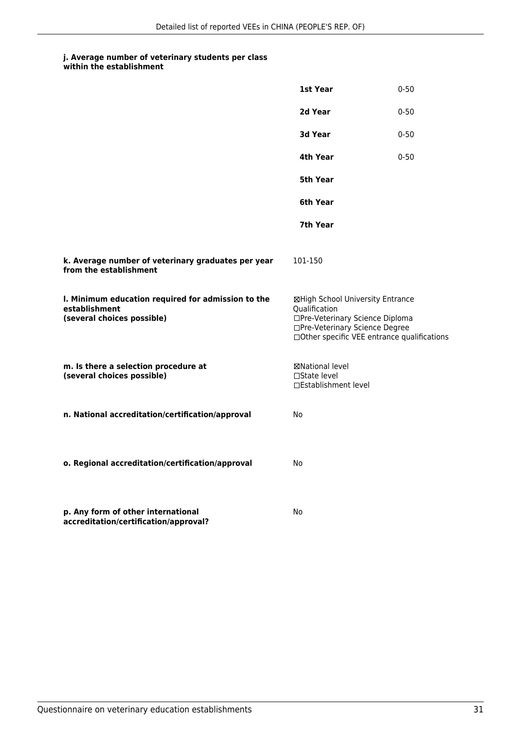**j. Average number of veterinary students per class within the establishment**

| | |
|---|---|
| **1st Year** | 0-50 |
| **2d Year** | 0-50 |
| **3d Year** | 0-50 |
| **4th Year** | 0-50 |
| **5th Year** | |
| **6th Year** | |
| **7th Year** | |

**k. Average number of veterinary graduates per year from the establishment**

101-150

**l. Minimum education required for admission to the establishment (several choices possible)**

☒High School University Entrance Qualification
☐Pre-Veterinary Science Diploma
☐Pre-Veterinary Science Degree
☐Other specific VEE entrance qualifications

**m. Is there a selection procedure at (several choices possible)**

☒National level
☐State level
☐Establishment level

**n. National accreditation/certification/approval**

No

**o. Regional accreditation/certification/approval**

No

**p. Any form of other international accreditation/certification/approval?**

No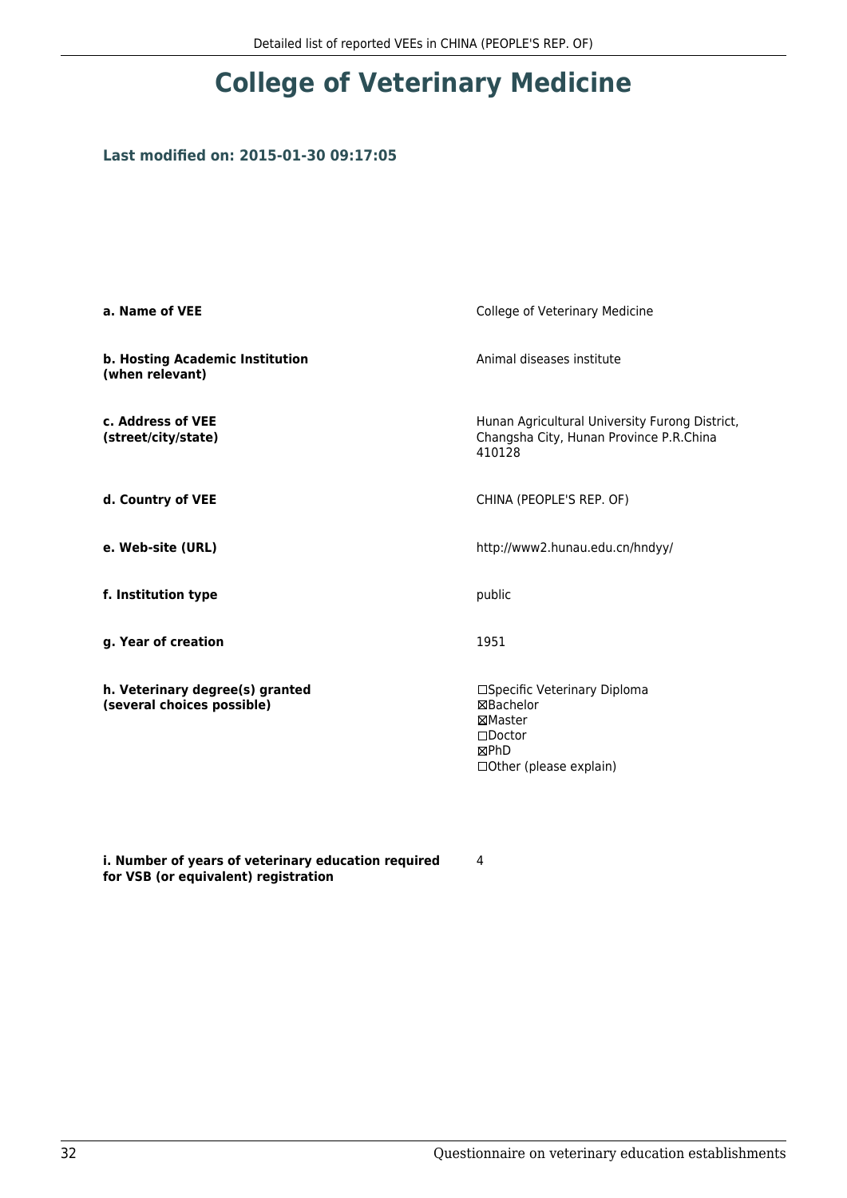# College of Veterinary Medicine

### Last modified on: 2015-01-30 09:17:05

| | |
|---|---|
| **a. Name of VEE** | College of Veterinary Medicine |
| **b. Hosting Academic Institution (when relevant)** | Animal diseases institute |
| **c. Address of VEE (street/city/state)** | Hunan Agricultural University Furong District, Changsha City, Hunan Province P.R.China 410128 |
| **d. Country of VEE** | CHINA (PEOPLE'S REP. OF) |
| **e. Web-site (URL)** | http://www2.hunau.edu.cn/hndyy/ |
| **f. Institution type** | public |
| **g. Year of creation** | 1951 |
| **h. Veterinary degree(s) granted (several choices possible)** | ☐Specific Veterinary Diploma<br>☒Bachelor<br>☒Master<br>☐Doctor<br>☒PhD<br>☐Other (please explain) |
| **i. Number of years of veterinary education required for VSB (or equivalent) registration** | 4 |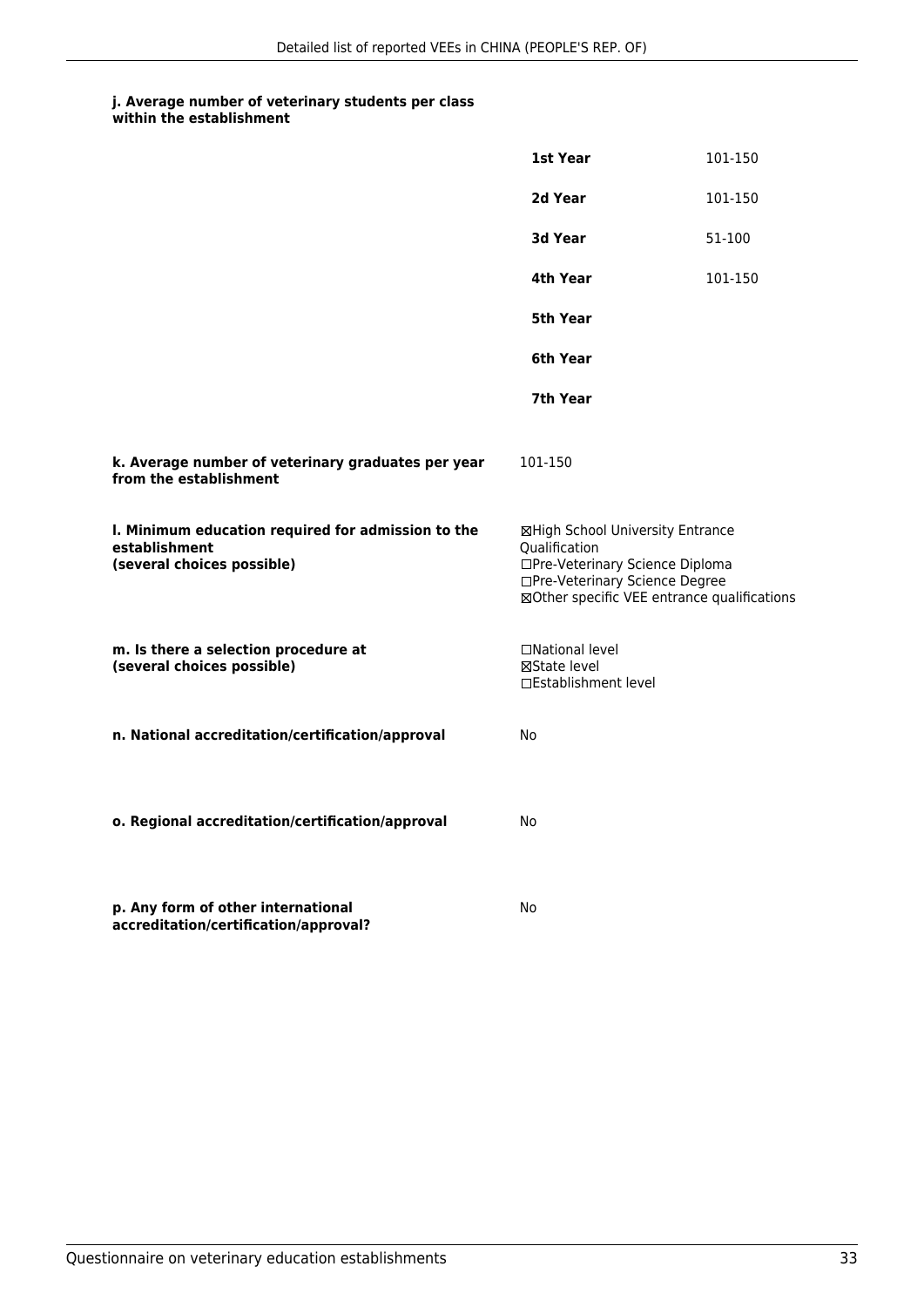**j. Average number of veterinary students per class within the establishment**

| | |
|---|---|
| **1st Year** | 101-150 |
| **2d Year** | 101-150 |
| **3d Year** | 51-100 |
| **4th Year** | 101-150 |
| **5th Year** | |
| **6th Year** | |
| **7th Year** | |

**k. Average number of veterinary graduates per year from the establishment**

101-150

**l. Minimum education required for admission to the establishment (several choices possible)**

☒High School University Entrance Qualification
☐Pre-Veterinary Science Diploma
☐Pre-Veterinary Science Degree
☒Other specific VEE entrance qualifications

**m. Is there a selection procedure at (several choices possible)**

☐National level
☒State level
☐Establishment level

**n. National accreditation/certification/approval**

No

**o. Regional accreditation/certification/approval**

No

**p. Any form of other international accreditation/certification/approval?**

No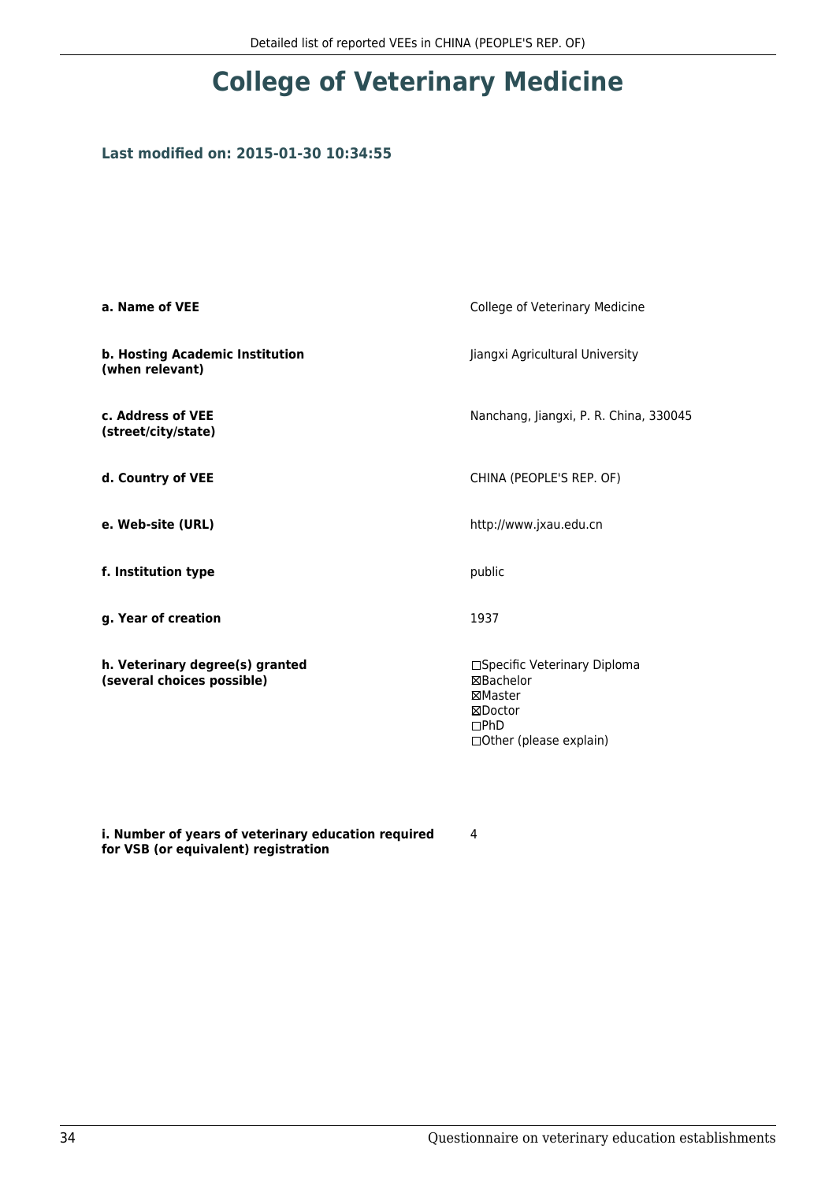# College of Veterinary Medicine

### Last modified on: 2015-01-30 10:34:55

| | |
|---|---|
| **a. Name of VEE** | College of Veterinary Medicine |
| **b. Hosting Academic Institution (when relevant)** | Jiangxi Agricultural University |
| **c. Address of VEE (street/city/state)** | Nanchang, Jiangxi, P. R. China, 330045 |
| **d. Country of VEE** | CHINA (PEOPLE'S REP. OF) |
| **e. Web-site (URL)** | http://www.jxau.edu.cn |
| **f. Institution type** | public |
| **g. Year of creation** | 1937 |
| **h. Veterinary degree(s) granted (several choices possible)** | ☐Specific Veterinary Diploma<br>☒Bachelor<br>☒Master<br>☒Doctor<br>☐PhD<br>☐Other (please explain) |
| **i. Number of years of veterinary education required for VSB (or equivalent) registration** | 4 |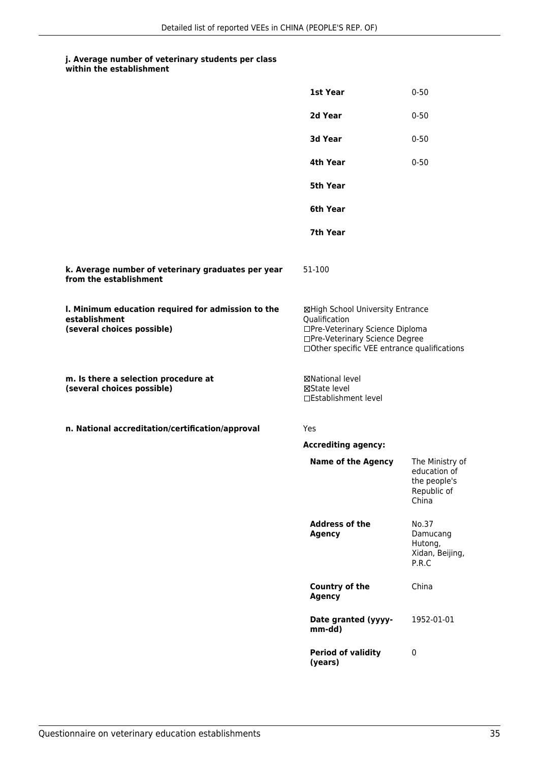**j. Average number of veterinary students per class within the establishment**

| | |
|---|---|
| **1st Year** | 0-50 |
| **2d Year** | 0-50 |
| **3d Year** | 0-50 |
| **4th Year** | 0-50 |
| **5th Year** | |
| **6th Year** | |
| **7th Year** | |

**k. Average number of veterinary graduates per year from the establishment**

51-100

**l. Minimum education required for admission to the establishment (several choices possible)**

☒High School University Entrance Qualification
☐Pre-Veterinary Science Diploma
☐Pre-Veterinary Science Degree
☐Other specific VEE entrance qualifications

**m. Is there a selection procedure at (several choices possible)**

☒National level
☒State level
☐Establishment level

**n. National accreditation/certification/approval**

Yes

**Accrediting agency:**

| | |
|---|---|
| **Name of the Agency** | The Ministry of education of the people's Republic of China |
| **Address of the Agency** | No.37 Damucang Hutong, Xidan, Beijing, P.R.C |
| **Country of the Agency** | China |
| **Date granted (yyyy-mm-dd)** | 1952-01-01 |
| **Period of validity (years)** | 0 |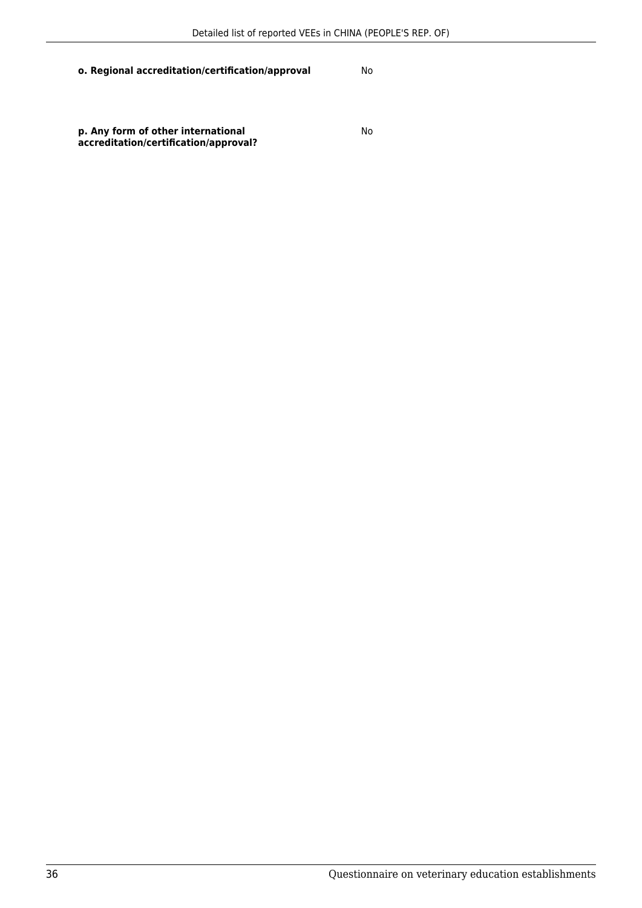| | |
|---|---|
| **o. Regional accreditation/certification/approval** | No |
| **p. Any form of other international accreditation/certification/approval?** | No |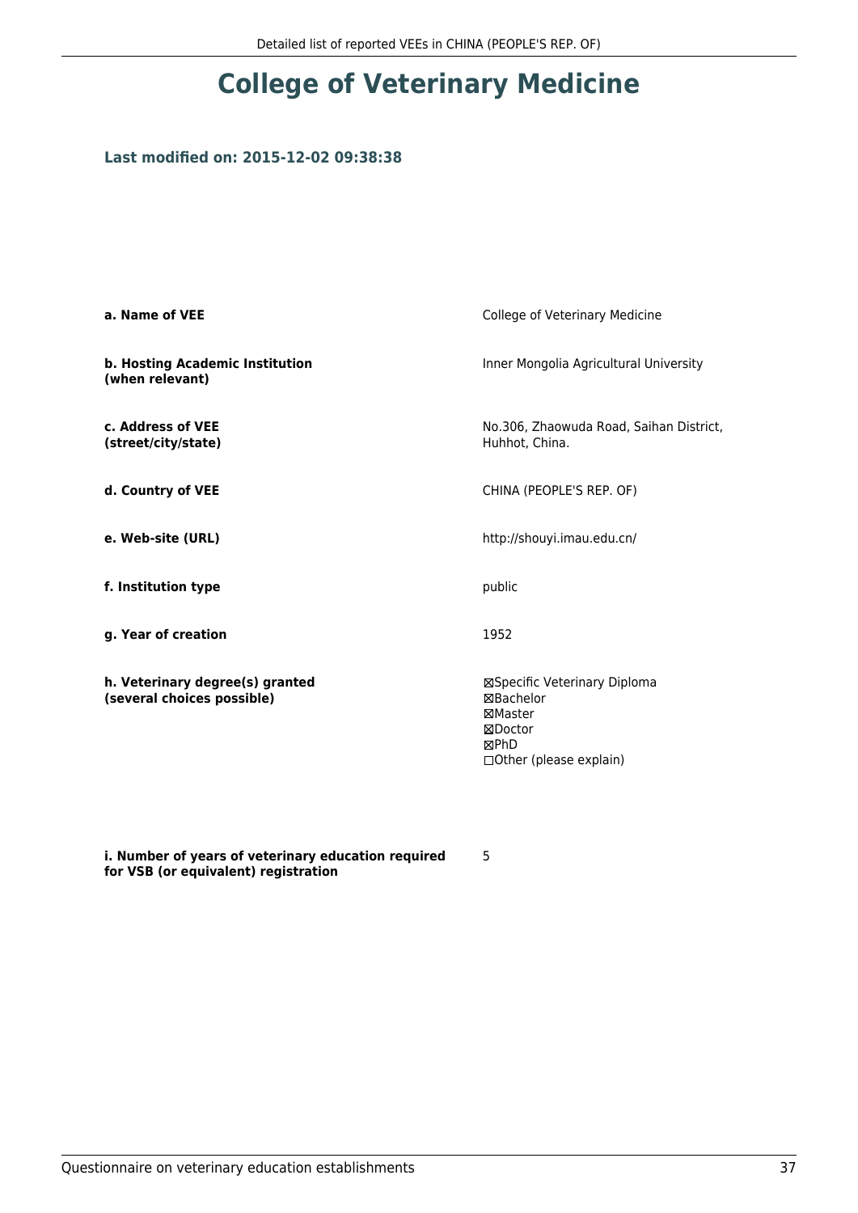# College of Veterinary Medicine

### Last modified on: 2015-12-02 09:38:38

| | |
|---|---|
| **a. Name of VEE** | College of Veterinary Medicine |
| **b. Hosting Academic Institution (when relevant)** | Inner Mongolia Agricultural University |
| **c. Address of VEE (street/city/state)** | No.306, Zhaowuda Road, Saihan District, Huhhot, China. |
| **d. Country of VEE** | CHINA (PEOPLE'S REP. OF) |
| **e. Web-site (URL)** | http://shouyi.imau.edu.cn/ |
| **f. Institution type** | public |
| **g. Year of creation** | 1952 |
| **h. Veterinary degree(s) granted (several choices possible)** | ☒Specific Veterinary Diploma<br>☒Bachelor<br>☒Master<br>☒Doctor<br>☒PhD<br>☐Other (please explain) |
| **i. Number of years of veterinary education required for VSB (or equivalent) registration** | 5 |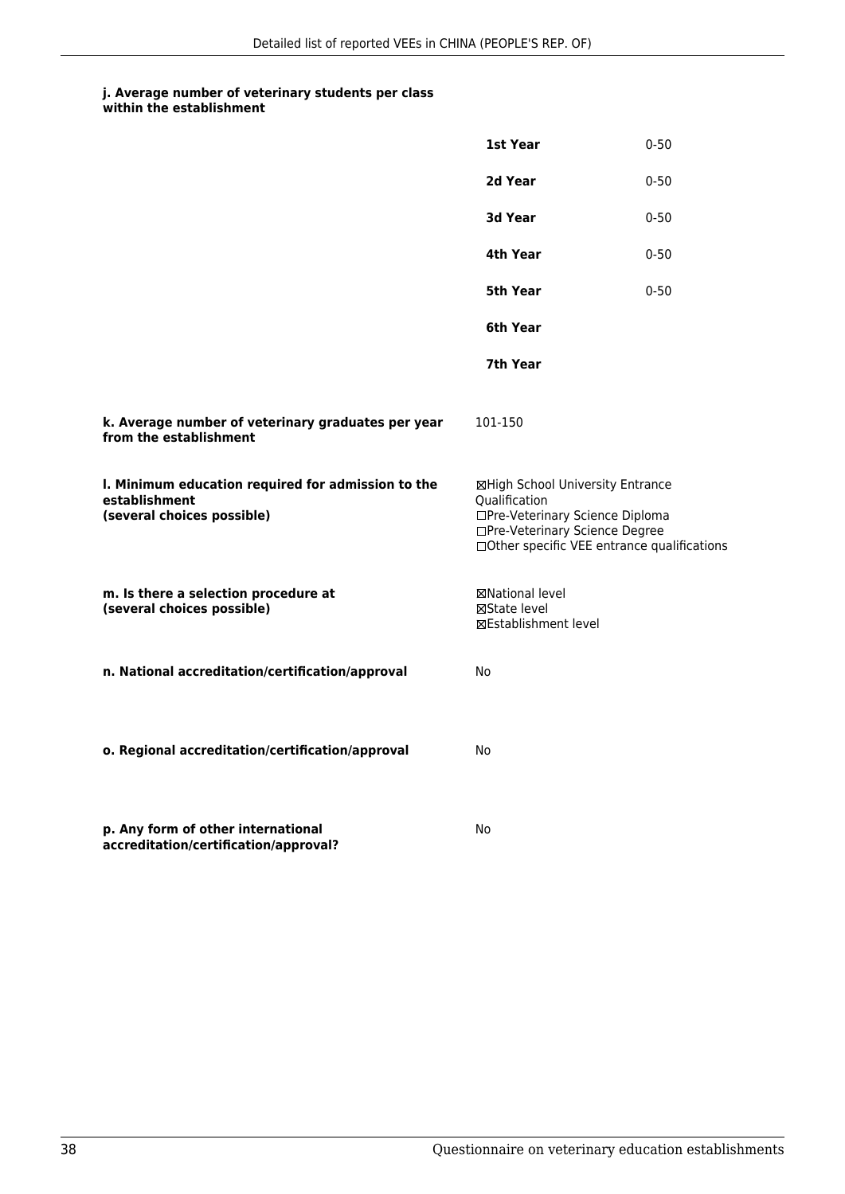**j. Average number of veterinary students per class within the establishment**

| | |
|---|---|
| **1st Year** | 0-50 |
| **2d Year** | 0-50 |
| **3d Year** | 0-50 |
| **4th Year** | 0-50 |
| **5th Year** | 0-50 |
| **6th Year** | |
| **7th Year** | |

**k. Average number of veterinary graduates per year from the establishment**

101-150

**l. Minimum education required for admission to the establishment (several choices possible)**

☒High School University Entrance Qualification
☐Pre-Veterinary Science Diploma
☐Pre-Veterinary Science Degree
☐Other specific VEE entrance qualifications

**m. Is there a selection procedure at (several choices possible)**

☒National level
☒State level
☒Establishment level

**n. National accreditation/certification/approval**

No

**o. Regional accreditation/certification/approval**

No

**p. Any form of other international accreditation/certification/approval?**

No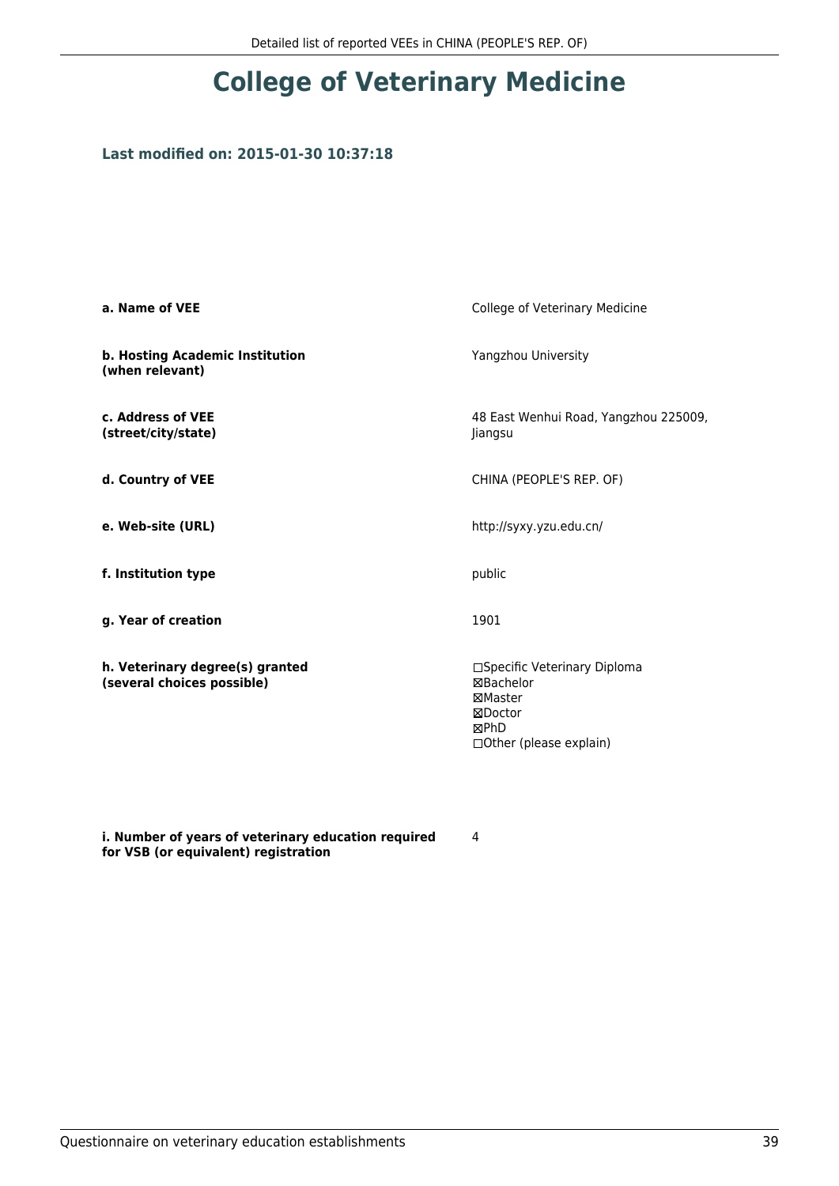# College of Veterinary Medicine

### Last modified on: 2015-01-30 10:37:18

| | |
|---|---|
| **a. Name of VEE** | College of Veterinary Medicine |
| **b. Hosting Academic Institution (when relevant)** | Yangzhou University |
| **c. Address of VEE (street/city/state)** | 48 East Wenhui Road, Yangzhou 225009, Jiangsu |
| **d. Country of VEE** | CHINA (PEOPLE'S REP. OF) |
| **e. Web-site (URL)** | http://syxy.yzu.edu.cn/ |
| **f. Institution type** | public |
| **g. Year of creation** | 1901 |
| **h. Veterinary degree(s) granted (several choices possible)** | ☐Specific Veterinary Diploma<br>☒Bachelor<br>☒Master<br>☒Doctor<br>☒PhD<br>☐Other (please explain) |
| **i. Number of years of veterinary education required for VSB (or equivalent) registration** | 4 |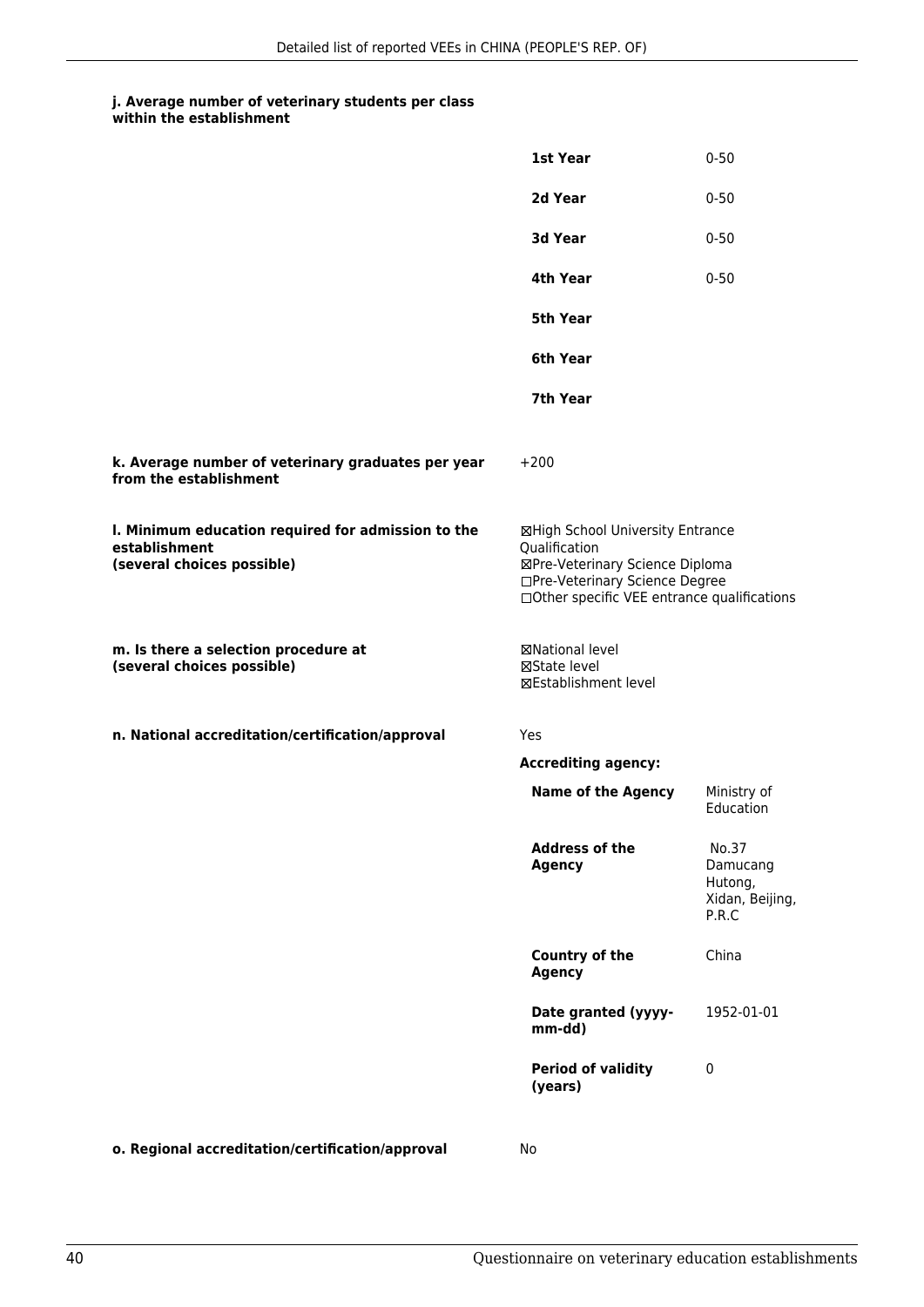**j. Average number of veterinary students per class within the establishment**

| | |
|---|---|
| **1st Year** | 0-50 |
| **2d Year** | 0-50 |
| **3d Year** | 0-50 |
| **4th Year** | 0-50 |
| **5th Year** | |
| **6th Year** | |
| **7th Year** | |

**k. Average number of veterinary graduates per year from the establishment**

+200

**l. Minimum education required for admission to the establishment (several choices possible)**

☒High School University Entrance Qualification
☒Pre-Veterinary Science Diploma
☐Pre-Veterinary Science Degree
☐Other specific VEE entrance qualifications

**m. Is there a selection procedure at (several choices possible)**

☒National level
☒State level
☒Establishment level

**n. National accreditation/certification/approval**

Yes

**Accrediting agency:**

| | |
|---|---|
| **Name of the Agency** | Ministry of Education |
| **Address of the Agency** | No.37 Damucang Hutong, Xidan, Beijing, P.R.C |
| **Country of the Agency** | China |
| **Date granted (yyyy-mm-dd)** | 1952-01-01 |
| **Period of validity (years)** | 0 |

**o. Regional accreditation/certification/approval**

No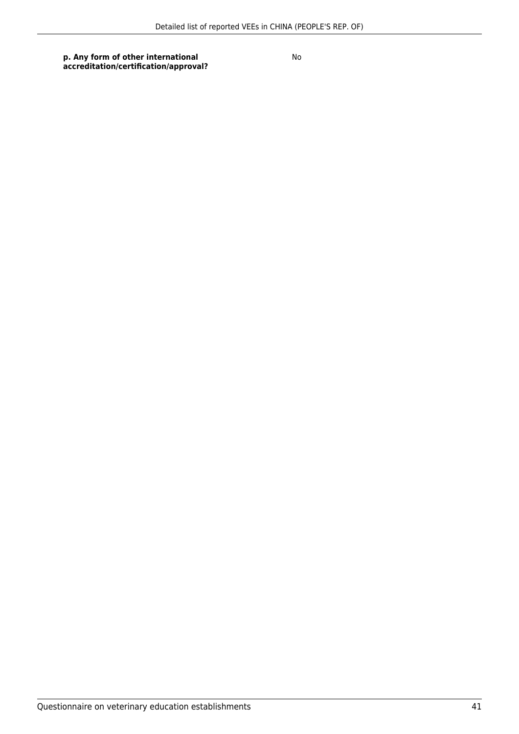| **p. Any form of other international accreditation/certification/approval?** | No |
| --- | --- |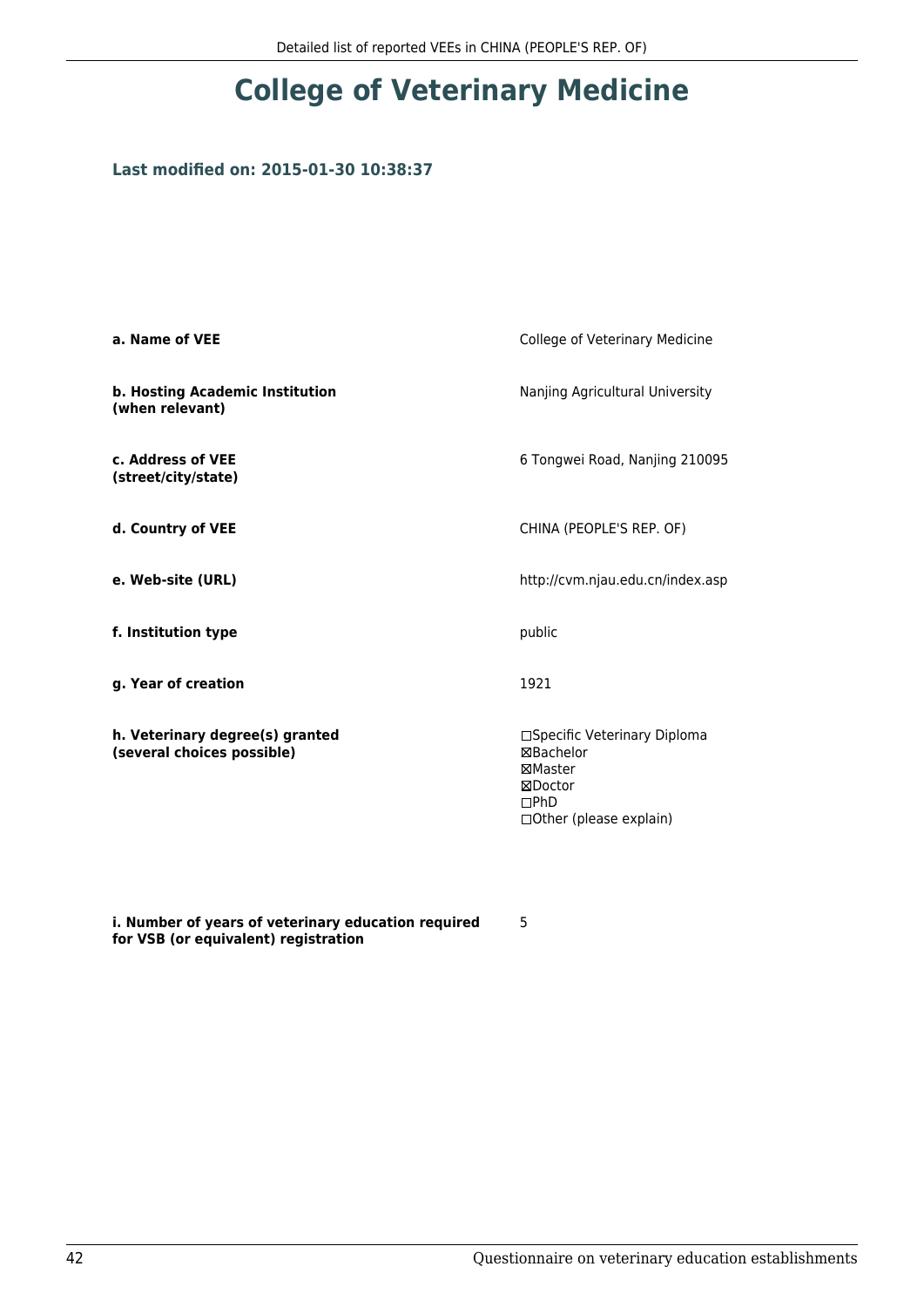# College of Veterinary Medicine

### Last modified on: 2015-01-30 10:38:37

| | |
|---|---|
| **a. Name of VEE** | College of Veterinary Medicine |
| **b. Hosting Academic Institution (when relevant)** | Nanjing Agricultural University |
| **c. Address of VEE (street/city/state)** | 6 Tongwei Road, Nanjing 210095 |
| **d. Country of VEE** | CHINA (PEOPLE'S REP. OF) |
| **e. Web-site (URL)** | http://cvm.njau.edu.cn/index.asp |
| **f. Institution type** | public |
| **g. Year of creation** | 1921 |
| **h. Veterinary degree(s) granted (several choices possible)** | ☐Specific Veterinary Diploma<br>☒Bachelor<br>☒Master<br>☒Doctor<br>☐PhD<br>☐Other (please explain) |
| **i. Number of years of veterinary education required for VSB (or equivalent) registration** | 5 |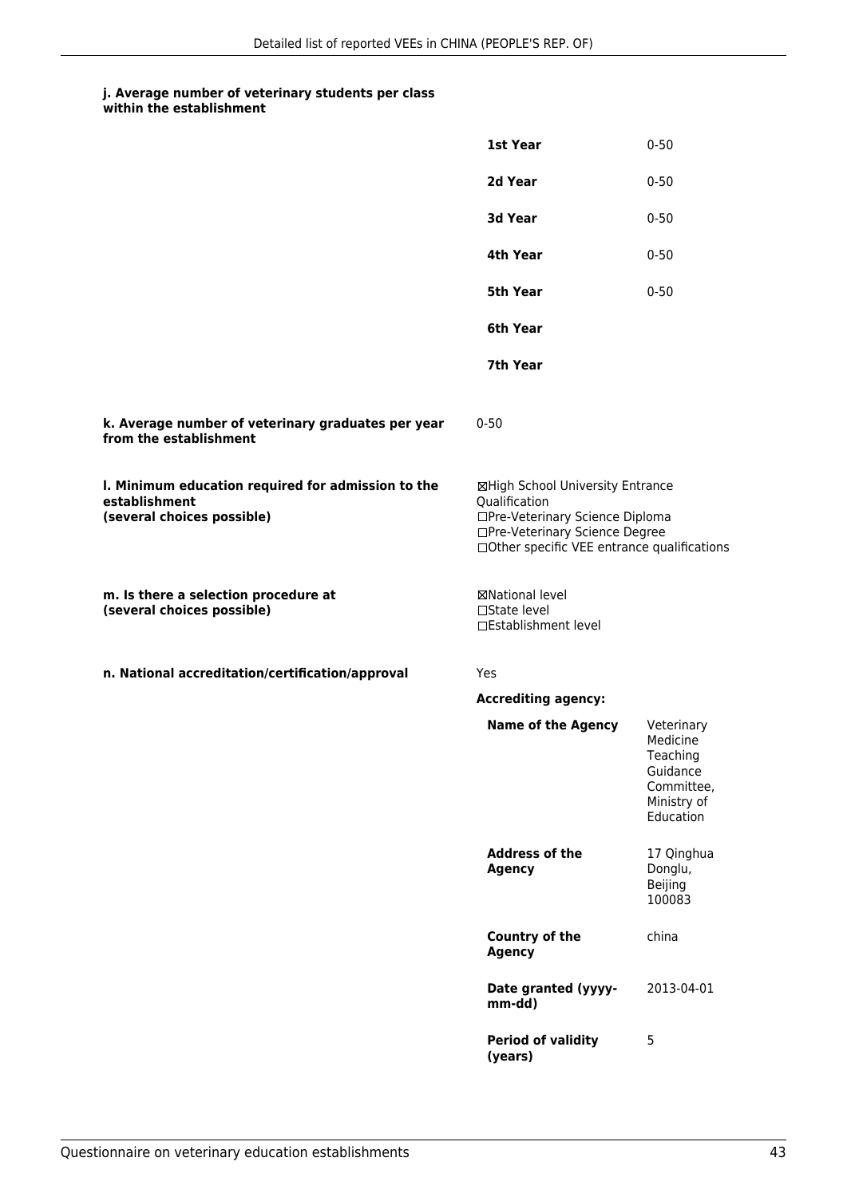**j. Average number of veterinary students per class within the establishment**

| | |
|---|---|
| **1st Year** | 0-50 |
| **2d Year** | 0-50 |
| **3d Year** | 0-50 |
| **4th Year** | 0-50 |
| **5th Year** | 0-50 |
| **6th Year** | |
| **7th Year** | |

**k. Average number of veterinary graduates per year from the establishment**

0-50

**l. Minimum education required for admission to the establishment (several choices possible)**

☒High School University Entrance Qualification
☐Pre-Veterinary Science Diploma
☐Pre-Veterinary Science Degree
☐Other specific VEE entrance qualifications

**m. Is there a selection procedure at (several choices possible)**

☒National level
☐State level
☐Establishment level

**n. National accreditation/certification/approval**

Yes

**Accrediting agency:**

| | |
|---|---|
| **Name of the Agency** | Veterinary Medicine Teaching Guidance Committee, Ministry of Education |
| **Address of the Agency** | 17 Qinghua Donglu, Beijing 100083 |
| **Country of the Agency** | china |
| **Date granted (yyyy-mm-dd)** | 2013-04-01 |
| **Period of validity (years)** | 5 |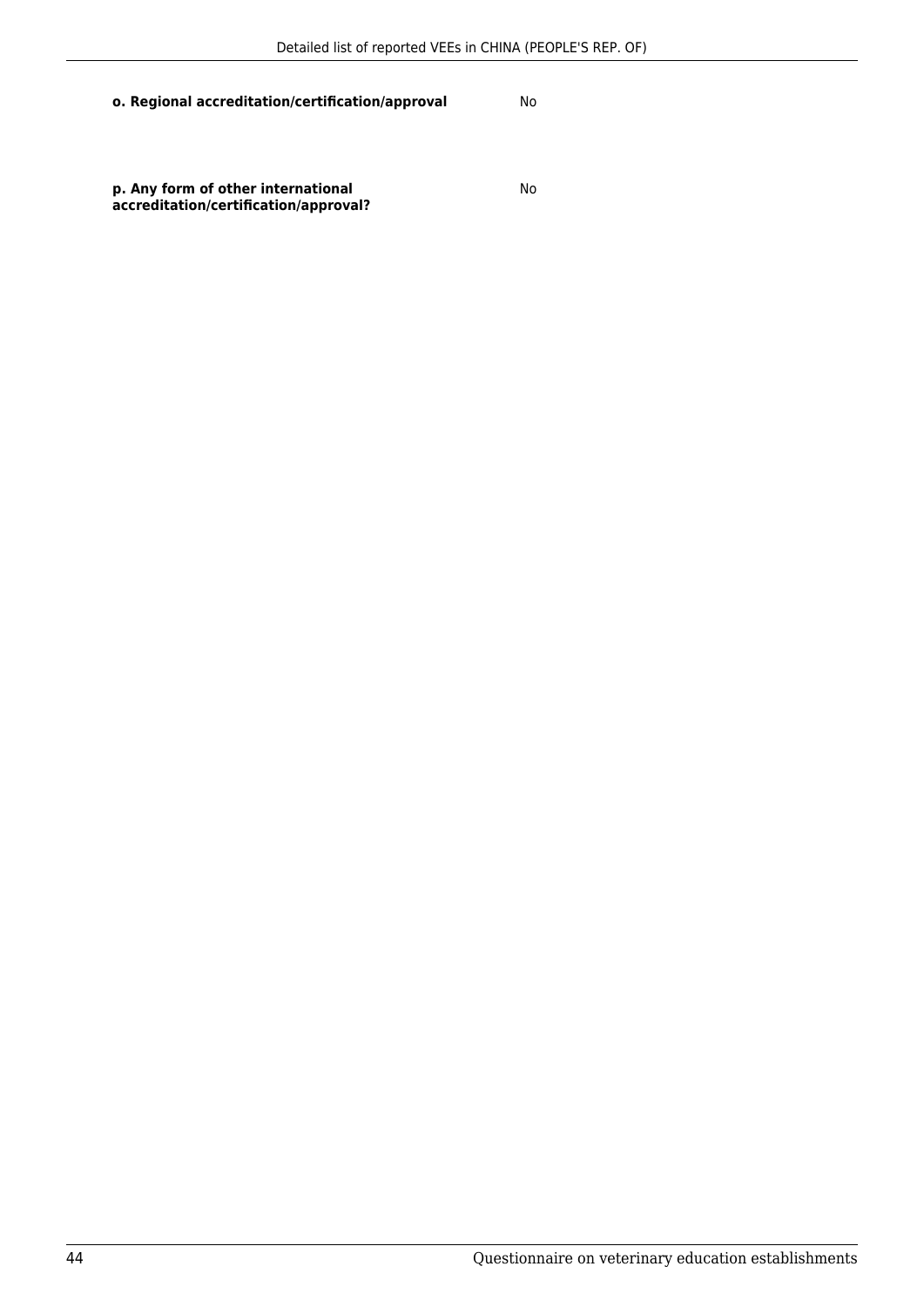| | |
|---|---|
| **o. Regional accreditation/certification/approval** | No |
| **p. Any form of other international accreditation/certification/approval?** | No |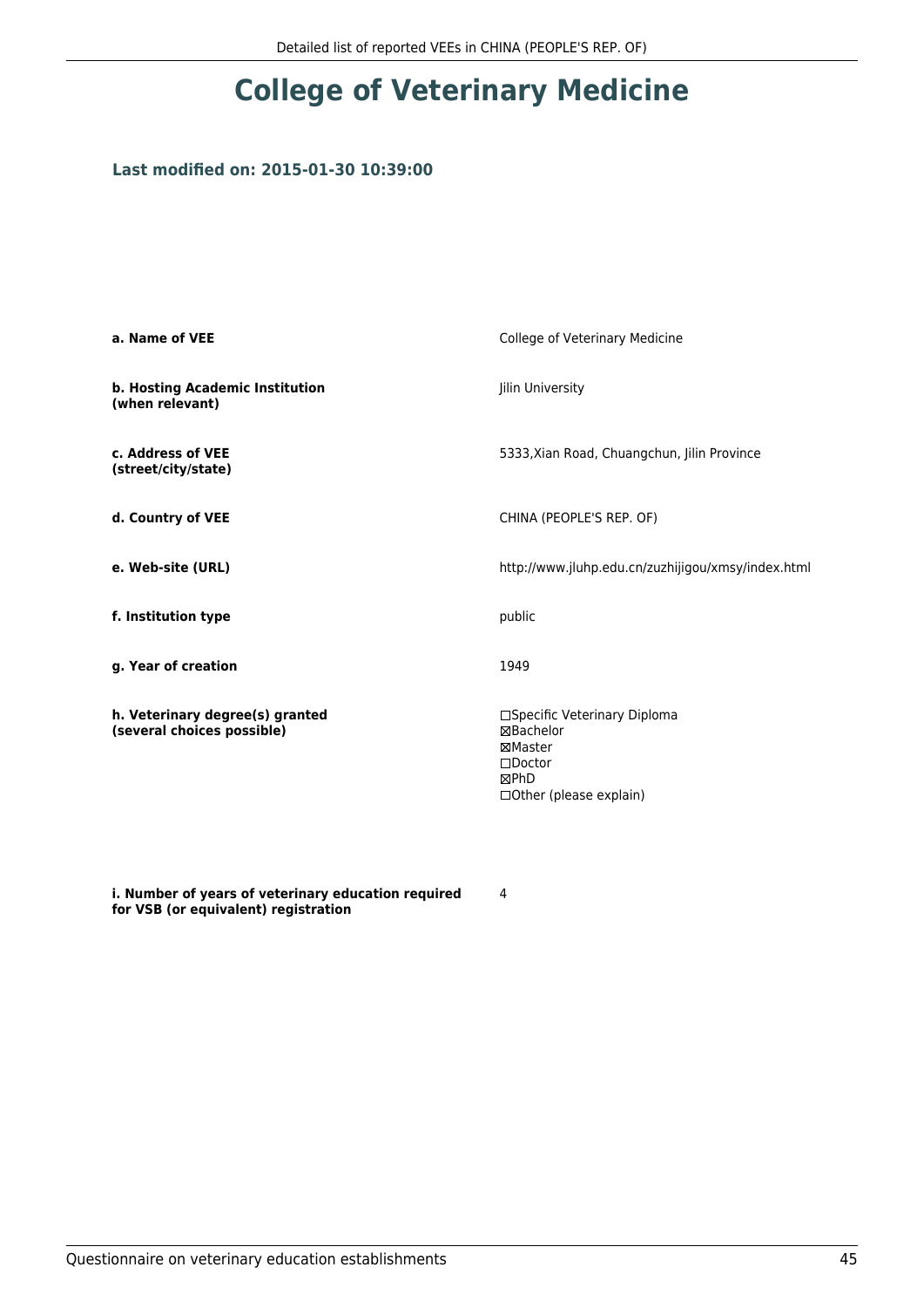# College of Veterinary Medicine

### Last modified on: 2015-01-30 10:39:00

| | |
|---|---|
| **a. Name of VEE** | College of Veterinary Medicine |
| **b. Hosting Academic Institution (when relevant)** | Jilin University |
| **c. Address of VEE (street/city/state)** | 5333,Xian Road, Chuangchun, Jilin Province |
| **d. Country of VEE** | CHINA (PEOPLE'S REP. OF) |
| **e. Web-site (URL)** | http://www.jluhp.edu.cn/zuzhijigou/xmsy/index.html |
| **f. Institution type** | public |
| **g. Year of creation** | 1949 |
| **h. Veterinary degree(s) granted (several choices possible)** | ☐Specific Veterinary Diploma<br>☒Bachelor<br>☒Master<br>☐Doctor<br>☒PhD<br>☐Other (please explain) |
| **i. Number of years of veterinary education required for VSB (or equivalent) registration** | 4 |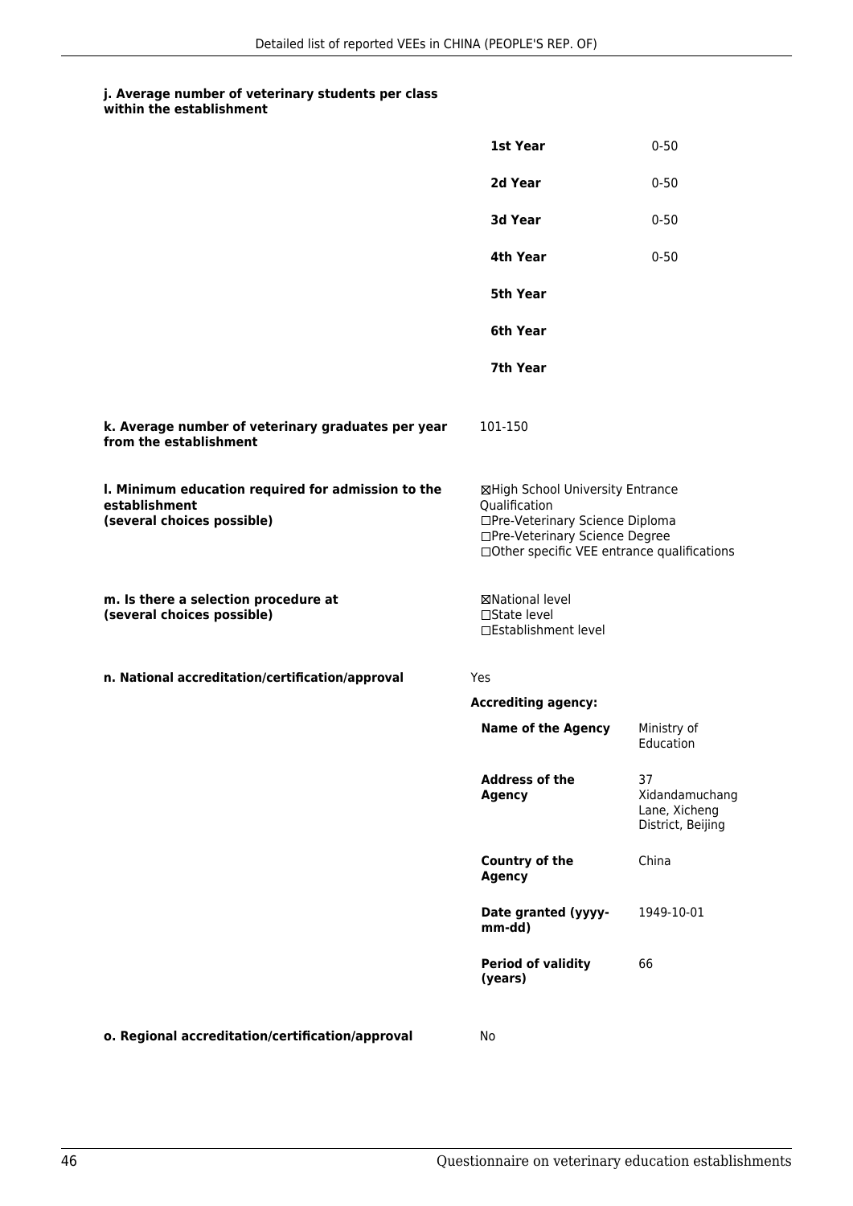**j. Average number of veterinary students per class within the establishment**

| | |
|---|---|
| **1st Year** | 0-50 |
| **2d Year** | 0-50 |
| **3d Year** | 0-50 |
| **4th Year** | 0-50 |
| **5th Year** | |
| **6th Year** | |
| **7th Year** | |

**k. Average number of veterinary graduates per year from the establishment**

101-150

**l. Minimum education required for admission to the establishment (several choices possible)**

☒High School University Entrance Qualification
☐Pre-Veterinary Science Diploma
☐Pre-Veterinary Science Degree
☐Other specific VEE entrance qualifications

**m. Is there a selection procedure at (several choices possible)**

☒National level
☐State level
☐Establishment level

**n. National accreditation/certification/approval**

Yes

**Accrediting agency:**

| | |
|---|---|
| **Name of the Agency** | Ministry of Education |
| **Address of the Agency** | 37 Xidandamuchang Lane, Xicheng District, Beijing |
| **Country of the Agency** | China |
| **Date granted (yyyy-mm-dd)** | 1949-10-01 |
| **Period of validity (years)** | 66 |

**o. Regional accreditation/certification/approval**

No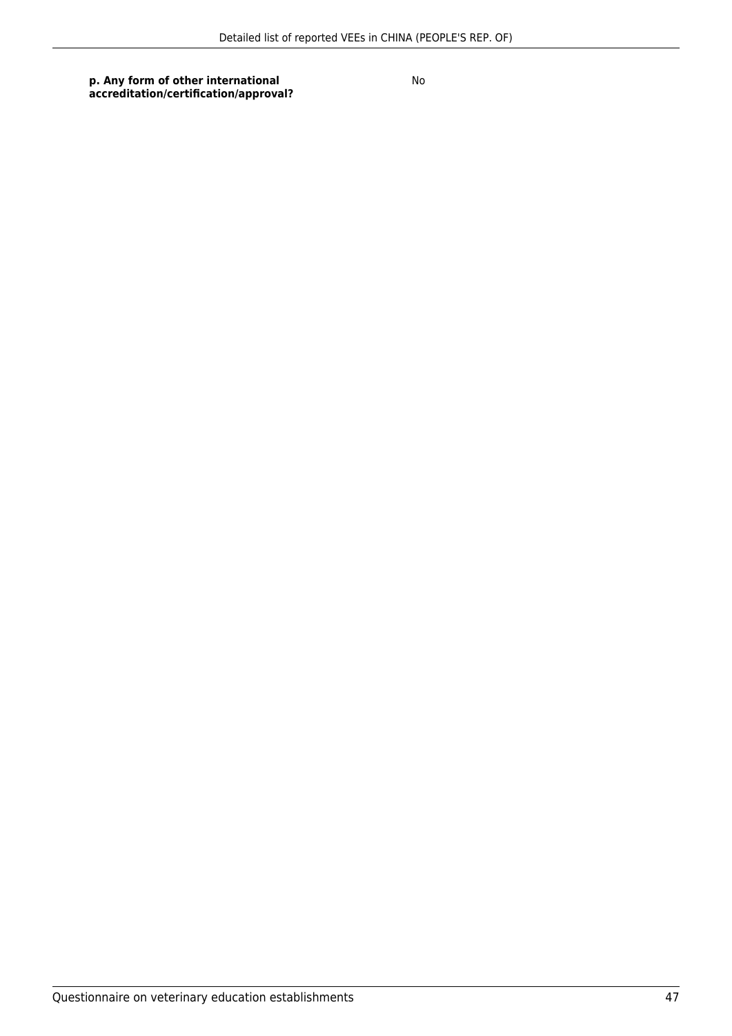| | |
|---|---|
| **p. Any form of other international accreditation/certification/approval?** | No |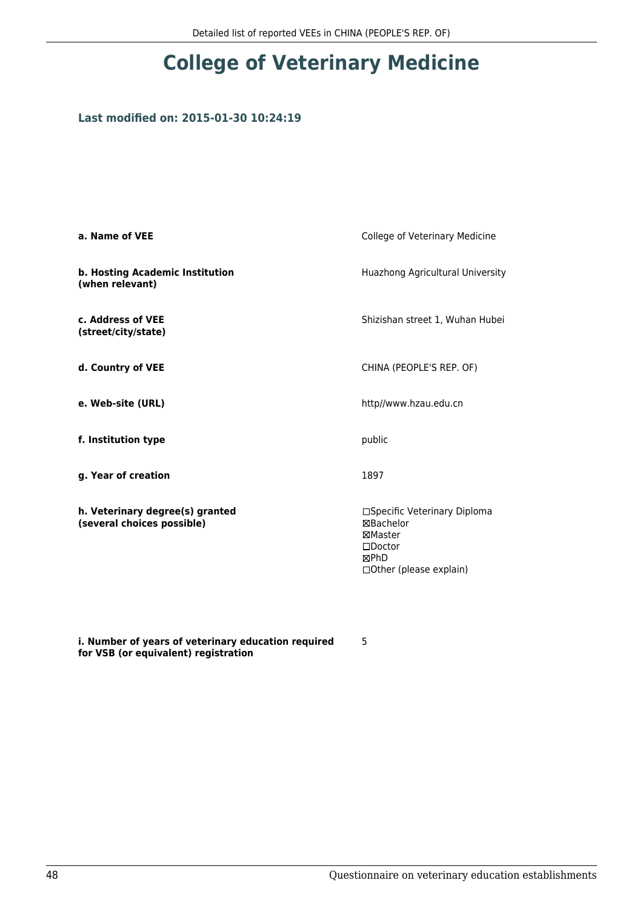# College of Veterinary Medicine

**Last modified on: 2015-01-30 10:24:19**

| | |
|---|---|
| **a. Name of VEE** | College of Veterinary Medicine |
| **b. Hosting Academic Institution (when relevant)** | Huazhong Agricultural University |
| **c. Address of VEE (street/city/state)** | Shizishan street 1, Wuhan Hubei |
| **d. Country of VEE** | CHINA (PEOPLE'S REP. OF) |
| **e. Web-site (URL)** | http//www.hzau.edu.cn |
| **f. Institution type** | public |
| **g. Year of creation** | 1897 |
| **h. Veterinary degree(s) granted (several choices possible)** | ☐Specific Veterinary Diploma<br>☒Bachelor<br>☒Master<br>☐Doctor<br>☒PhD<br>☐Other (please explain) |
| **i. Number of years of veterinary education required for VSB (or equivalent) registration** | 5 |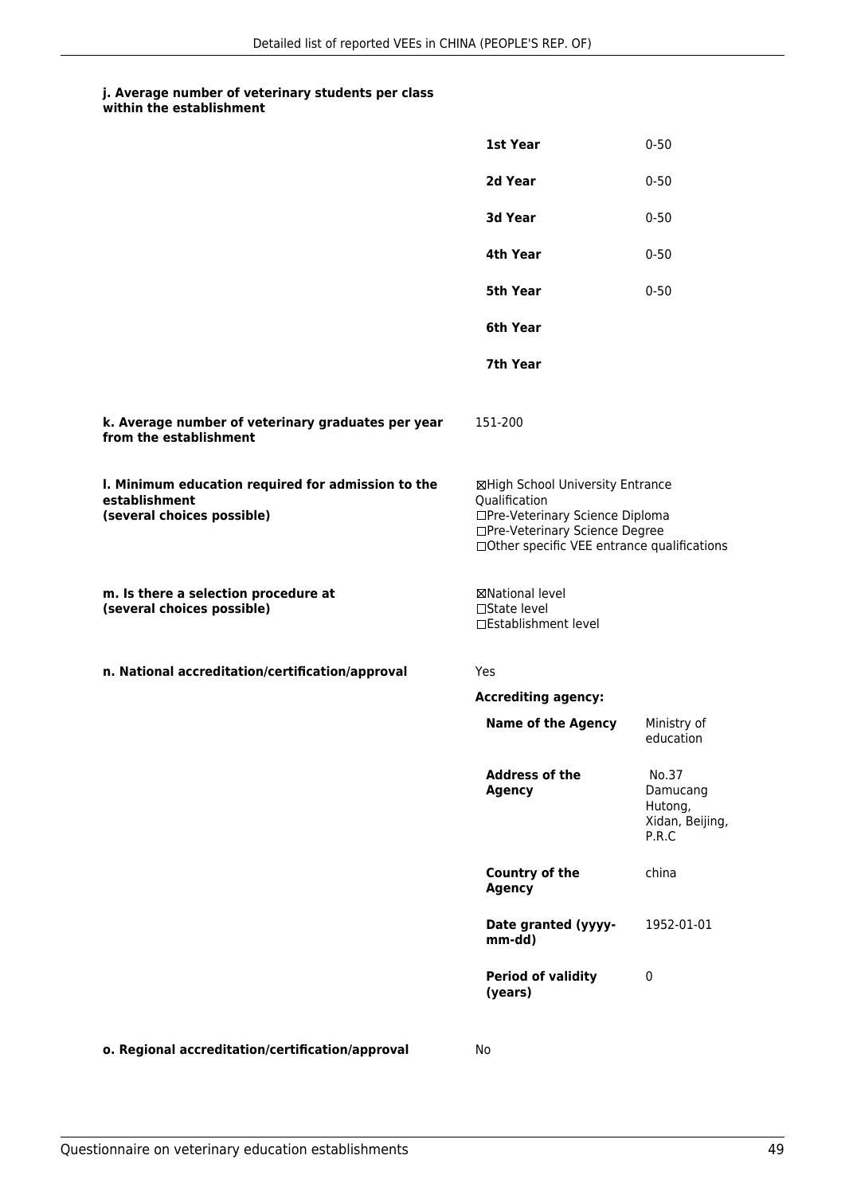**j. Average number of veterinary students per class within the establishment**

| | |
|---|---|
| **1st Year** | 0-50 |
| **2d Year** | 0-50 |
| **3d Year** | 0-50 |
| **4th Year** | 0-50 |
| **5th Year** | 0-50 |
| **6th Year** | |
| **7th Year** | |

**k. Average number of veterinary graduates per year from the establishment**

151-200

**l. Minimum education required for admission to the establishment (several choices possible)**

☒High School University Entrance Qualification
☐Pre-Veterinary Science Diploma
☐Pre-Veterinary Science Degree
☐Other specific VEE entrance qualifications

**m. Is there a selection procedure at (several choices possible)**

☒National level
☐State level
☐Establishment level

**n. National accreditation/certification/approval**

Yes

**Accrediting agency:**

| | |
|---|---|
| **Name of the Agency** | Ministry of education |
| **Address of the Agency** | No.37 Damucang Hutong, Xidan, Beijing, P.R.C |
| **Country of the Agency** | china |
| **Date granted (yyyy-mm-dd)** | 1952-01-01 |
| **Period of validity (years)** | 0 |

**o. Regional accreditation/certification/approval**

No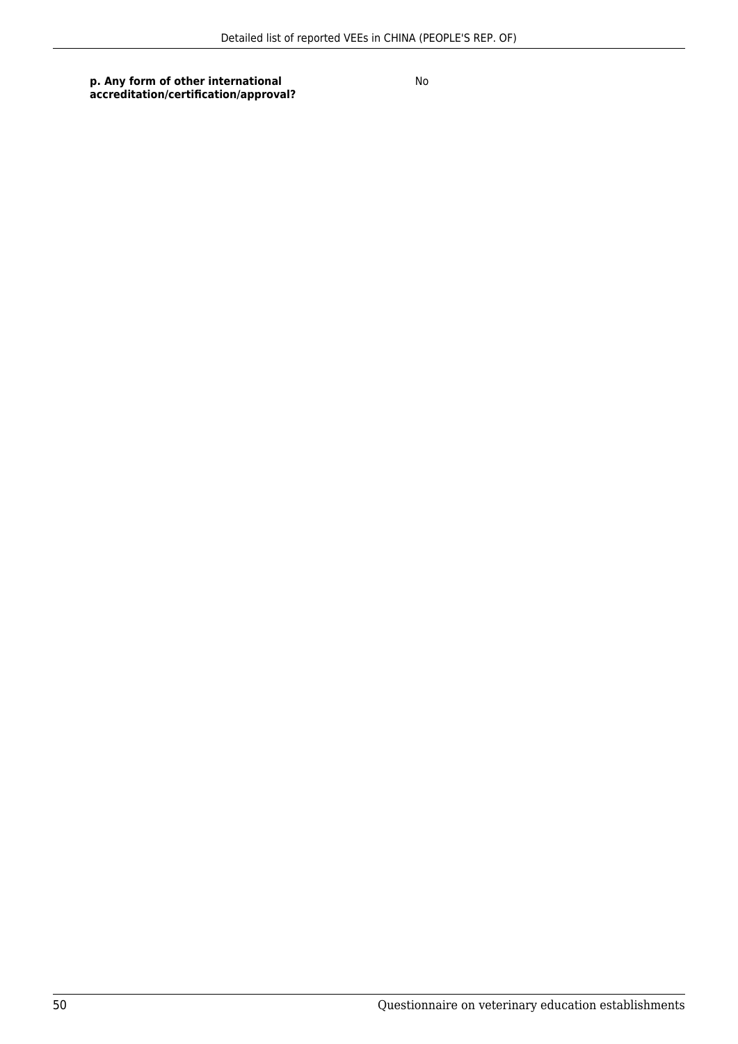| **p. Any form of other international accreditation/certification/approval?** | No |
|---|---|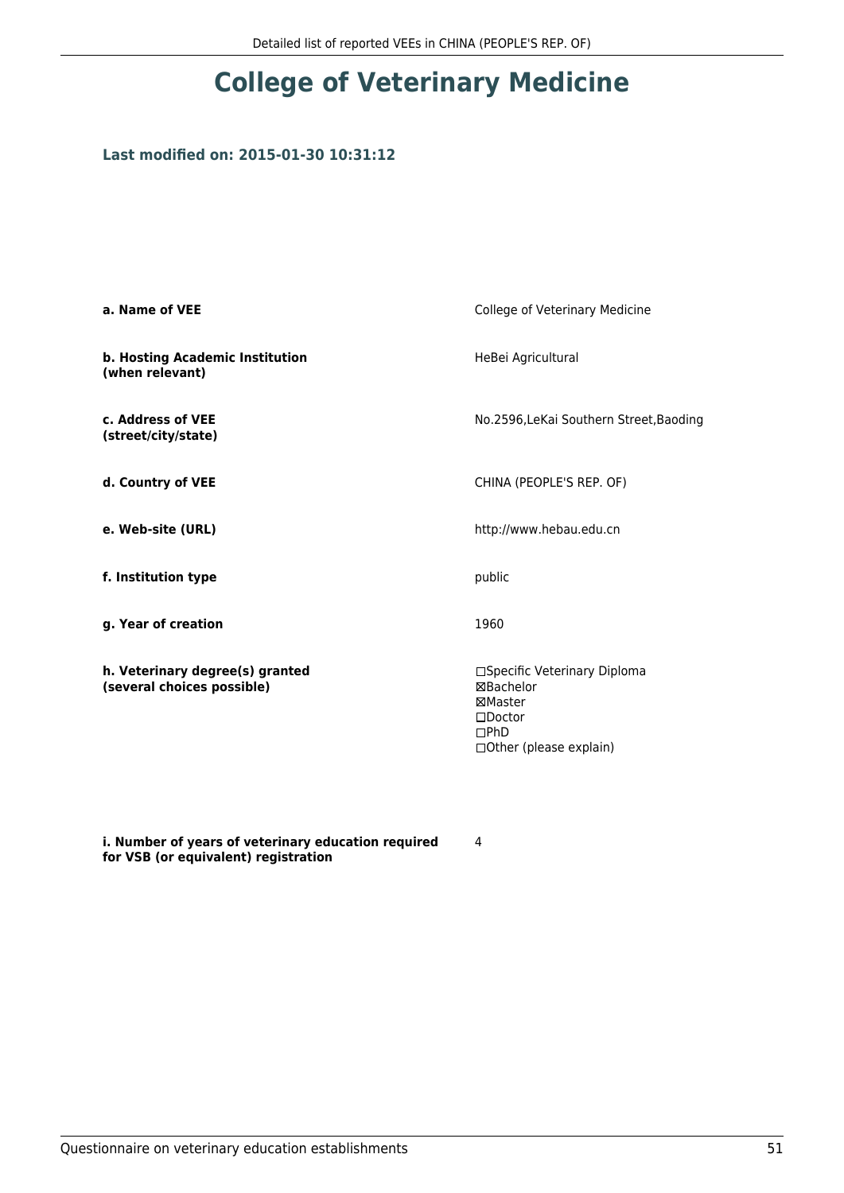# College of Veterinary Medicine

**Last modified on: 2015-01-30 10:31:12**

| | |
|---|---|
| **a. Name of VEE** | College of Veterinary Medicine |
| **b. Hosting Academic Institution (when relevant)** | HeBei Agricultural |
| **c. Address of VEE (street/city/state)** | No.2596,LeKai Southern Street,Baoding |
| **d. Country of VEE** | CHINA (PEOPLE'S REP. OF) |
| **e. Web-site (URL)** | http://www.hebau.edu.cn |
| **f. Institution type** | public |
| **g. Year of creation** | 1960 |
| **h. Veterinary degree(s) granted (several choices possible)** | ☐Specific Veterinary Diploma<br>☒Bachelor<br>☒Master<br>☐Doctor<br>☐PhD<br>☐Other (please explain) |
| **i. Number of years of veterinary education required for VSB (or equivalent) registration** | 4 |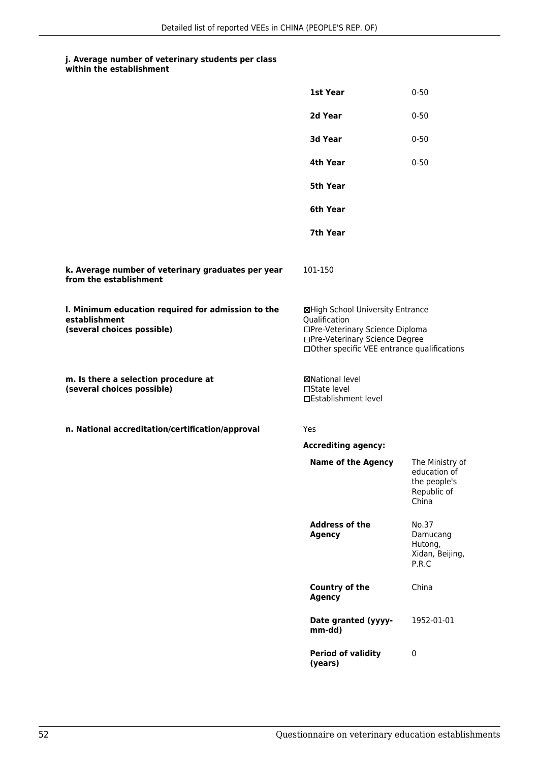#### j. Average number of veterinary students per class within the establishment

| | |
|---|---|
| **1st Year** | 0-50 |
| **2d Year** | 0-50 |
| **3d Year** | 0-50 |
| **4th Year** | 0-50 |
| **5th Year** | |
| **6th Year** | |
| **7th Year** | |

#### k. Average number of veterinary graduates per year from the establishment

101-150

#### l. Minimum education required for admission to the establishment (several choices possible)

☒High School University Entrance Qualification
☐Pre-Veterinary Science Diploma
☐Pre-Veterinary Science Degree
☐Other specific VEE entrance qualifications

#### m. Is there a selection procedure at (several choices possible)

☒National level
☐State level
☐Establishment level

#### n. National accreditation/certification/approval

Yes

**Accrediting agency:**

| | |
|---|---|
| **Name of the Agency** | The Ministry of education of the people's Republic of China |
| **Address of the Agency** | No.37 Damucang Hutong, Xidan, Beijing, P.R.C |
| **Country of the Agency** | China |
| **Date granted (yyyy-mm-dd)** | 1952-01-01 |
| **Period of validity (years)** | 0 |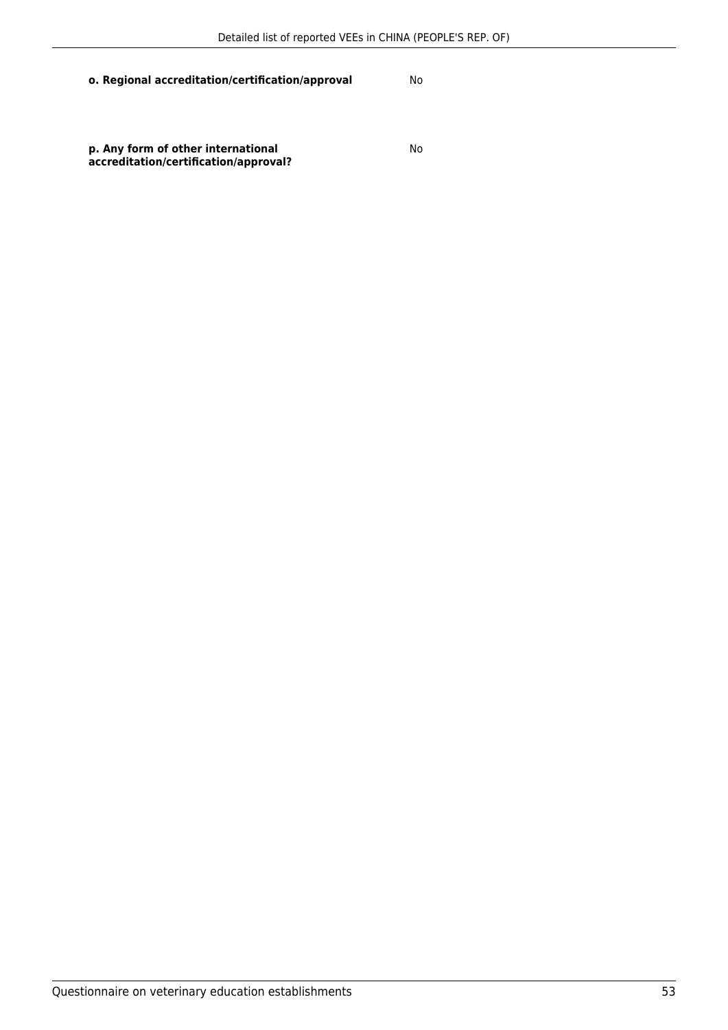**o. Regional accreditation/certification/approval** No

**p. Any form of other international accreditation/certification/approval?** No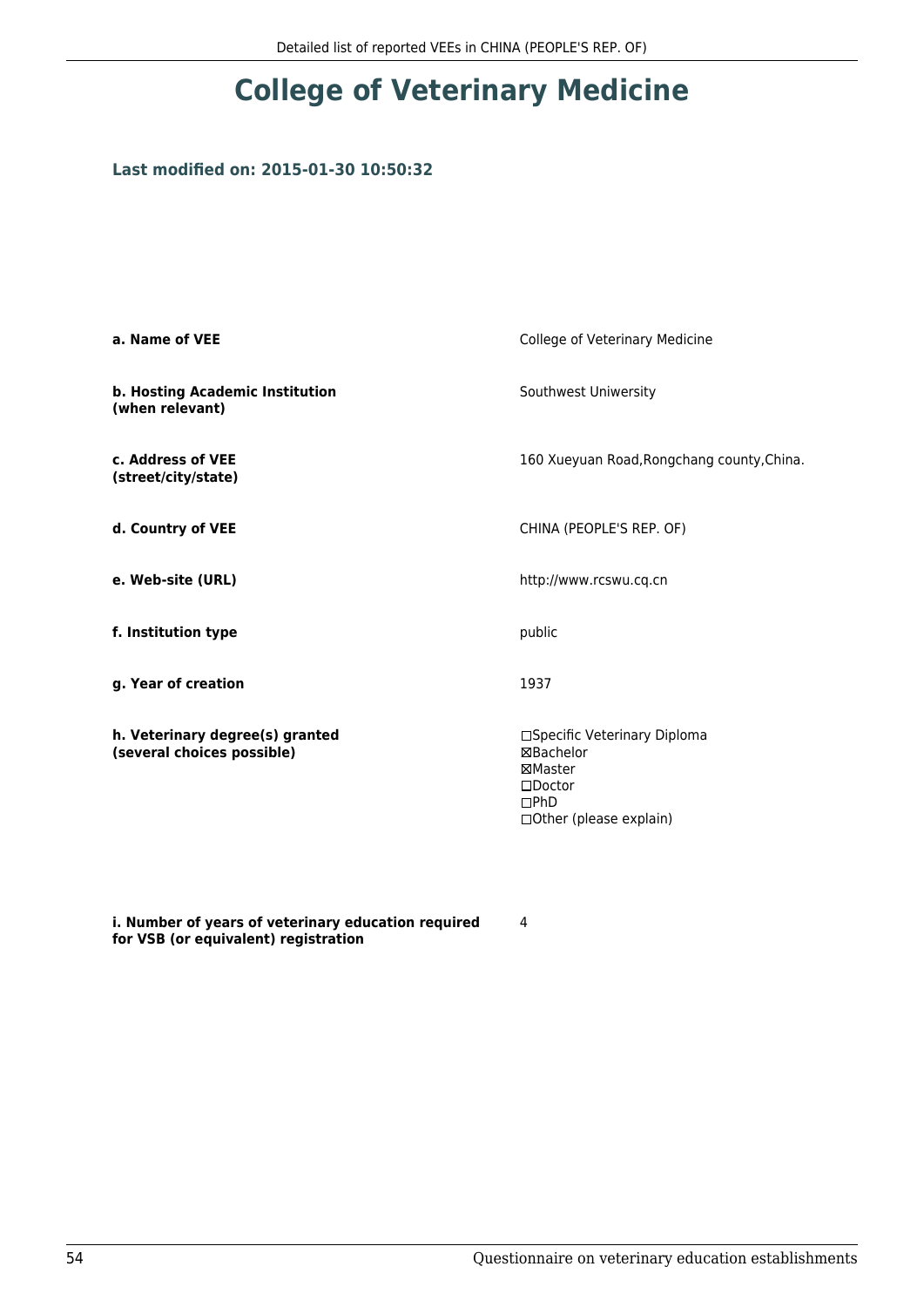# College of Veterinary Medicine

**Last modified on: 2015-01-30 10:50:32**

| | |
|---|---|
| **a. Name of VEE** | College of Veterinary Medicine |
| **b. Hosting Academic Institution (when relevant)** | Southwest Uniwersity |
| **c. Address of VEE (street/city/state)** | 160 Xueyuan Road,Rongchang county,China. |
| **d. Country of VEE** | CHINA (PEOPLE'S REP. OF) |
| **e. Web-site (URL)** | http://www.rcswu.cq.cn |
| **f. Institution type** | public |
| **g. Year of creation** | 1937 |
| **h. Veterinary degree(s) granted (several choices possible)** | ☐Specific Veterinary Diploma<br>☒Bachelor<br>☒Master<br>☐Doctor<br>☐PhD<br>☐Other (please explain) |
| **i. Number of years of veterinary education required for VSB (or equivalent) registration** | 4 |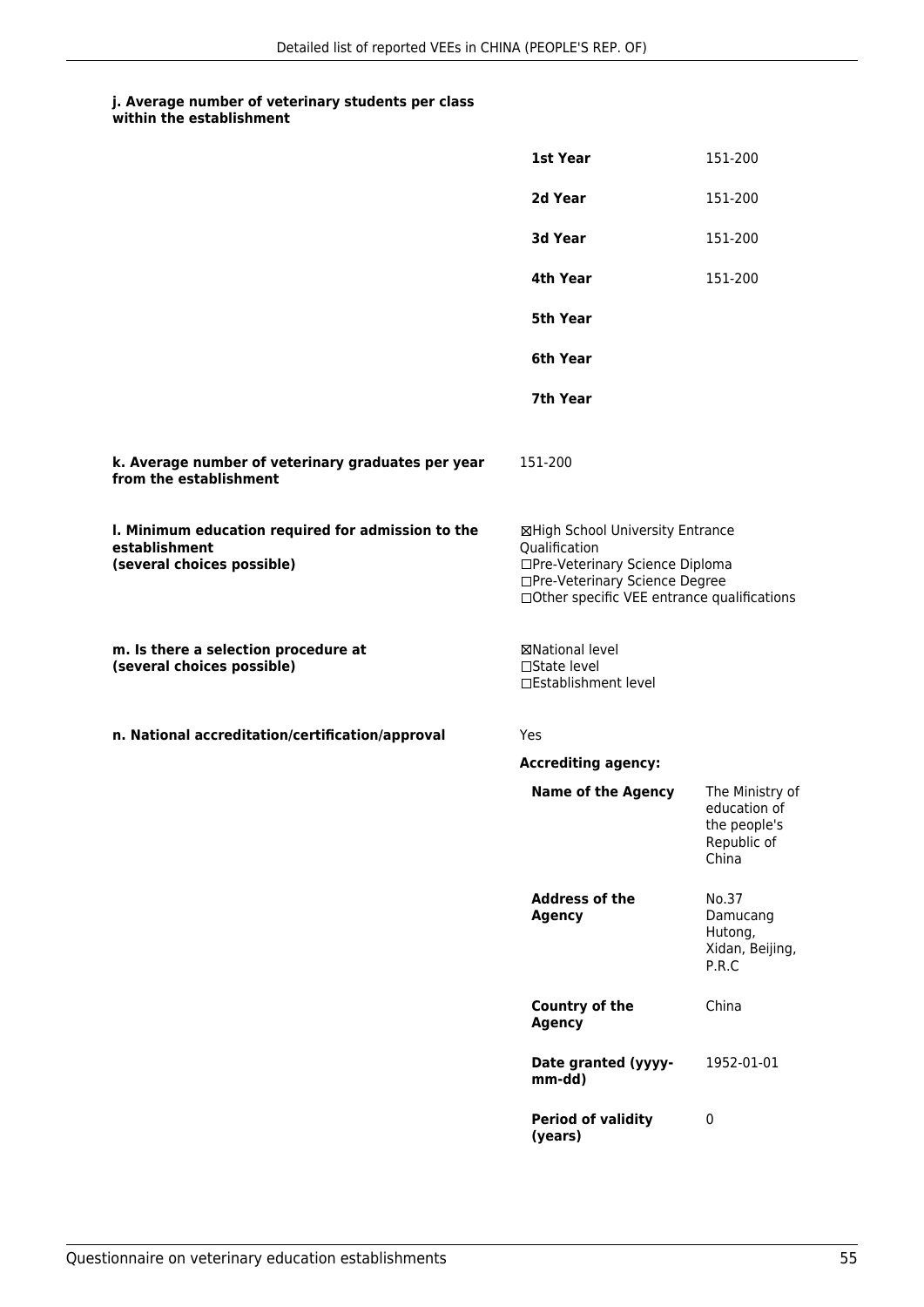**j. Average number of veterinary students per class within the establishment**

| | |
|---|---|
| **1st Year** | 151-200 |
| **2d Year** | 151-200 |
| **3d Year** | 151-200 |
| **4th Year** | 151-200 |
| **5th Year** | |
| **6th Year** | |
| **7th Year** | |

**k. Average number of veterinary graduates per year from the establishment**

151-200

**l. Minimum education required for admission to the establishment (several choices possible)**

☒High School University Entrance Qualification
☐Pre-Veterinary Science Diploma
☐Pre-Veterinary Science Degree
☐Other specific VEE entrance qualifications

**m. Is there a selection procedure at (several choices possible)**

☒National level
☐State level
☐Establishment level

**n. National accreditation/certification/approval**

Yes

**Accrediting agency:**

| | |
|---|---|
| **Name of the Agency** | The Ministry of education of the people's Republic of China |
| **Address of the Agency** | No.37 Damucang Hutong, Xidan, Beijing, P.R.C |
| **Country of the Agency** | China |
| **Date granted (yyyy-mm-dd)** | 1952-01-01 |
| **Period of validity (years)** | 0 |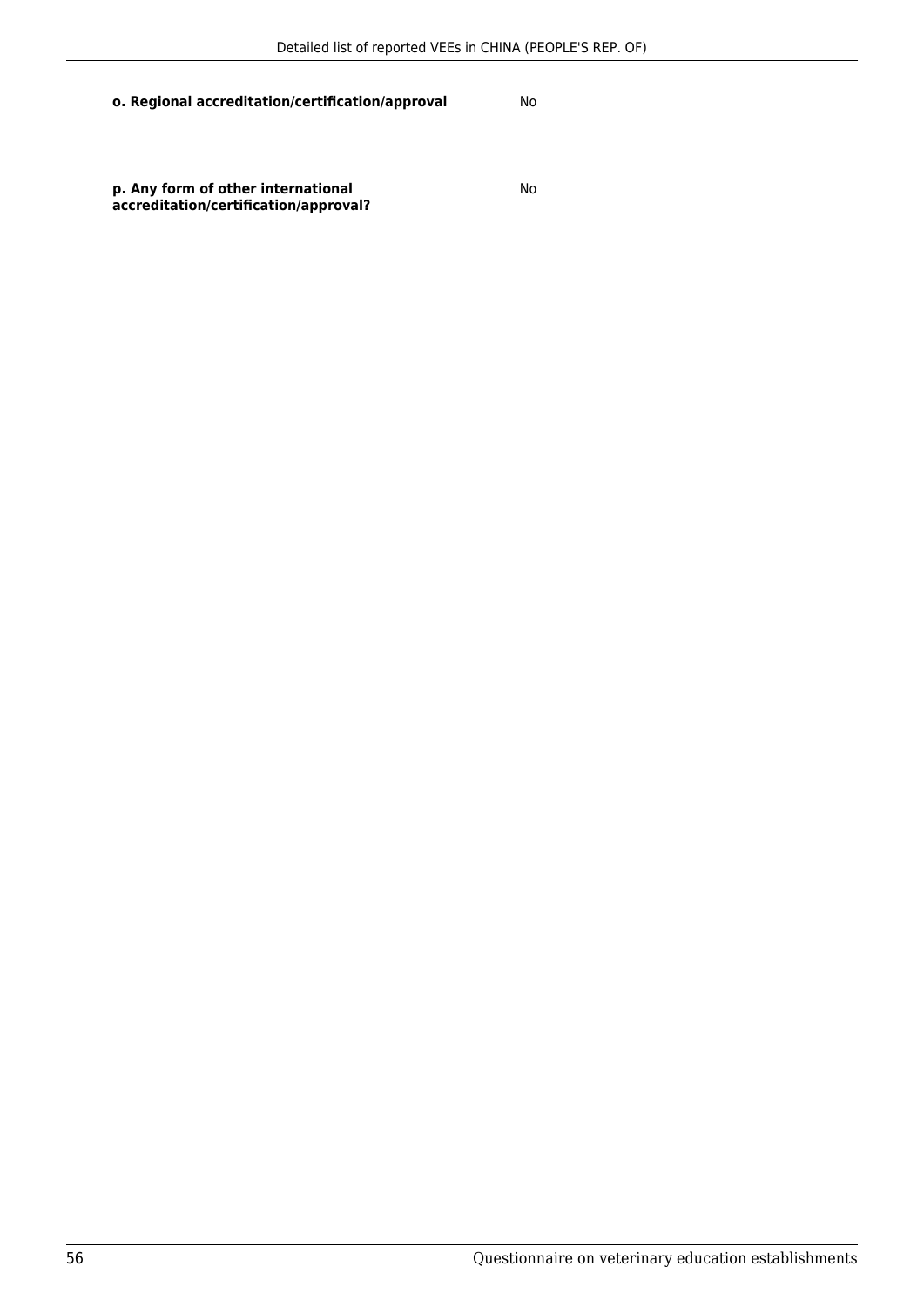| | |
|---|---|
| **o. Regional accreditation/certification/approval** | No |
| **p. Any form of other international accreditation/certification/approval?** | No |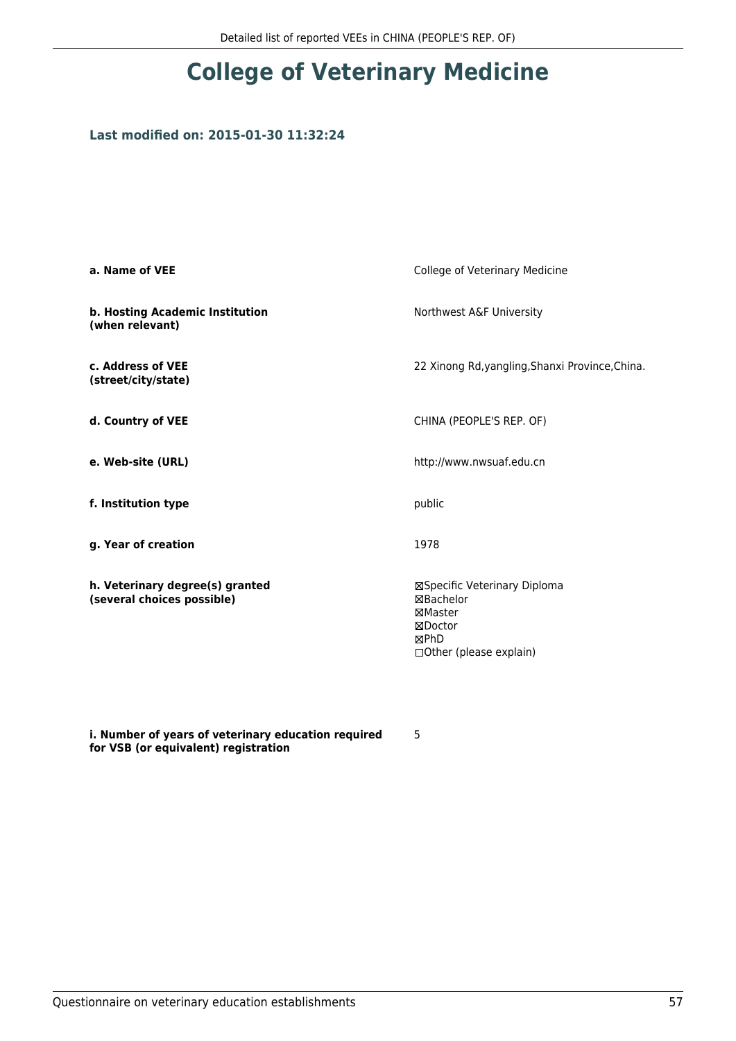# College of Veterinary Medicine

### Last modified on: 2015-01-30 11:32:24

| | |
|---|---|
| **a. Name of VEE** | College of Veterinary Medicine |
| **b. Hosting Academic Institution (when relevant)** | Northwest A&F University |
| **c. Address of VEE (street/city/state)** | 22 Xinong Rd,yangling,Shanxi Province,China. |
| **d. Country of VEE** | CHINA (PEOPLE'S REP. OF) |
| **e. Web-site (URL)** | http://www.nwsuaf.edu.cn |
| **f. Institution type** | public |
| **g. Year of creation** | 1978 |
| **h. Veterinary degree(s) granted (several choices possible)** | ☒Specific Veterinary Diploma<br>☒Bachelor<br>☒Master<br>☒Doctor<br>☒PhD<br>☐Other (please explain) |
| **i. Number of years of veterinary education required for VSB (or equivalent) registration** | 5 |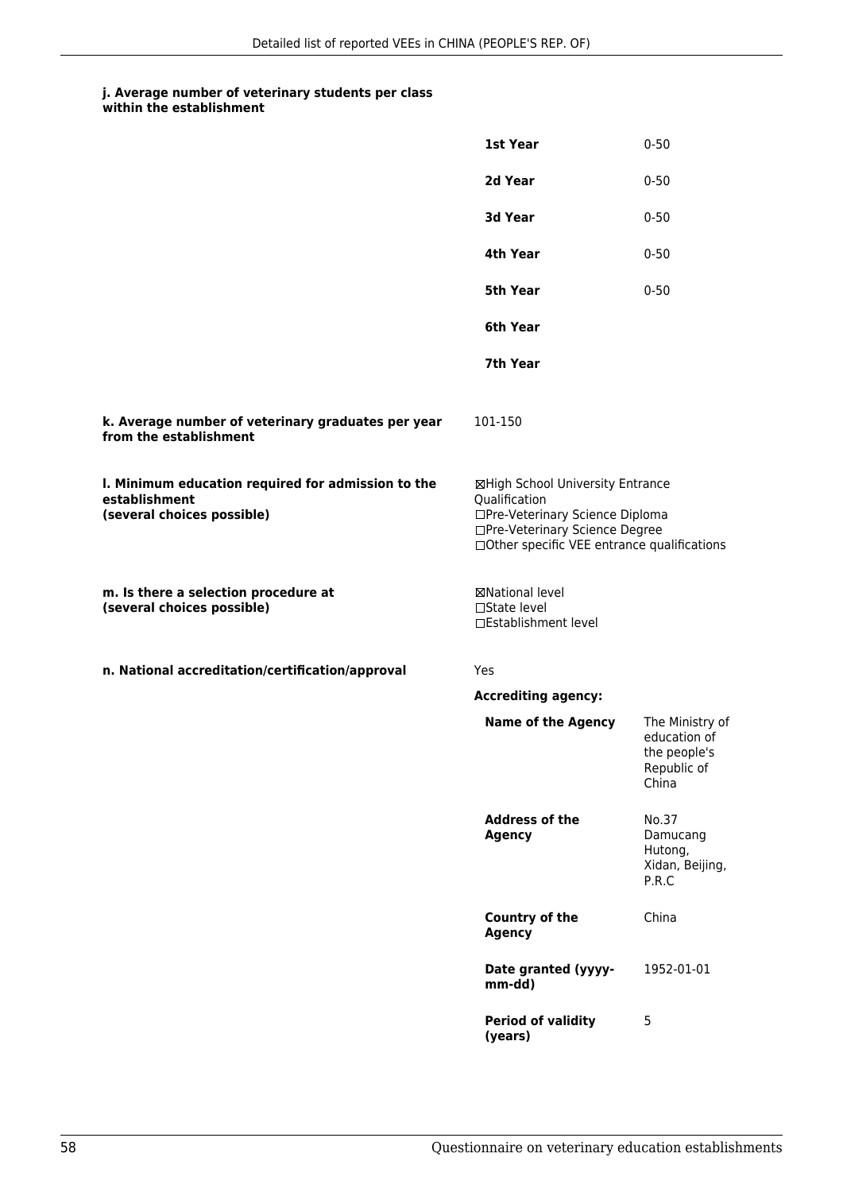**j. Average number of veterinary students per class within the establishment**

| | |
|---|---|
| **1st Year** | 0-50 |
| **2d Year** | 0-50 |
| **3d Year** | 0-50 |
| **4th Year** | 0-50 |
| **5th Year** | 0-50 |
| **6th Year** | |
| **7th Year** | |

**k. Average number of veterinary graduates per year from the establishment**

101-150

**l. Minimum education required for admission to the establishment (several choices possible)**

☒High School University Entrance Qualification
☐Pre-Veterinary Science Diploma
☐Pre-Veterinary Science Degree
☐Other specific VEE entrance qualifications

**m. Is there a selection procedure at (several choices possible)**

☒National level
☐State level
☐Establishment level

**n. National accreditation/certification/approval**

Yes

**Accrediting agency:**

| | |
|---|---|
| **Name of the Agency** | The Ministry of education of the people's Republic of China |
| **Address of the Agency** | No.37 Damucang Hutong, Xidan, Beijing, P.R.C |
| **Country of the Agency** | China |
| **Date granted (yyyy-mm-dd)** | 1952-01-01 |
| **Period of validity (years)** | 5 |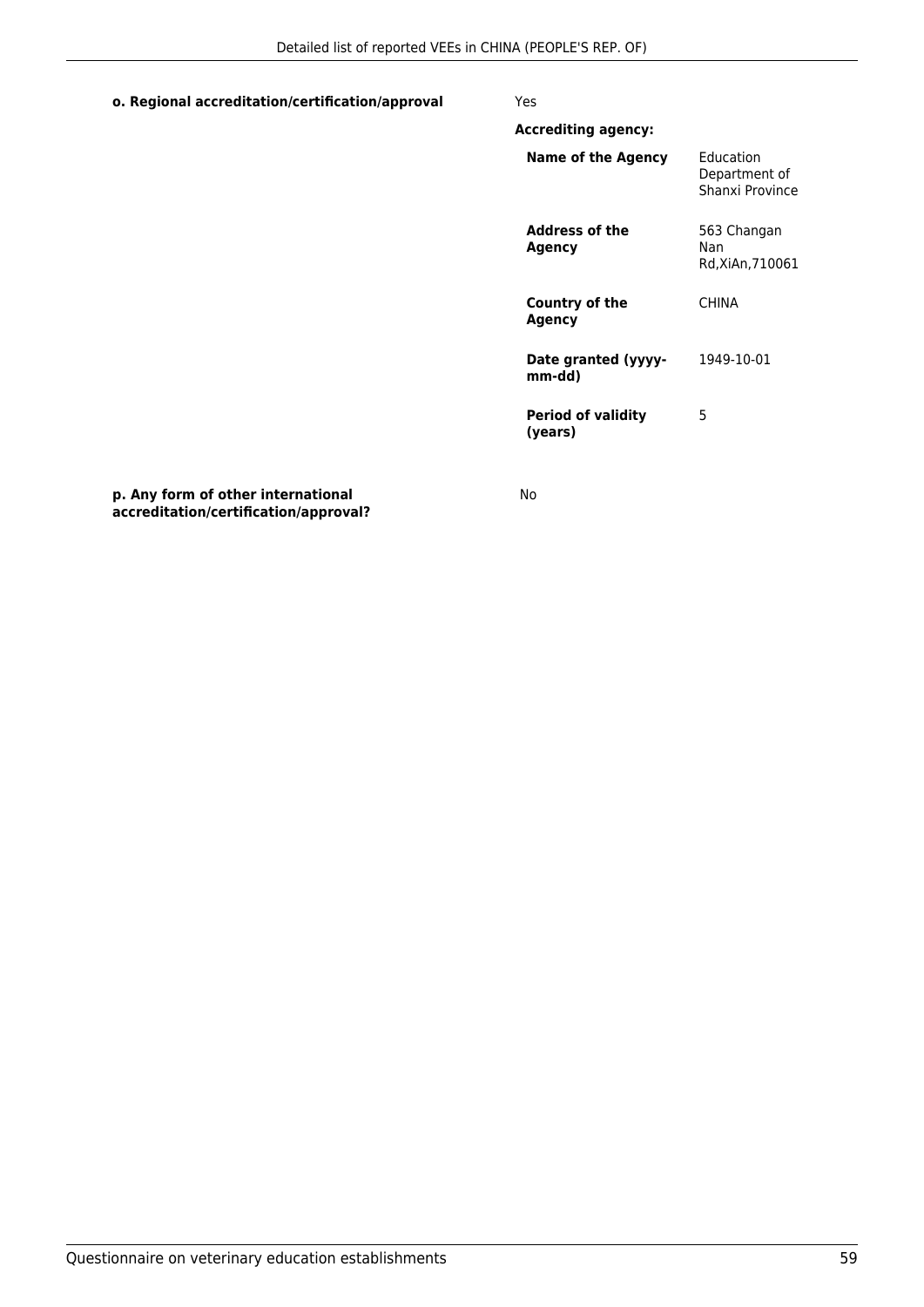**o. Regional accreditation/certification/approval** Yes

**Accrediting agency:**

| | |
|---|---|
| **Name of the Agency** | Education Department of Shanxi Province |
| **Address of the Agency** | 563 Changan Nan Rd,XiAn,710061 |
| **Country of the Agency** | CHINA |
| **Date granted (yyyy-mm-dd)** | 1949-10-01 |
| **Period of validity (years)** | 5 |

**p. Any form of other international accreditation/certification/approval?** No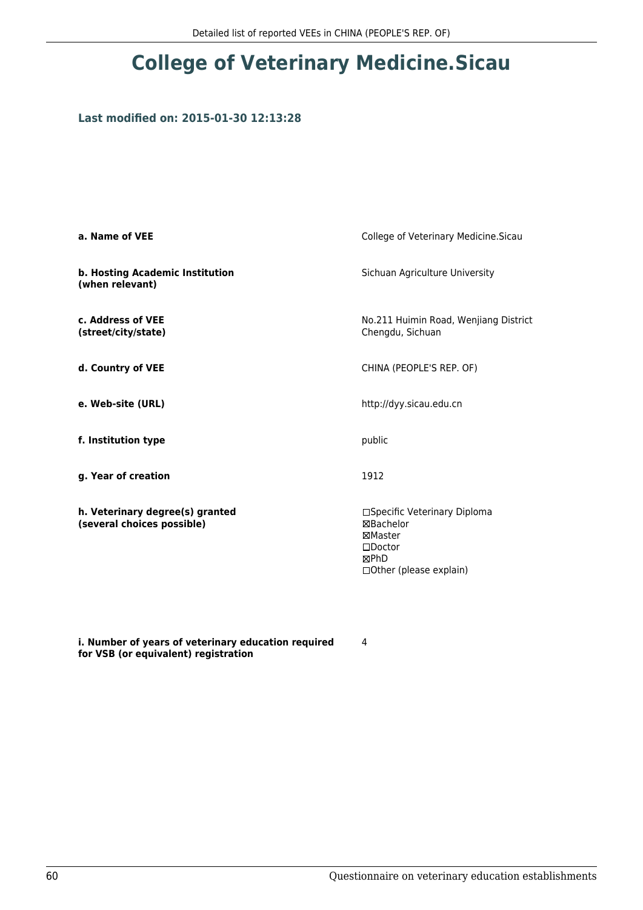# College of Veterinary Medicine.Sicau

### Last modified on: 2015-01-30 12:13:28

| | |
|---|---|
| **a. Name of VEE** | College of Veterinary Medicine.Sicau |
| **b. Hosting Academic Institution (when relevant)** | Sichuan Agriculture University |
| **c. Address of VEE (street/city/state)** | No.211 Huimin Road, Wenjiang District Chengdu, Sichuan |
| **d. Country of VEE** | CHINA (PEOPLE'S REP. OF) |
| **e. Web-site (URL)** | http://dyy.sicau.edu.cn |
| **f. Institution type** | public |
| **g. Year of creation** | 1912 |
| **h. Veterinary degree(s) granted (several choices possible)** | ☐Specific Veterinary Diploma<br>☒Bachelor<br>☒Master<br>☐Doctor<br>☒PhD<br>☐Other (please explain) |
| **i. Number of years of veterinary education required for VSB (or equivalent) registration** | 4 |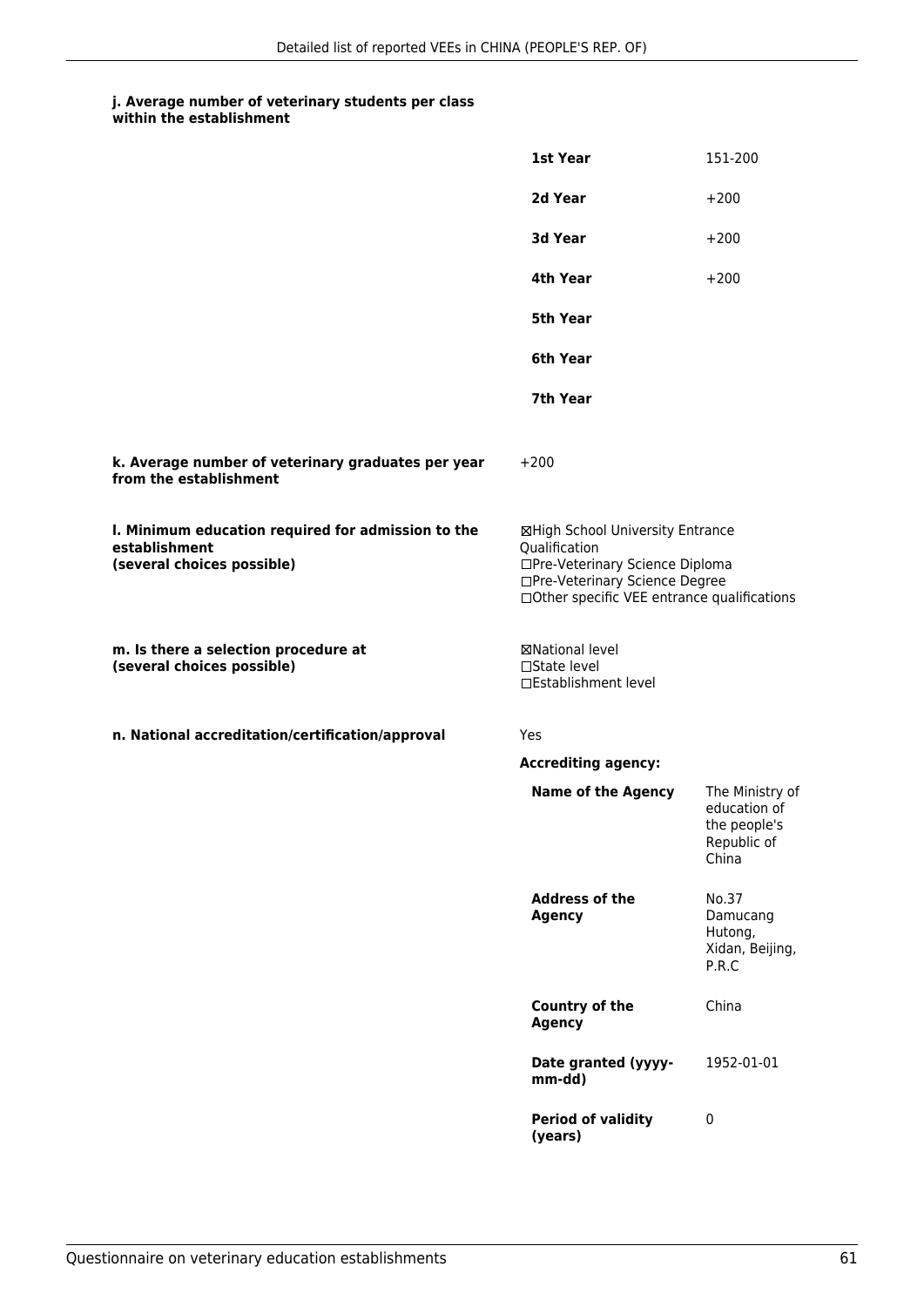**j. Average number of veterinary students per class within the establishment**

| | |
|---|---|
| **1st Year** | 151-200 |
| **2d Year** | +200 |
| **3d Year** | +200 |
| **4th Year** | +200 |
| **5th Year** | |
| **6th Year** | |
| **7th Year** | |

**k. Average number of veterinary graduates per year from the establishment**

+200

**l. Minimum education required for admission to the establishment (several choices possible)**

☒High School University Entrance Qualification
☐Pre-Veterinary Science Diploma
☐Pre-Veterinary Science Degree
☐Other specific VEE entrance qualifications

**m. Is there a selection procedure at (several choices possible)**

☒National level
☐State level
☐Establishment level

**n. National accreditation/certification/approval**

Yes

**Accrediting agency:**

| | |
|---|---|
| **Name of the Agency** | The Ministry of education of the people's Republic of China |
| **Address of the Agency** | No.37 Damucang Hutong, Xidan, Beijing, P.R.C |
| **Country of the Agency** | China |
| **Date granted (yyyy-mm-dd)** | 1952-01-01 |
| **Period of validity (years)** | 0 |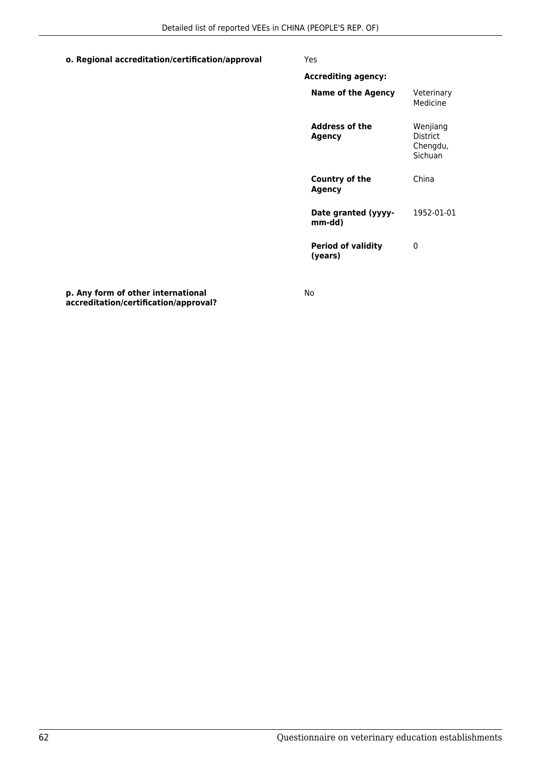**o. Regional accreditation/certification/approval**

Yes

**Accrediting agency:**

| | |
|---|---|
| **Name of the Agency** | Veterinary Medicine |
| **Address of the Agency** | Wenjiang District Chengdu, Sichuan |
| **Country of the Agency** | China |
| **Date granted (yyyy-mm-dd)** | 1952-01-01 |
| **Period of validity (years)** | 0 |

**p. Any form of other international accreditation/certification/approval?**

No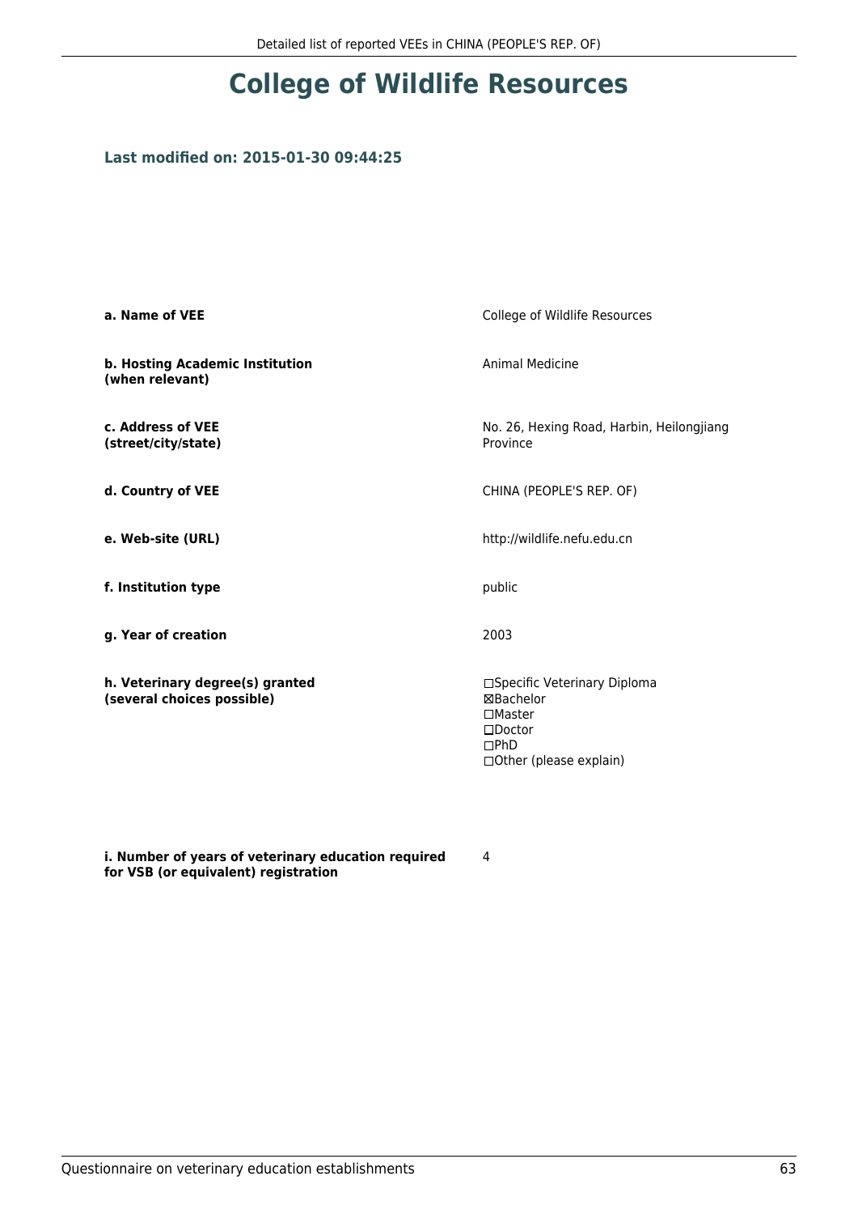# College of Wildlife Resources

### Last modified on: 2015-01-30 09:44:25

| | |
|---|---|
| **a. Name of VEE** | College of Wildlife Resources |
| **b. Hosting Academic Institution (when relevant)** | Animal Medicine |
| **c. Address of VEE (street/city/state)** | No. 26, Hexing Road, Harbin, Heilongjiang Province |
| **d. Country of VEE** | CHINA (PEOPLE'S REP. OF) |
| **e. Web-site (URL)** | http://wildlife.nefu.edu.cn |
| **f. Institution type** | public |
| **g. Year of creation** | 2003 |
| **h. Veterinary degree(s) granted (several choices possible)** | ☐Specific Veterinary Diploma<br>☒Bachelor<br>☐Master<br>☐Doctor<br>☐PhD<br>☐Other (please explain) |
| **i. Number of years of veterinary education required for VSB (or equivalent) registration** | 4 |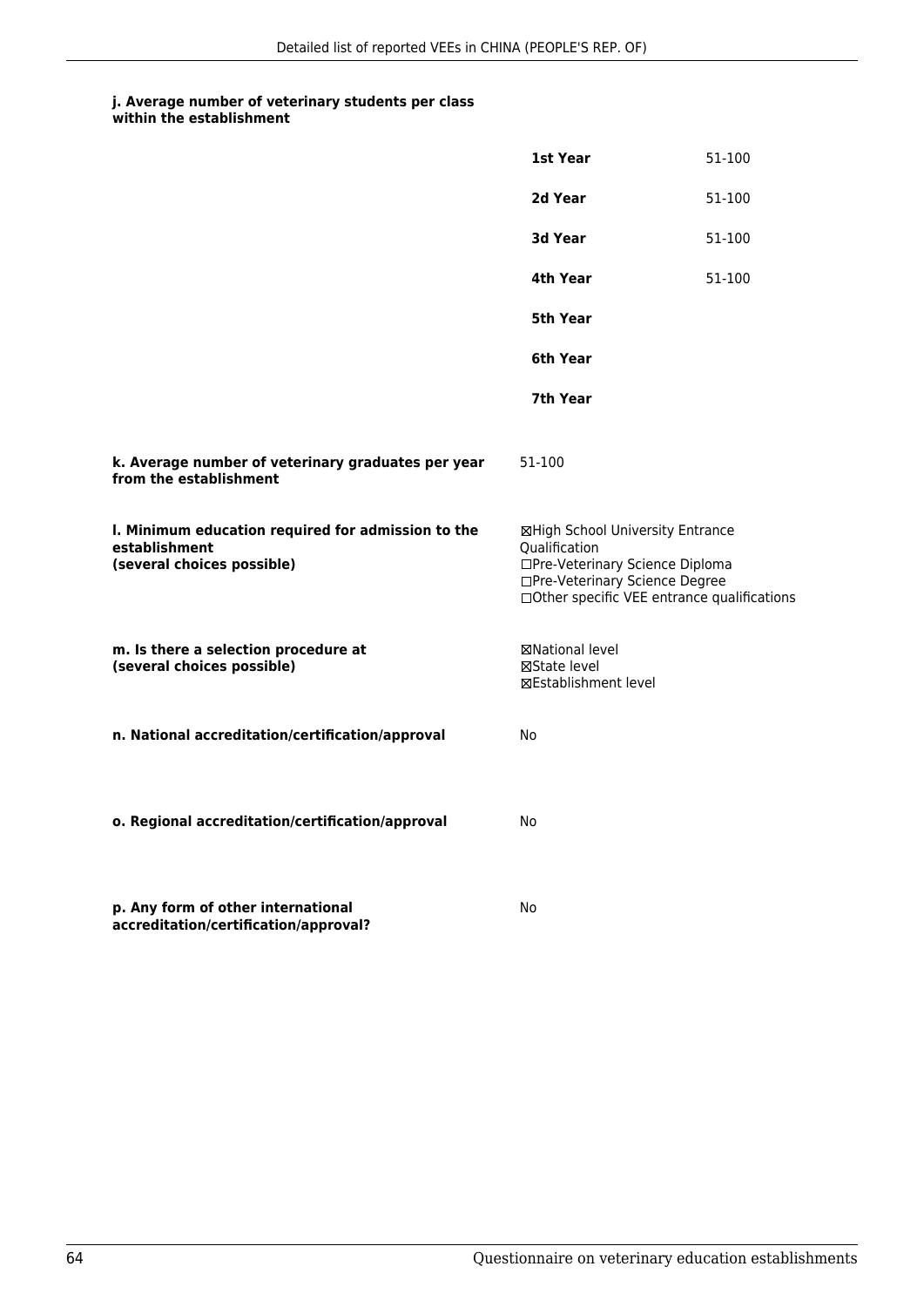**j. Average number of veterinary students per class within the establishment**

| | |
|---|---|
| **1st Year** | 51-100 |
| **2d Year** | 51-100 |
| **3d Year** | 51-100 |
| **4th Year** | 51-100 |
| **5th Year** | |
| **6th Year** | |
| **7th Year** | |

**k. Average number of veterinary graduates per year from the establishment**

51-100

**l. Minimum education required for admission to the establishment (several choices possible)**

☒High School University Entrance Qualification
☐Pre-Veterinary Science Diploma
☐Pre-Veterinary Science Degree
☐Other specific VEE entrance qualifications

**m. Is there a selection procedure at (several choices possible)**

☒National level
☒State level
☒Establishment level

**n. National accreditation/certification/approval**

No

**o. Regional accreditation/certification/approval**

No

**p. Any form of other international accreditation/certification/approval?**

No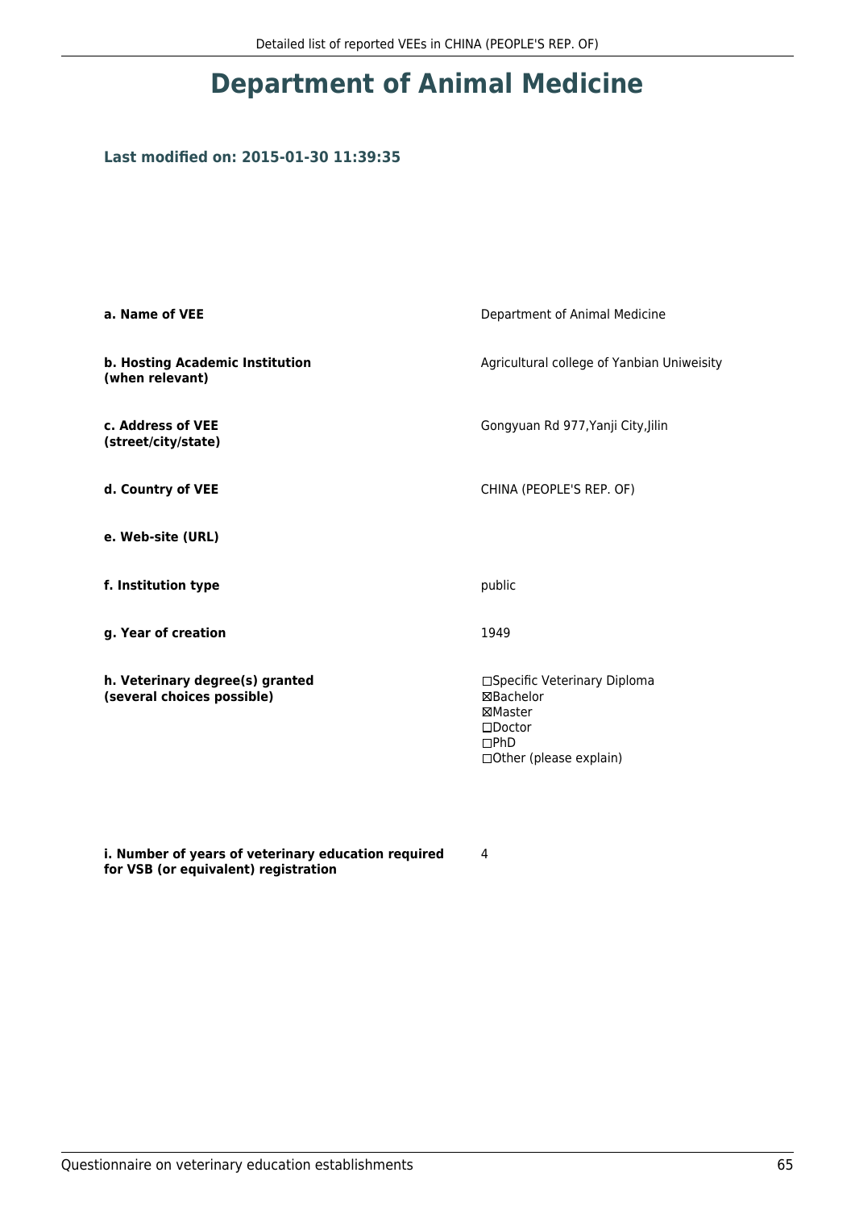# Department of Animal Medicine

### Last modified on: 2015-01-30 11:39:35

| | |
|---|---|
| **a. Name of VEE** | Department of Animal Medicine |
| **b. Hosting Academic Institution (when relevant)** | Agricultural college of Yanbian Uniweisity |
| **c. Address of VEE (street/city/state)** | Gongyuan Rd 977,Yanji City,Jilin |
| **d. Country of VEE** | CHINA (PEOPLE'S REP. OF) |
| **e. Web-site (URL)** | |
| **f. Institution type** | public |
| **g. Year of creation** | 1949 |
| **h. Veterinary degree(s) granted (several choices possible)** | ☐Specific Veterinary Diploma<br>☒Bachelor<br>☒Master<br>☐Doctor<br>☐PhD<br>☐Other (please explain) |
| **i. Number of years of veterinary education required for VSB (or equivalent) registration** | 4 |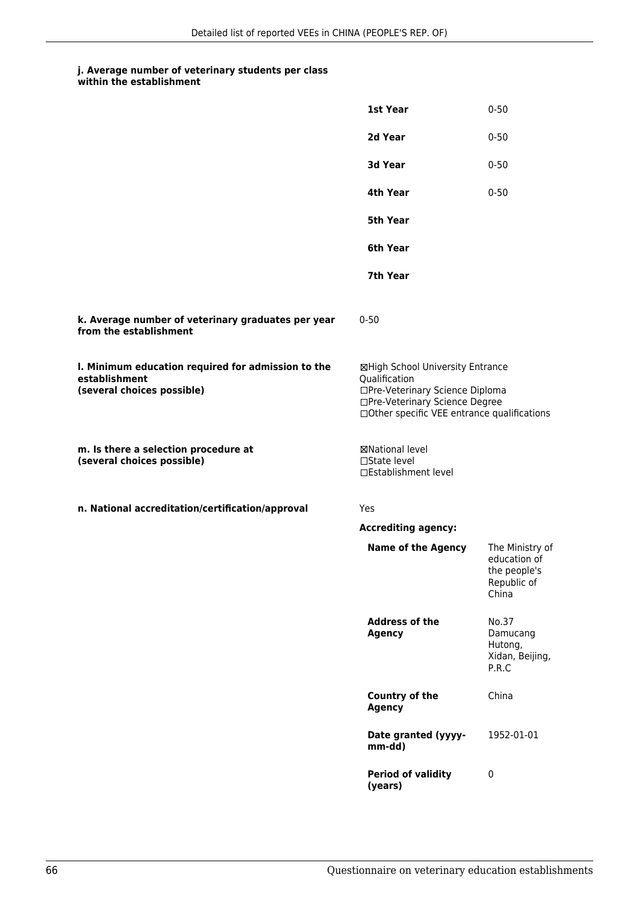#### j. Average number of veterinary students per class within the establishment

| | |
|---|---|
| **1st Year** | 0-50 |
| **2d Year** | 0-50 |
| **3d Year** | 0-50 |
| **4th Year** | 0-50 |
| **5th Year** | |
| **6th Year** | |
| **7th Year** | |

#### k. Average number of veterinary graduates per year from the establishment

0-50

#### l. Minimum education required for admission to the establishment (several choices possible)

☒High School University Entrance Qualification
☐Pre-Veterinary Science Diploma
☐Pre-Veterinary Science Degree
☐Other specific VEE entrance qualifications

#### m. Is there a selection procedure at (several choices possible)

☒National level
☐State level
☐Establishment level

#### n. National accreditation/certification/approval

Yes

**Accrediting agency:**

| | |
|---|---|
| **Name of the Agency** | The Ministry of education of the people's Republic of China |
| **Address of the Agency** | No.37 Damucang Hutong, Xidan, Beijing, P.R.C |
| **Country of the Agency** | China |
| **Date granted (yyyy-mm-dd)** | 1952-01-01 |
| **Period of validity (years)** | 0 |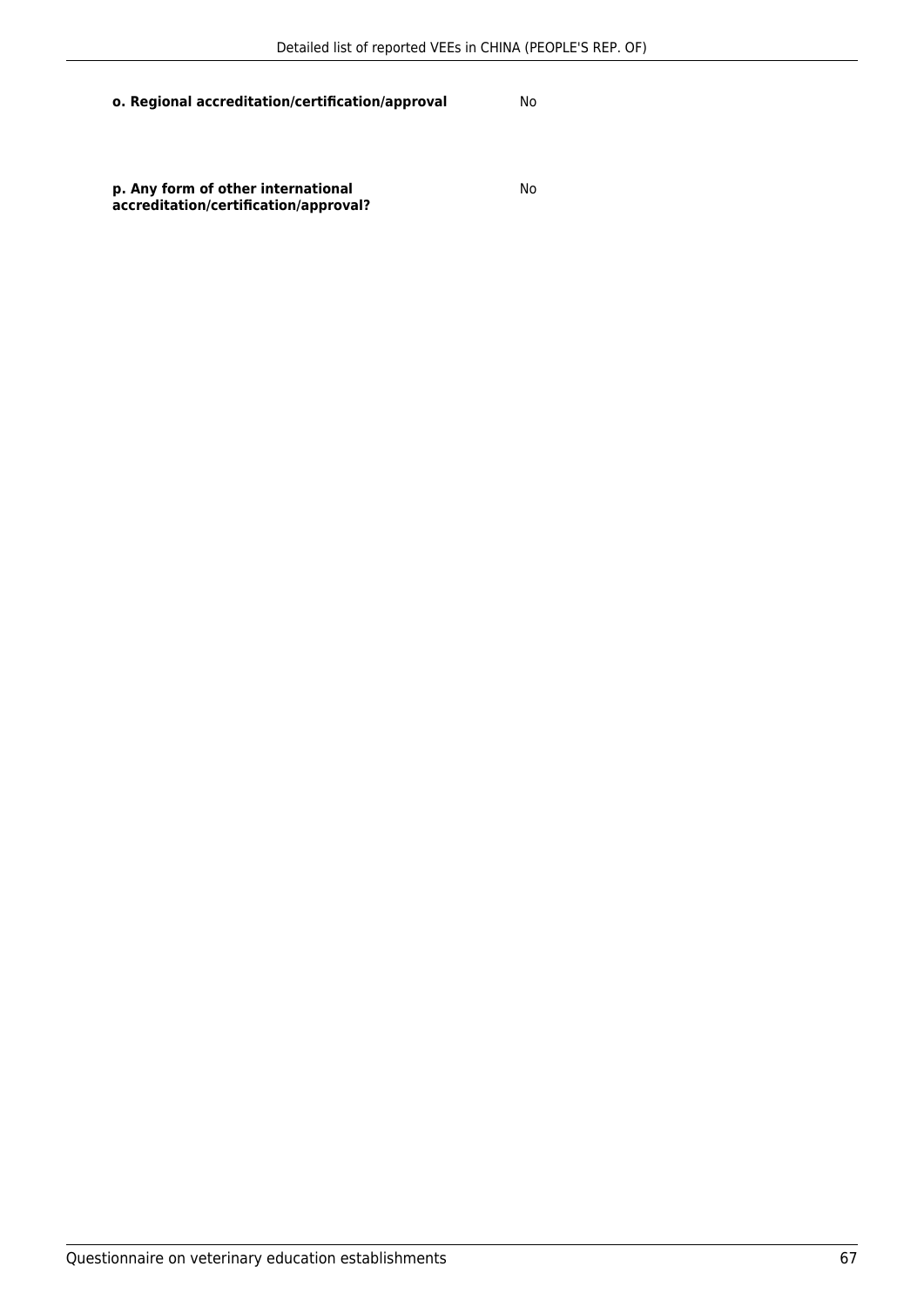**o. Regional accreditation/certification/approval** No

**p. Any form of other international accreditation/certification/approval?** No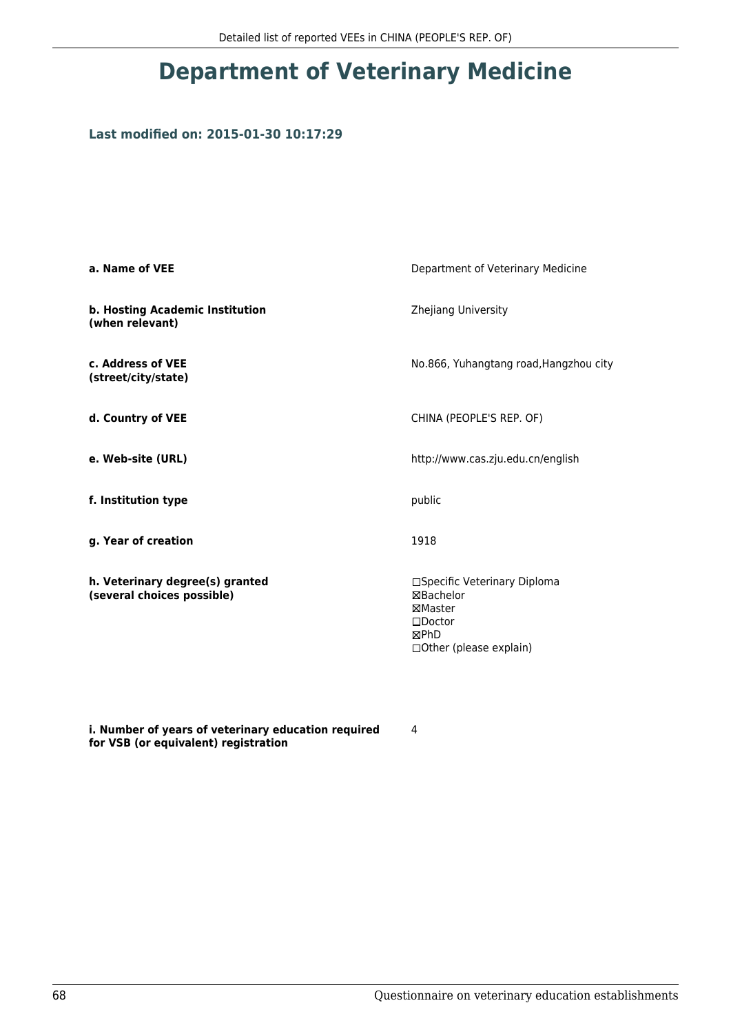# Department of Veterinary Medicine

### Last modified on: 2015-01-30 10:17:29

| | |
|---|---|
| **a. Name of VEE** | Department of Veterinary Medicine |
| **b. Hosting Academic Institution (when relevant)** | Zhejiang University |
| **c. Address of VEE (street/city/state)** | No.866, Yuhangtang road,Hangzhou city |
| **d. Country of VEE** | CHINA (PEOPLE'S REP. OF) |
| **e. Web-site (URL)** | http://www.cas.zju.edu.cn/english |
| **f. Institution type** | public |
| **g. Year of creation** | 1918 |
| **h. Veterinary degree(s) granted (several choices possible)** | ☐Specific Veterinary Diploma<br>☒Bachelor<br>☒Master<br>☐Doctor<br>☒PhD<br>☐Other (please explain) |
| **i. Number of years of veterinary education required for VSB (or equivalent) registration** | 4 |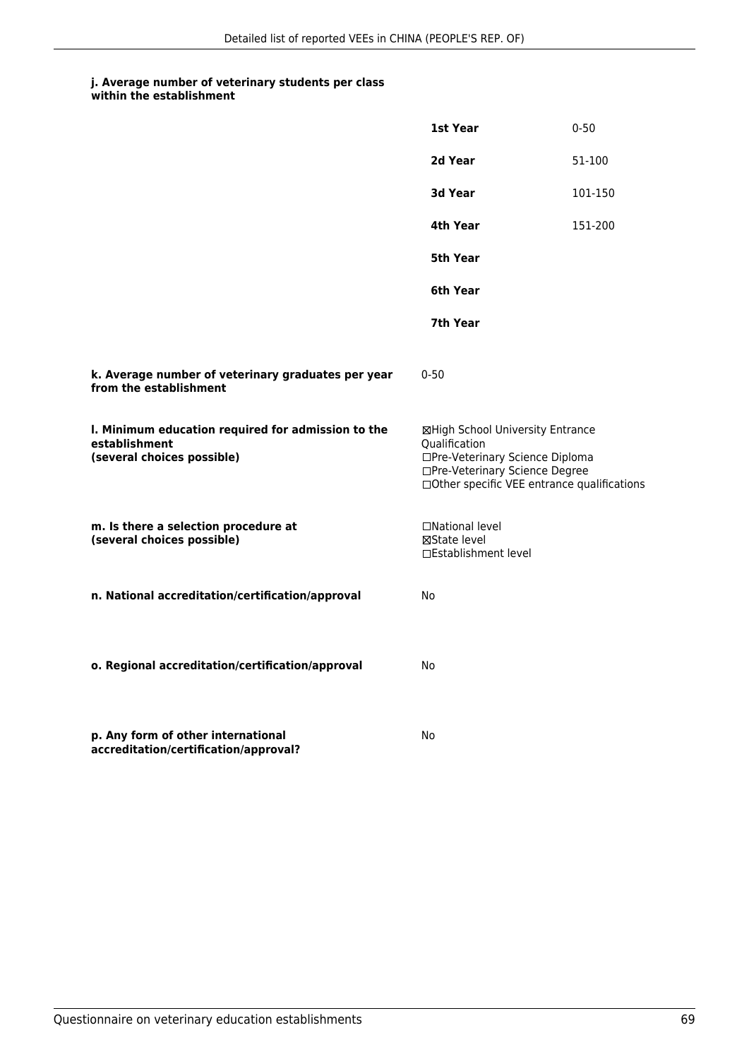**j. Average number of veterinary students per class within the establishment**

| | |
|---|---|
| **1st Year** | 0-50 |
| **2d Year** | 51-100 |
| **3d Year** | 101-150 |
| **4th Year** | 151-200 |
| **5th Year** | |
| **6th Year** | |
| **7th Year** | |

**k. Average number of veterinary graduates per year from the establishment**

0-50

**l. Minimum education required for admission to the establishment (several choices possible)**

☒High School University Entrance Qualification
☐Pre-Veterinary Science Diploma
☐Pre-Veterinary Science Degree
☐Other specific VEE entrance qualifications

**m. Is there a selection procedure at (several choices possible)**

☐National level
☒State level
☐Establishment level

**n. National accreditation/certification/approval**

No

**o. Regional accreditation/certification/approval**

No

**p. Any form of other international accreditation/certification/approval?**

No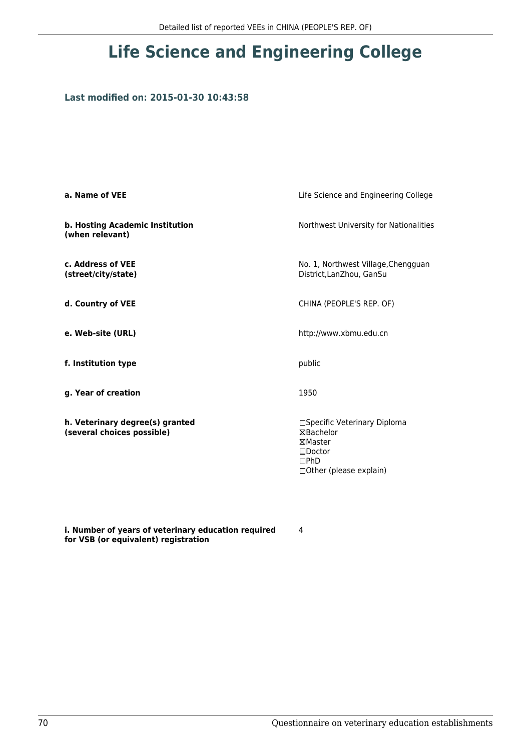# Life Science and Engineering College

**Last modified on: 2015-01-30 10:43:58**

| | |
|---|---|
| **a. Name of VEE** | Life Science and Engineering College |
| **b. Hosting Academic Institution (when relevant)** | Northwest University for Nationalities |
| **c. Address of VEE (street/city/state)** | No. 1, Northwest Village,Chengguan District,LanZhou, GanSu |
| **d. Country of VEE** | CHINA (PEOPLE'S REP. OF) |
| **e. Web-site (URL)** | http://www.xbmu.edu.cn |
| **f. Institution type** | public |
| **g. Year of creation** | 1950 |
| **h. Veterinary degree(s) granted (several choices possible)** | ☐Specific Veterinary Diploma<br>☒Bachelor<br>☒Master<br>☐Doctor<br>☐PhD<br>☐Other (please explain) |
| **i. Number of years of veterinary education required for VSB (or equivalent) registration** | 4 |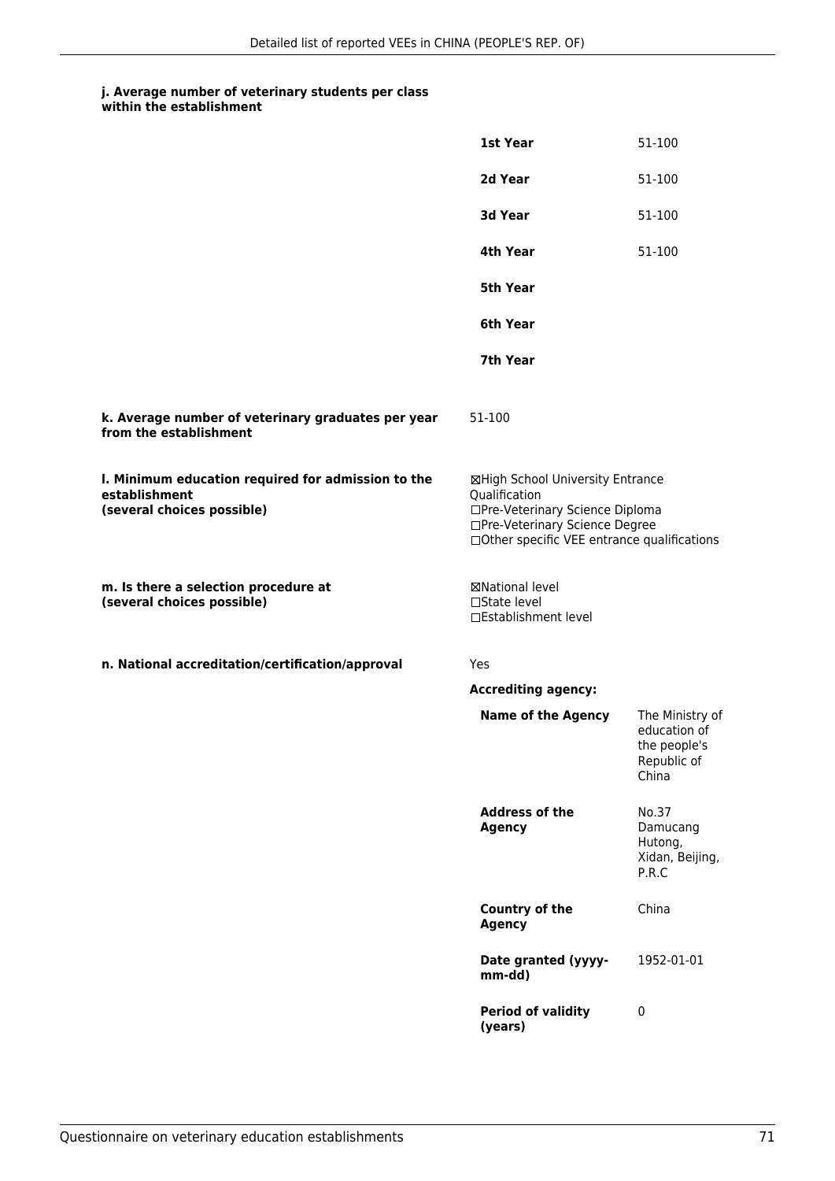**j. Average number of veterinary students per class within the establishment**

| | |
|---|---|
| **1st Year** | 51-100 |
| **2d Year** | 51-100 |
| **3d Year** | 51-100 |
| **4th Year** | 51-100 |
| **5th Year** | |
| **6th Year** | |
| **7th Year** | |

**k. Average number of veterinary graduates per year from the establishment**

51-100

**l. Minimum education required for admission to the establishment (several choices possible)**

☒High School University Entrance Qualification
☐Pre-Veterinary Science Diploma
☐Pre-Veterinary Science Degree
☐Other specific VEE entrance qualifications

**m. Is there a selection procedure at (several choices possible)**

☒National level
☐State level
☐Establishment level

**n. National accreditation/certification/approval**

Yes

**Accrediting agency:**

| | |
|---|---|
| **Name of the Agency** | The Ministry of education of the people's Republic of China |
| **Address of the Agency** | No.37 Damucang Hutong, Xidan, Beijing, P.R.C |
| **Country of the Agency** | China |
| **Date granted (yyyy-mm-dd)** | 1952-01-01 |
| **Period of validity (years)** | 0 |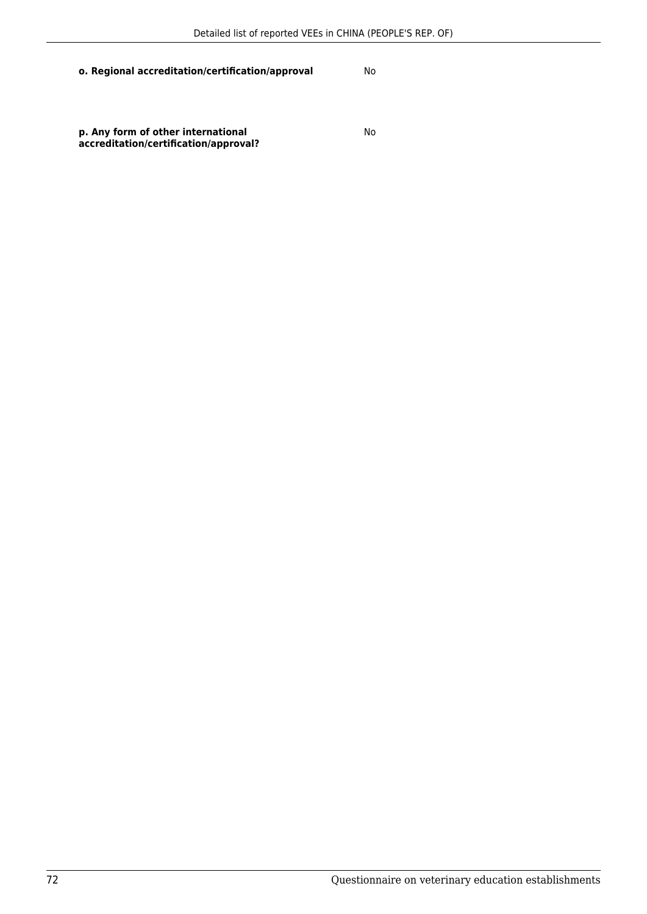| | |
|---|---|
| **o. Regional accreditation/certification/approval** | No |
| **p. Any form of other international accreditation/certification/approval?** | No |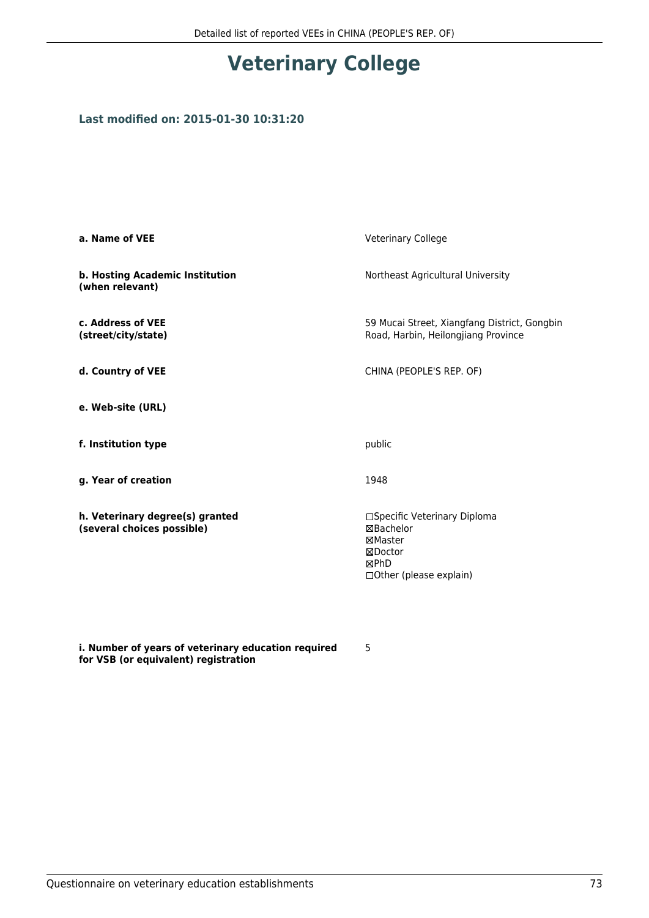# Veterinary College

### Last modified on: 2015-01-30 10:31:20

| | |
|---|---|
| **a. Name of VEE** | Veterinary College |
| **b. Hosting Academic Institution (when relevant)** | Northeast Agricultural University |
| **c. Address of VEE (street/city/state)** | 59 Mucai Street, Xiangfang District, Gongbin Road, Harbin, Heilongjiang Province |
| **d. Country of VEE** | CHINA (PEOPLE'S REP. OF) |
| **e. Web-site (URL)** | |
| **f. Institution type** | public |
| **g. Year of creation** | 1948 |
| **h. Veterinary degree(s) granted (several choices possible)** | ☐Specific Veterinary Diploma<br>☒Bachelor<br>☒Master<br>☒Doctor<br>☒PhD<br>☐Other (please explain) |
| **i. Number of years of veterinary education required for VSB (or equivalent) registration** | 5 |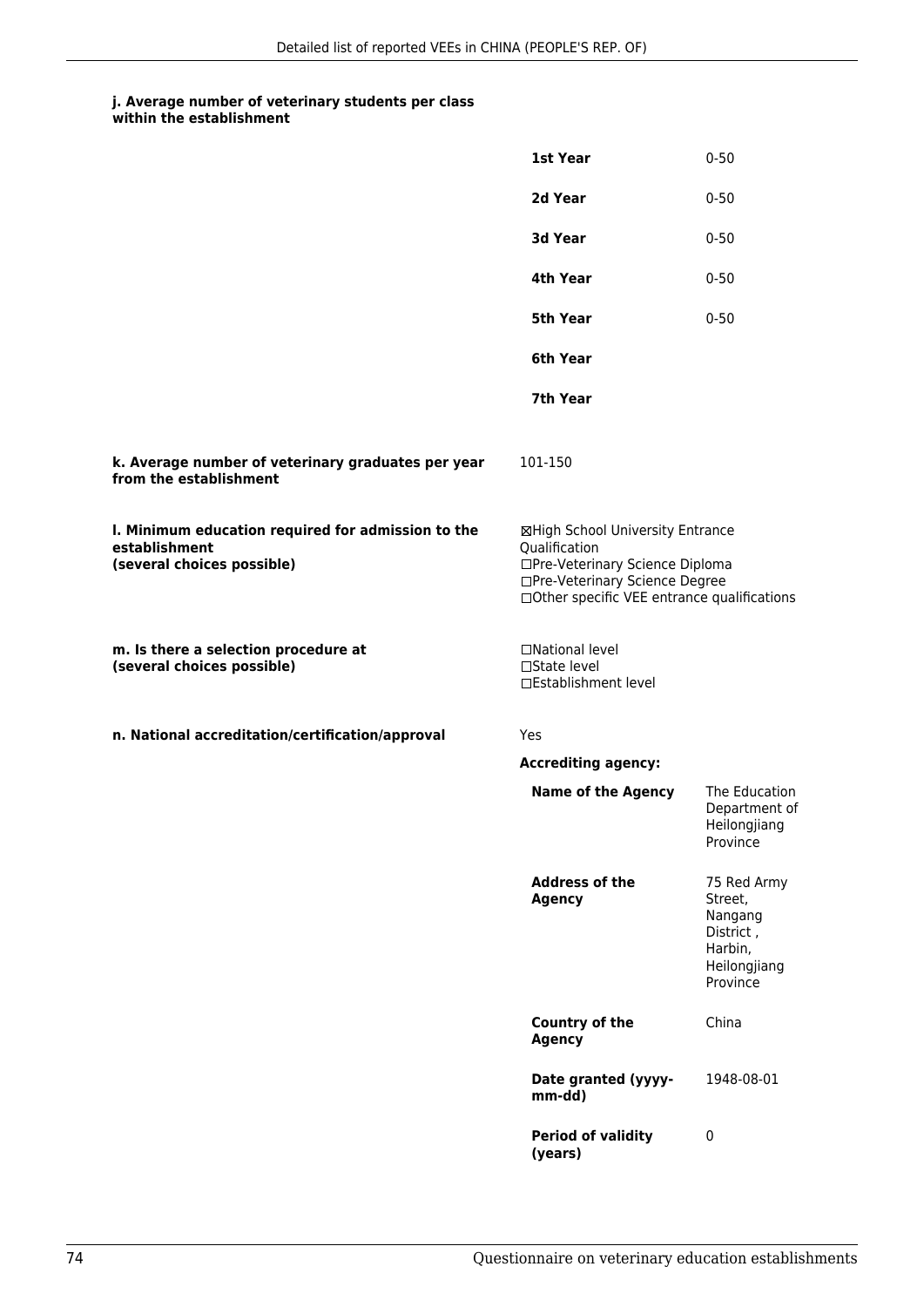**j. Average number of veterinary students per class within the establishment**

| | |
|---|---|
| **1st Year** | 0-50 |
| **2d Year** | 0-50 |
| **3d Year** | 0-50 |
| **4th Year** | 0-50 |
| **5th Year** | 0-50 |
| **6th Year** | |
| **7th Year** | |

**k. Average number of veterinary graduates per year from the establishment**

101-150

**l. Minimum education required for admission to the establishment (several choices possible)**

☒High School University Entrance Qualification
☐Pre-Veterinary Science Diploma
☐Pre-Veterinary Science Degree
☐Other specific VEE entrance qualifications

**m. Is there a selection procedure at (several choices possible)**

☐National level
☐State level
☐Establishment level

**n. National accreditation/certification/approval**

Yes

**Accrediting agency:**

| | |
|---|---|
| **Name of the Agency** | The Education Department of Heilongjiang Province |
| **Address of the Agency** | 75 Red Army Street, Nangang District , Harbin, Heilongjiang Province |
| **Country of the Agency** | China |
| **Date granted (yyyy-mm-dd)** | 1948-08-01 |
| **Period of validity (years)** | 0 |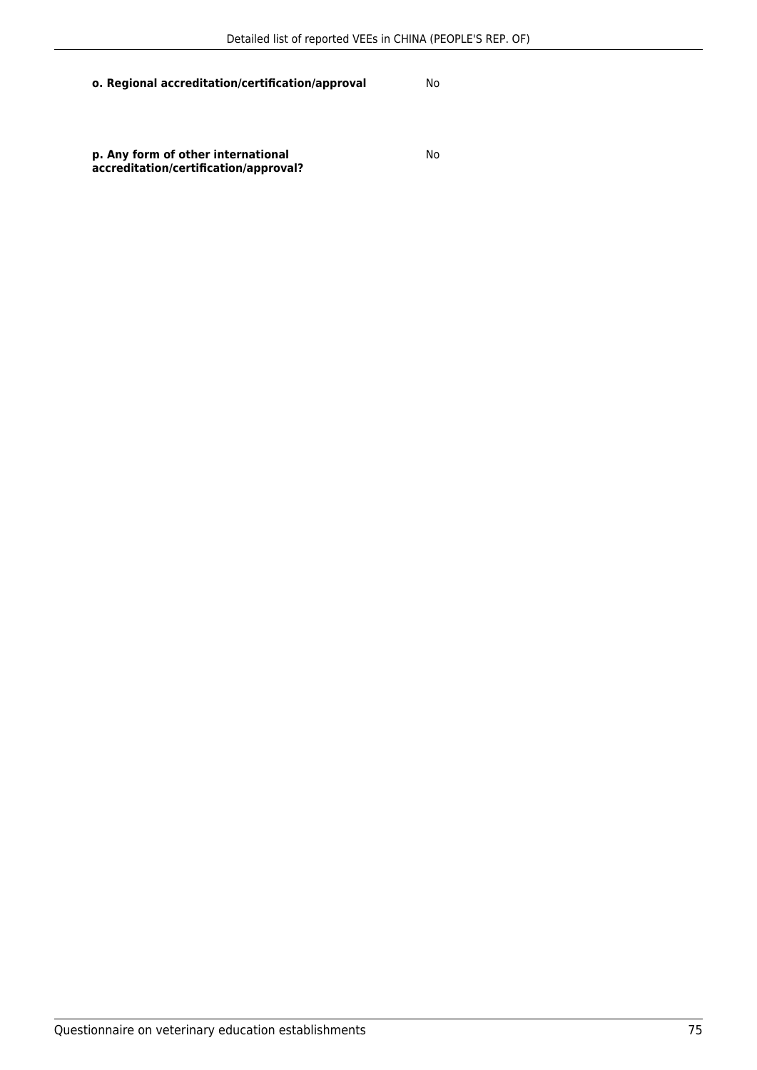**o. Regional accreditation/certification/approval** No

**p. Any form of other international accreditation/certification/approval?** No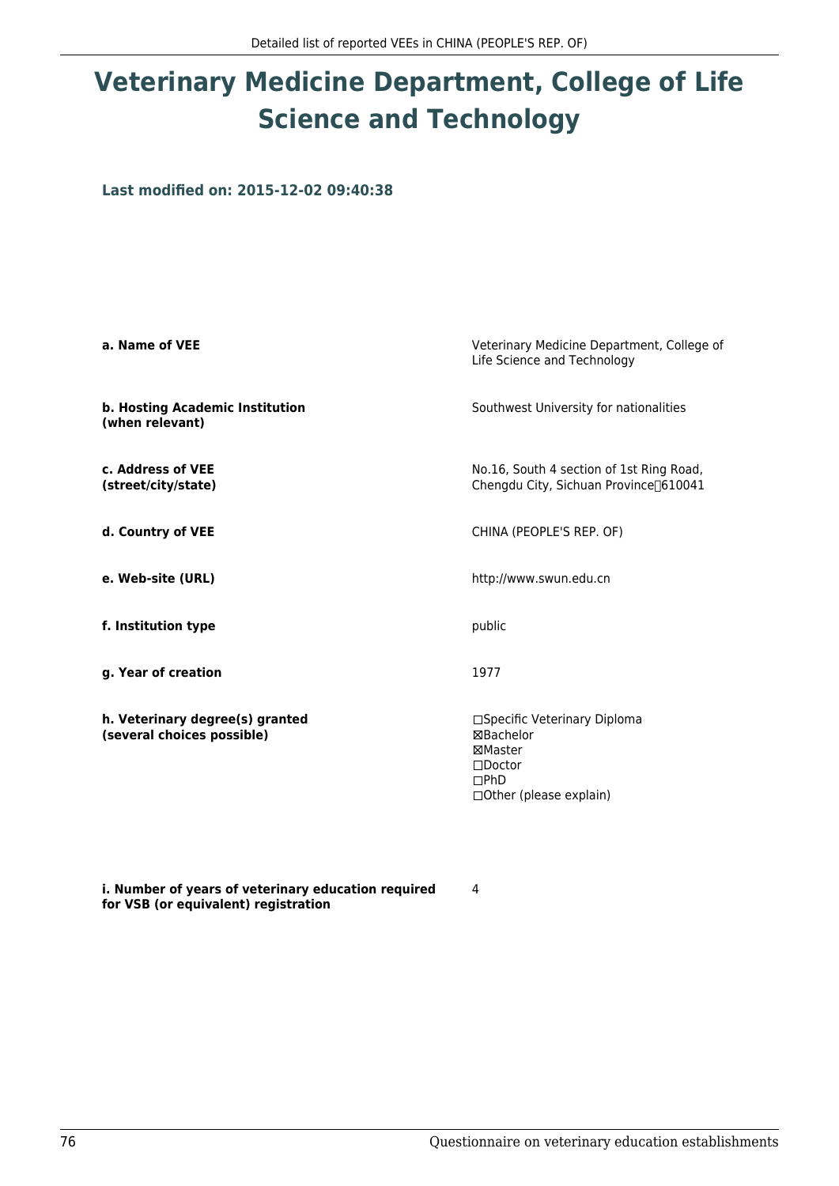# Veterinary Medicine Department, College of Life Science and Technology

**Last modified on: 2015-12-02 09:40:38**

| | |
|---|---|
| **a. Name of VEE** | Veterinary Medicine Department, College of Life Science and Technology |
| **b. Hosting Academic Institution (when relevant)** | Southwest University for nationalities |
| **c. Address of VEE (street/city/state)** | No.16, South 4 section of 1st Ring Road, Chengdu City, Sichuan Province610041 |
| **d. Country of VEE** | CHINA (PEOPLE'S REP. OF) |
| **e. Web-site (URL)** | http://www.swun.edu.cn |
| **f. Institution type** | public |
| **g. Year of creation** | 1977 |
| **h. Veterinary degree(s) granted (several choices possible)** | ☐Specific Veterinary Diploma<br>☒Bachelor<br>☒Master<br>☐Doctor<br>☐PhD<br>☐Other (please explain) |
| **i. Number of years of veterinary education required for VSB (or equivalent) registration** | 4 |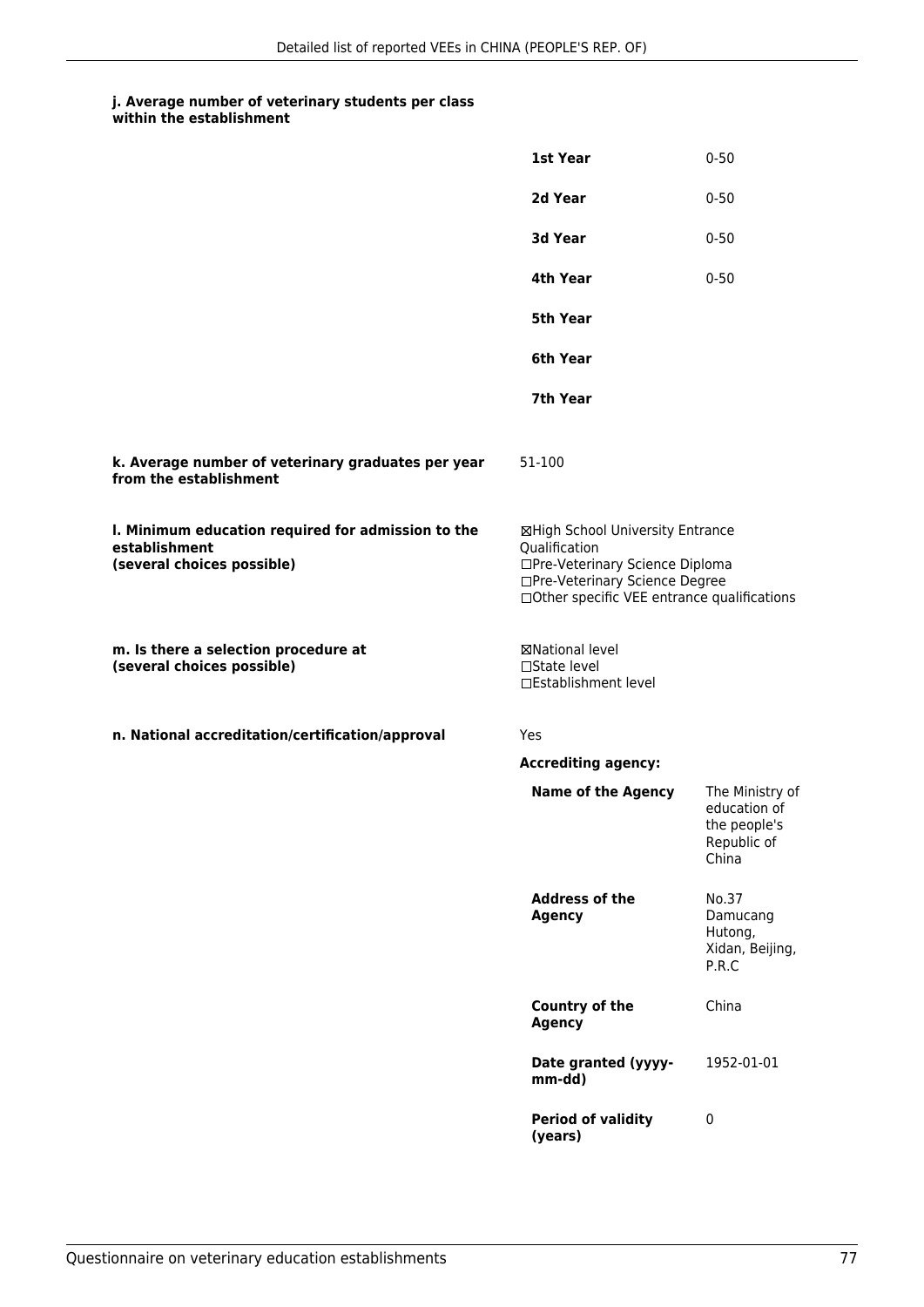**j. Average number of veterinary students per class within the establishment**

| | |
|---|---|
| **1st Year** | 0-50 |
| **2d Year** | 0-50 |
| **3d Year** | 0-50 |
| **4th Year** | 0-50 |
| **5th Year** | |
| **6th Year** | |
| **7th Year** | |

**k. Average number of veterinary graduates per year from the establishment**

51-100

**l. Minimum education required for admission to the establishment (several choices possible)**

☒High School University Entrance Qualification
☐Pre-Veterinary Science Diploma
☐Pre-Veterinary Science Degree
☐Other specific VEE entrance qualifications

**m. Is there a selection procedure at (several choices possible)**

☒National level
☐State level
☐Establishment level

**n. National accreditation/certification/approval**

Yes

**Accrediting agency:**

| | |
|---|---|
| **Name of the Agency** | The Ministry of education of the people's Republic of China |
| **Address of the Agency** | No.37 Damucang Hutong, Xidan, Beijing, P.R.C |
| **Country of the Agency** | China |
| **Date granted (yyyy-mm-dd)** | 1952-01-01 |
| **Period of validity (years)** | 0 |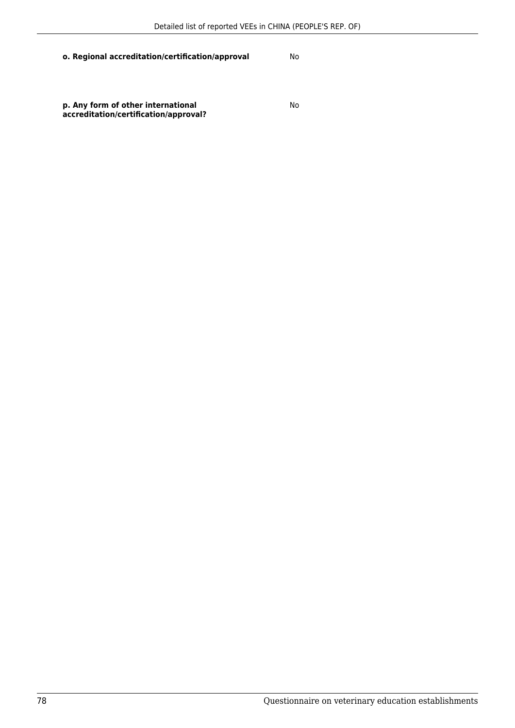**o. Regional accreditation/certification/approval** No

**p. Any form of other international accreditation/certification/approval?** No